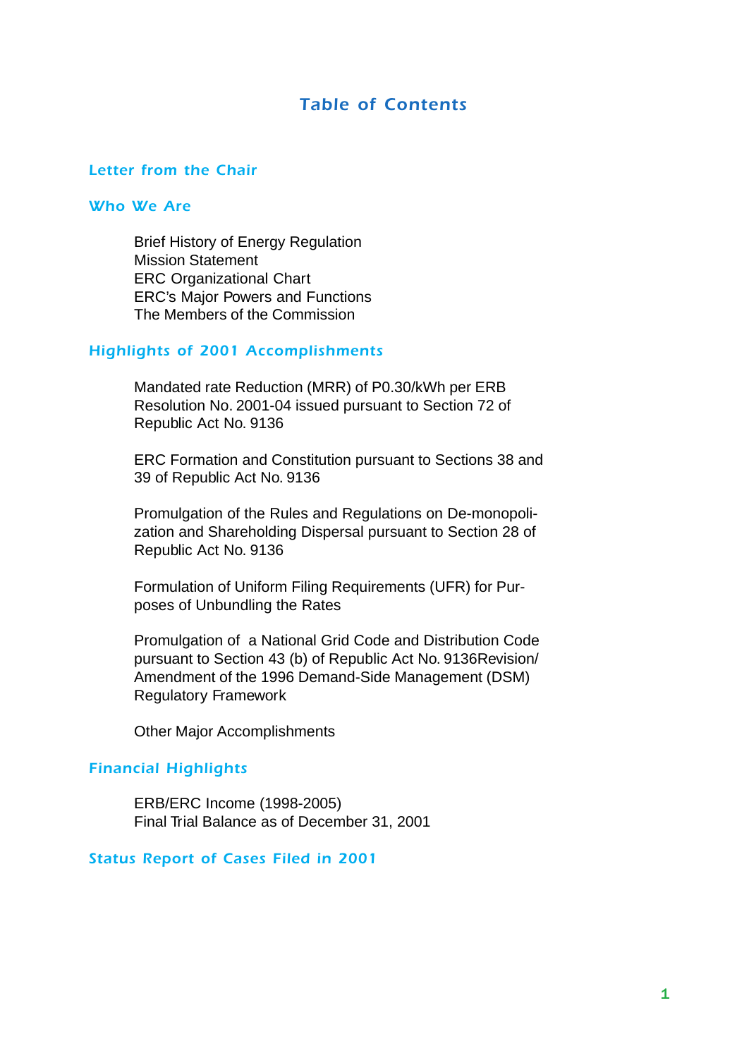# Table of Contents

## Letter from the Chair

## Who We Are

Brief History of Energy Regulation
Mission Statement
ERC Organizational Chart
ERC's Major Powers and Functions
The Members of the Commission

## Highlights of 2001 Accomplishments

Mandated rate Reduction (MRR) of P0.30/kWh per ERB Resolution No. 2001-04 issued pursuant to Section 72 of Republic Act No. 9136

ERC Formation and Constitution pursuant to Sections 38 and 39 of Republic Act No. 9136

Promulgation of the Rules and Regulations on De-monopolization and Shareholding Dispersal pursuant to Section 28 of Republic Act No. 9136

Formulation of Uniform Filing Requirements (UFR) for Purposes of Unbundling the Rates

Promulgation of a National Grid Code and Distribution Code pursuant to Section 43 (b) of Republic Act No. 9136Revision/ Amendment of the 1996 Demand-Side Management (DSM) Regulatory Framework

Other Major Accomplishments

## Financial Highlights

ERB/ERC Income (1998-2005)
Final Trial Balance as of December 31, 2001

## Status Report of Cases Filed in 2001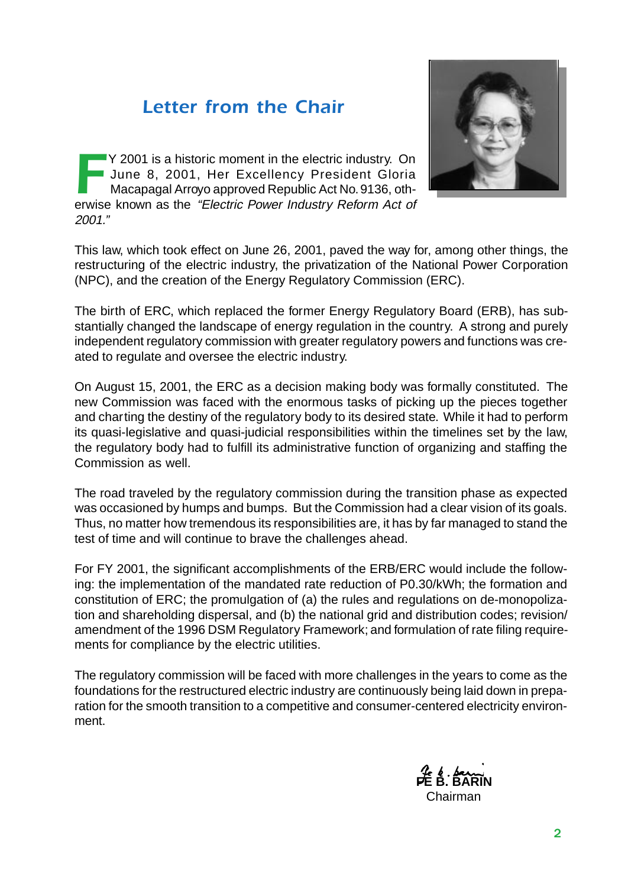# Letter from the Chair

FY 2001 is a historic moment in the electric industry. On June 8, 2001, Her Excellency President Gloria Macapagal Arroyo approved Republic Act No. 9136, otherwise known as the *"Electric Power Industry Reform Act of 2001."*

This law, which took effect on June 26, 2001, paved the way for, among other things, the restructuring of the electric industry, the privatization of the National Power Corporation (NPC), and the creation of the Energy Regulatory Commission (ERC).

The birth of ERC, which replaced the former Energy Regulatory Board (ERB), has substantially changed the landscape of energy regulation in the country. A strong and purely independent regulatory commission with greater regulatory powers and functions was created to regulate and oversee the electric industry.

On August 15, 2001, the ERC as a decision making body was formally constituted. The new Commission was faced with the enormous tasks of picking up the pieces together and charting the destiny of the regulatory body to its desired state. While it had to perform its quasi-legislative and quasi-judicial responsibilities within the timelines set by the law, the regulatory body had to fulfill its administrative function of organizing and staffing the Commission as well.

The road traveled by the regulatory commission during the transition phase as expected was occasioned by humps and bumps. But the Commission had a clear vision of its goals. Thus, no matter how tremendous its responsibilities are, it has by far managed to stand the test of time and will continue to brave the challenges ahead.

For FY 2001, the significant accomplishments of the ERB/ERC would include the following: the implementation of the mandated rate reduction of P0.30/kWh; the formation and constitution of ERC; the promulgation of (a) the rules and regulations on de-monopolization and shareholding dispersal, and (b) the national grid and distribution codes; revision/amendment of the 1996 DSM Regulatory Framework; and formulation of rate filing requirements for compliance by the electric utilities.

The regulatory commission will be faced with more challenges in the years to come as the foundations for the restructured electric industry are continuously being laid down in preparation for the smooth transition to a competitive and consumer-centered electricity environment.

**FE B. BARIN**
Chairman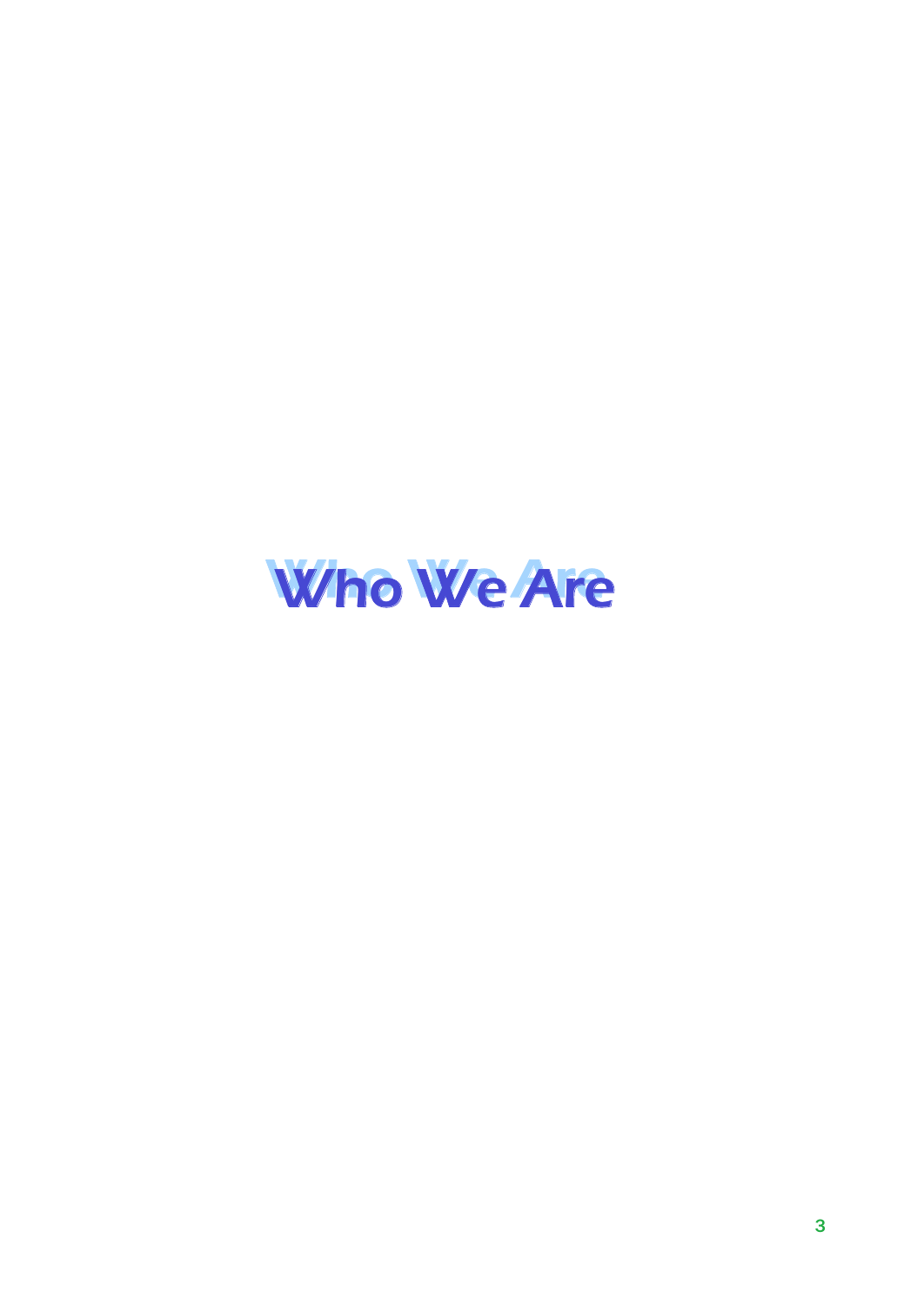# Who We Are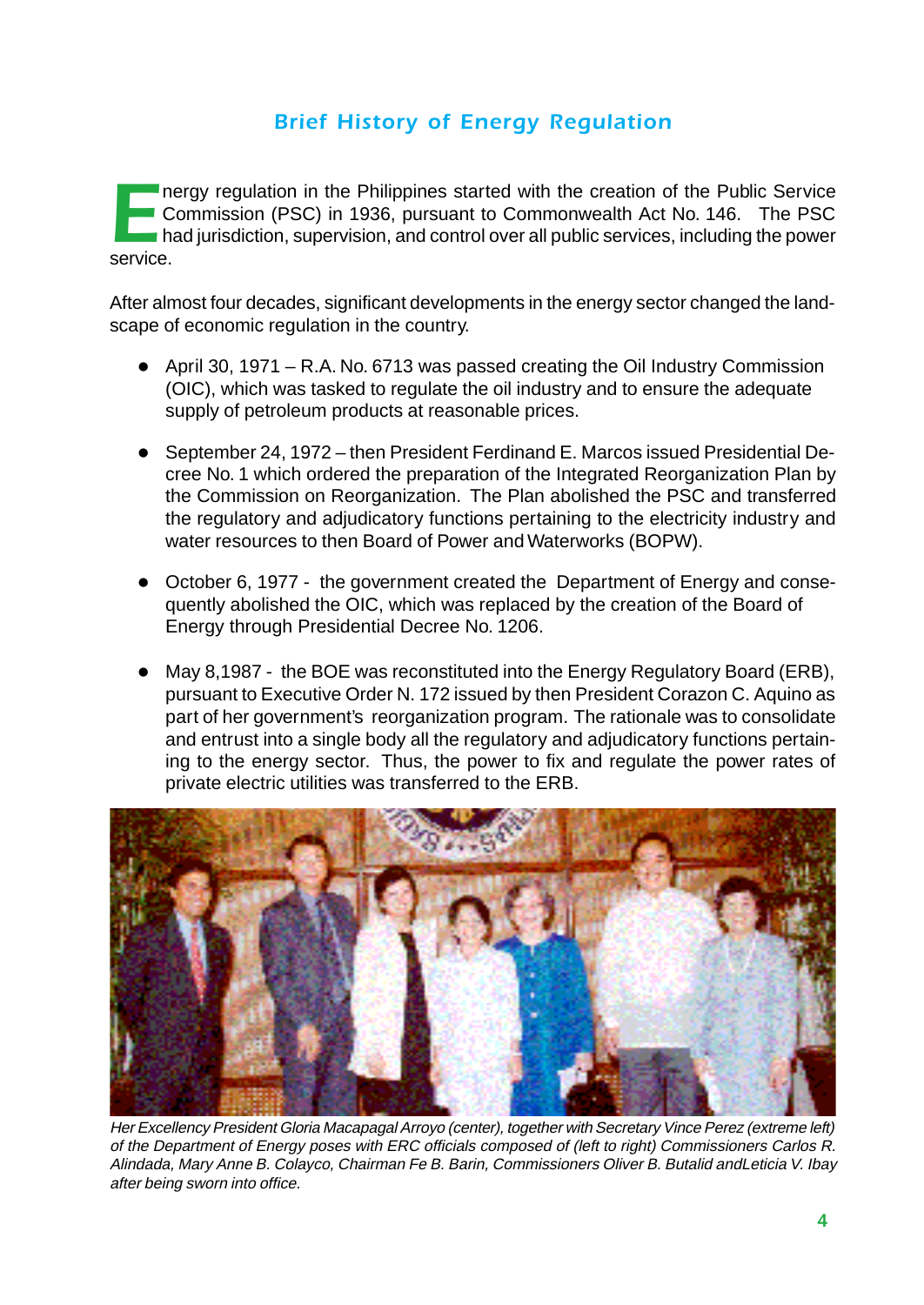## Brief History of Energy Regulation

Energy regulation in the Philippines started with the creation of the Public Service Commission (PSC) in 1936, pursuant to Commonwealth Act No. 146. The PSC had jurisdiction, supervision, and control over all public services, including the power service.

After almost four decades, significant developments in the energy sector changed the landscape of economic regulation in the country.

- April 30, 1971 – R.A. No. 6713 was passed creating the Oil Industry Commission (OIC), which was tasked to regulate the oil industry and to ensure the adequate supply of petroleum products at reasonable prices.
- September 24, 1972 – then President Ferdinand E. Marcos issued Presidential Decree No. 1 which ordered the preparation of the Integrated Reorganization Plan by the Commission on Reorganization. The Plan abolished the PSC and transferred the regulatory and adjudicatory functions pertaining to the electricity industry and water resources to then Board of Power and Waterworks (BOPW).
- October 6, 1977 - the government created the Department of Energy and consequently abolished the OIC, which was replaced by the creation of the Board of Energy through Presidential Decree No. 1206.
- May 8,1987 - the BOE was reconstituted into the Energy Regulatory Board (ERB), pursuant to Executive Order N. 172 issued by then President Corazon C. Aquino as part of her government's reorganization program. The rationale was to consolidate and entrust into a single body all the regulatory and adjudicatory functions pertaining to the energy sector. Thus, the power to fix and regulate the power rates of private electric utilities was transferred to the ERB.

*Her Excellency President Gloria Macapagal Arroyo (center), together with Secretary Vince Perez (extreme left) of the Department of Energy poses with ERC officials composed of (left to right) Commissioners Carlos R. Alindada, Mary Anne B. Colayco, Chairman Fe B. Barin, Commissioners Oliver B. Butalid andLeticia V. Ibay after being sworn into office.*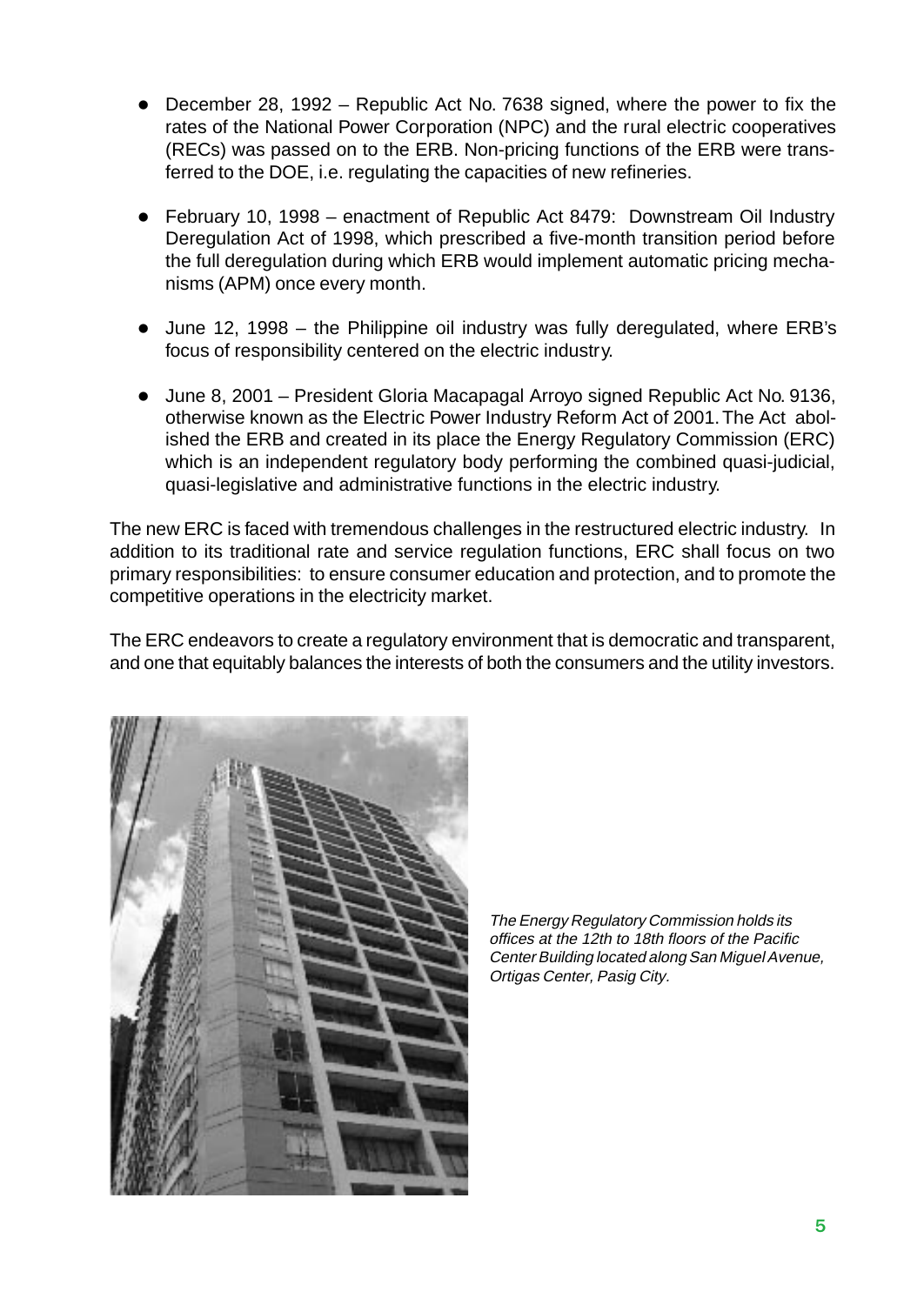- December 28, 1992 – Republic Act No. 7638 signed, where the power to fix the rates of the National Power Corporation (NPC) and the rural electric cooperatives (RECs) was passed on to the ERB. Non-pricing functions of the ERB were transferred to the DOE, i.e. regulating the capacities of new refineries.

- February 10, 1998 – enactment of Republic Act 8479: Downstream Oil Industry Deregulation Act of 1998, which prescribed a five-month transition period before the full deregulation during which ERB would implement automatic pricing mechanisms (APM) once every month.

- June 12, 1998 – the Philippine oil industry was fully deregulated, where ERB's focus of responsibility centered on the electric industry.

- June 8, 2001 – President Gloria Macapagal Arroyo signed Republic Act No. 9136, otherwise known as the Electric Power Industry Reform Act of 2001. The Act abolished the ERB and created in its place the Energy Regulatory Commission (ERC) which is an independent regulatory body performing the combined quasi-judicial, quasi-legislative and administrative functions in the electric industry.

The new ERC is faced with tremendous challenges in the restructured electric industry. In addition to its traditional rate and service regulation functions, ERC shall focus on two primary responsibilities: to ensure consumer education and protection, and to promote the competitive operations in the electricity market.

The ERC endeavors to create a regulatory environment that is democratic and transparent, and one that equitably balances the interests of both the consumers and the utility investors.

*The Energy Regulatory Commission holds its offices at the 12th to 18th floors of the Pacific Center Building located along San Miguel Avenue, Ortigas Center, Pasig City.*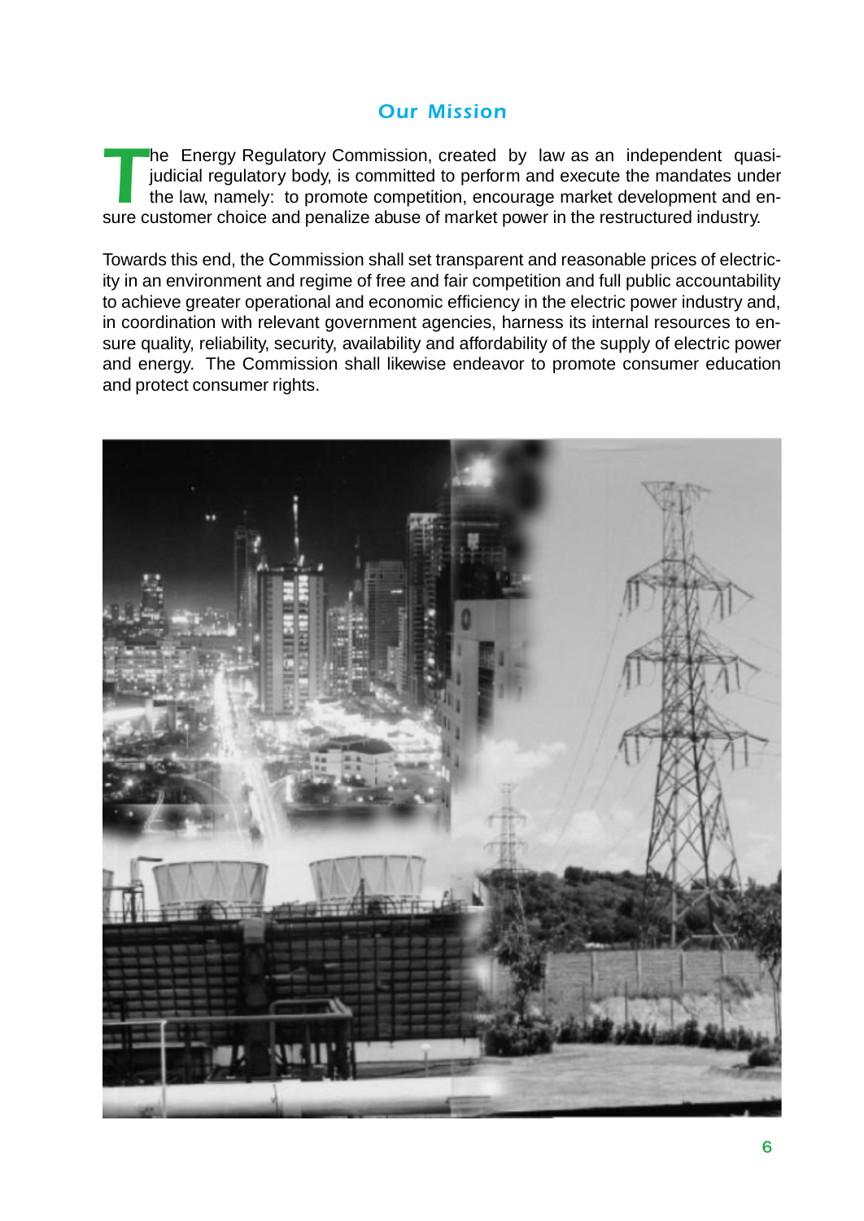## Our Mission

The Energy Regulatory Commission, created by law as an independent quasi-judicial regulatory body, is committed to perform and execute the mandates under the law, namely: to promote competition, encourage market development and ensure customer choice and penalize abuse of market power in the restructured industry.

Towards this end, the Commission shall set transparent and reasonable prices of electricity in an environment and regime of free and fair competition and full public accountability to achieve greater operational and economic efficiency in the electric power industry and, in coordination with relevant government agencies, harness its internal resources to ensure quality, reliability, security, availability and affordability of the supply of electric power and energy. The Commission shall likewise endeavor to promote consumer education and protect consumer rights.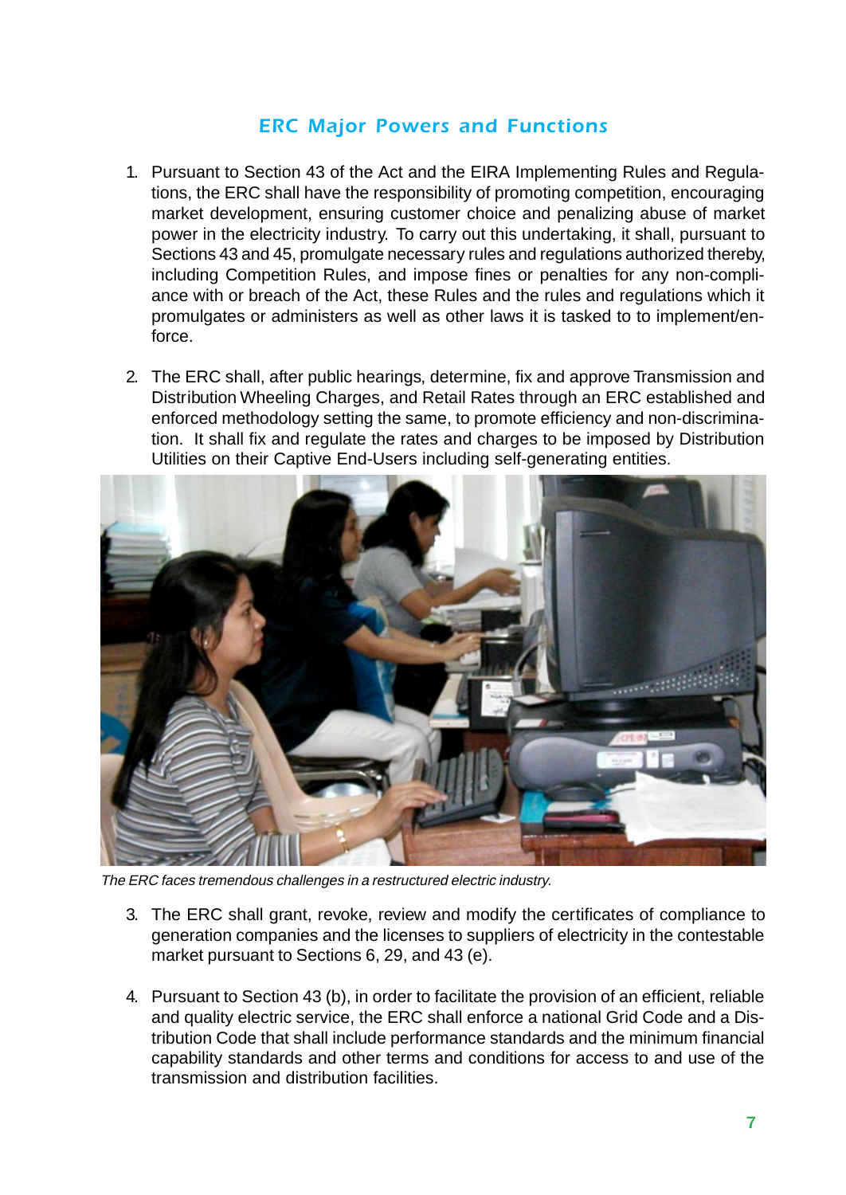## ERC Major Powers and Functions

1. Pursuant to Section 43 of the Act and the EIRA Implementing Rules and Regulations, the ERC shall have the responsibility of promoting competition, encouraging market development, ensuring customer choice and penalizing abuse of market power in the electricity industry. To carry out this undertaking, it shall, pursuant to Sections 43 and 45, promulgate necessary rules and regulations authorized thereby, including Competition Rules, and impose fines or penalties for any non-compliance with or breach of the Act, these Rules and the rules and regulations which it promulgates or administers as well as other laws it is tasked to to implement/enforce.

2. The ERC shall, after public hearings, determine, fix and approve Transmission and Distribution Wheeling Charges, and Retail Rates through an ERC established and enforced methodology setting the same, to promote efficiency and non-discrimination. It shall fix and regulate the rates and charges to be imposed by Distribution Utilities on their Captive End-Users including self-generating entities.

*The ERC faces tremendous challenges in a restructured electric industry.*

3. The ERC shall grant, revoke, review and modify the certificates of compliance to generation companies and the licenses to suppliers of electricity in the contestable market pursuant to Sections 6, 29, and 43 (e).

4. Pursuant to Section 43 (b), in order to facilitate the provision of an efficient, reliable and quality electric service, the ERC shall enforce a national Grid Code and a Distribution Code that shall include performance standards and the minimum financial capability standards and other terms and conditions for access to and use of the transmission and distribution facilities.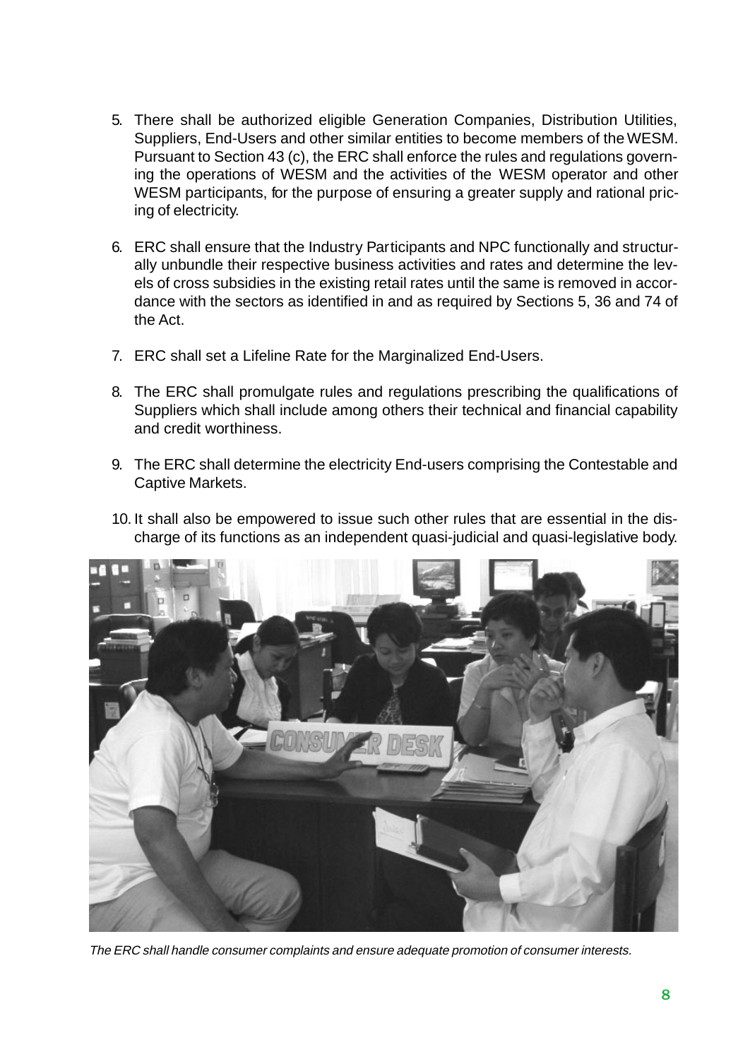5. There shall be authorized eligible Generation Companies, Distribution Utilities, Suppliers, End-Users and other similar entities to become members of the WESM. Pursuant to Section 43 (c), the ERC shall enforce the rules and regulations governing the operations of WESM and the activities of the WESM operator and other WESM participants, for the purpose of ensuring a greater supply and rational pricing of electricity.

6. ERC shall ensure that the Industry Participants and NPC functionally and structurally unbundle their respective business activities and rates and determine the levels of cross subsidies in the existing retail rates until the same is removed in accordance with the sectors as identified in and as required by Sections 5, 36 and 74 of the Act.

7. ERC shall set a Lifeline Rate for the Marginalized End-Users.

8. The ERC shall promulgate rules and regulations prescribing the qualifications of Suppliers which shall include among others their technical and financial capability and credit worthiness.

9. The ERC shall determine the electricity End-users comprising the Contestable and Captive Markets.

10. It shall also be empowered to issue such other rules that are essential in the discharge of its functions as an independent quasi-judicial and quasi-legislative body.

*The ERC shall handle consumer complaints and ensure adequate promotion of consumer interests.*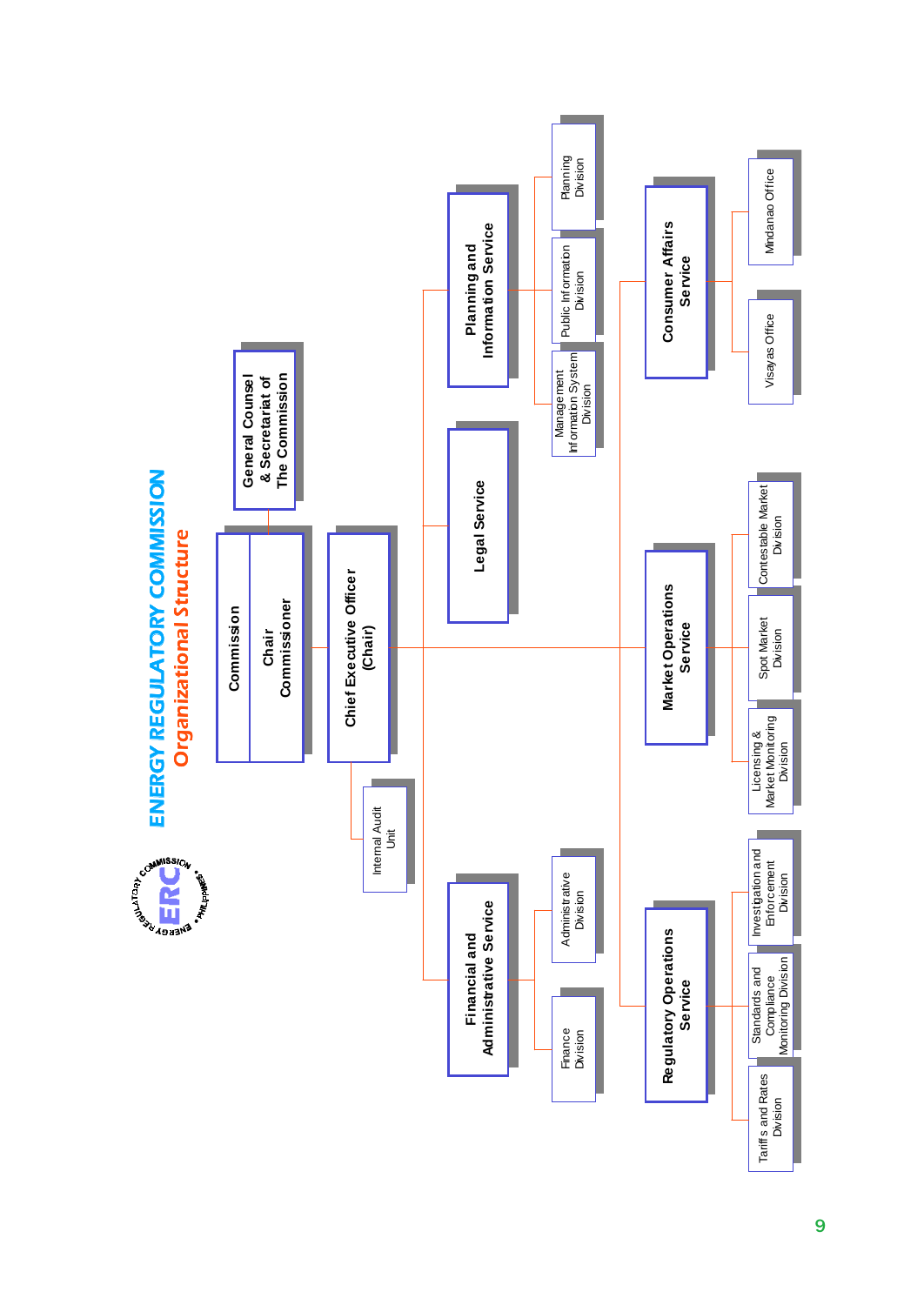# ENERGY REGULATORY COMMISSION

## Organizational Structure

- **Commission**
  - Chair
  - Commissioner
  - **General Counsel & Secretariat of The Commission**
- **Chief Executive Officer (Chair)**
  - Internal Audit Unit
  - **Financial and Administrative Service**
    - Finance Division
    - Administrative Division
  - **Legal Service**
  - **Planning and Information Service**
    - Management Information System Division
    - Public Information Division
    - Planning Division
  - **Regulatory Operations Service**
    - Tariffs and Rates Division
    - Standards and Compliance Monitoring Division
    - Investigation and Enforcement Division
  - **Market Operations Service**
    - Licensing & Market Monitoring Division
    - Spot Market Division
    - Contestable Market Division
  - **Consumer Affairs Service**
    - Visayas Office
    - Mindanao Office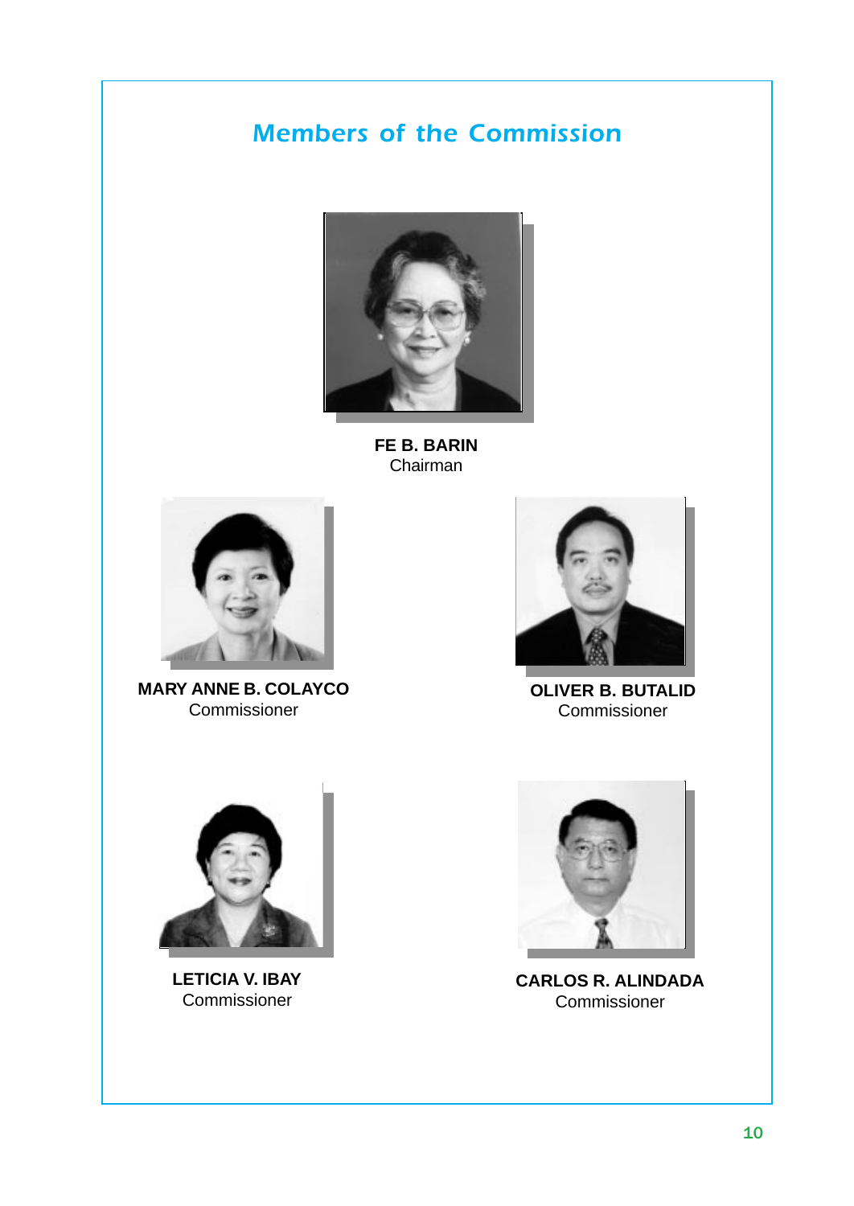# Members of the Commission

**FE B. BARIN**
Chairman

**MARY ANNE B. COLAYCO**
Commissioner

**OLIVER B. BUTALID**
Commissioner

**LETICIA V. IBAY**
Commissioner

**CARLOS R. ALINDADA**
Commissioner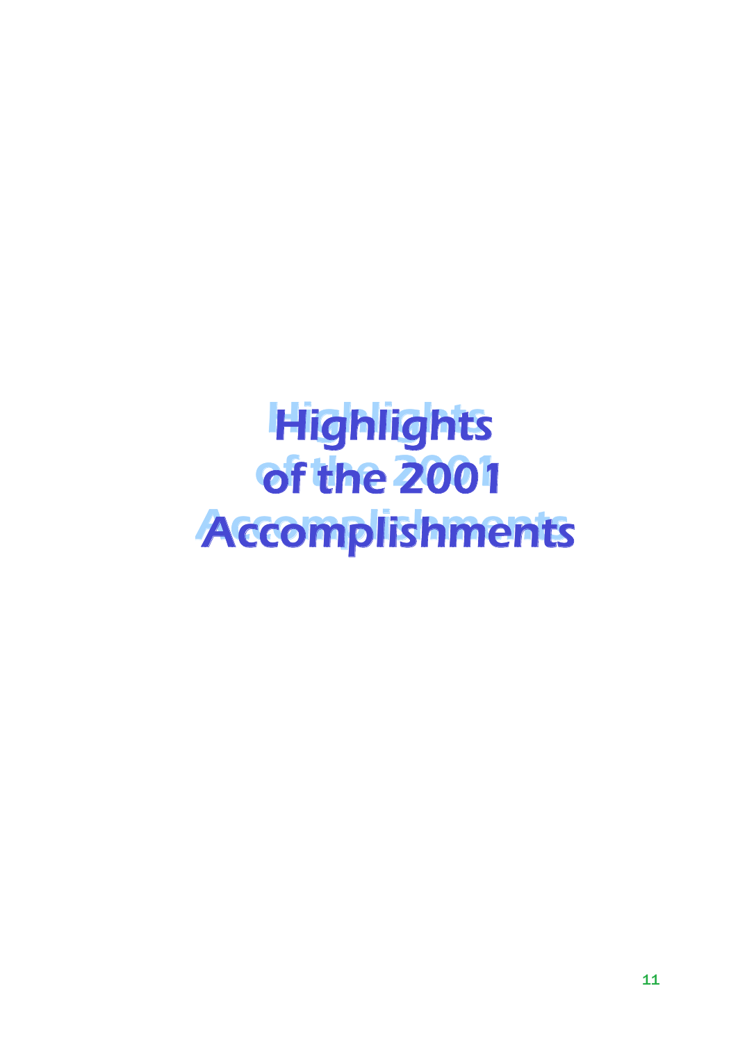# Highlights of the 2001 Accomplishments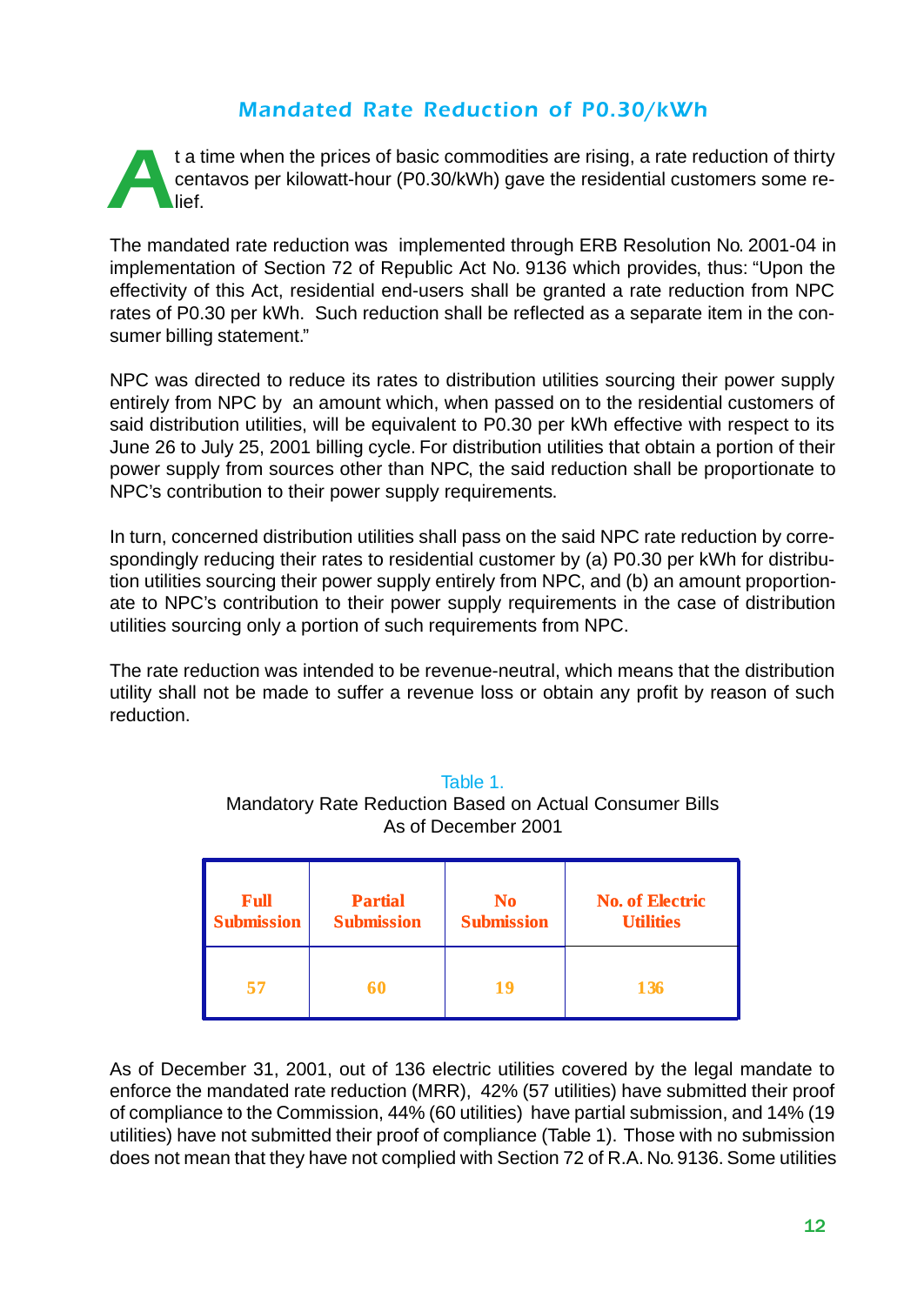## Mandated Rate Reduction of P0.30/kWh

At a time when the prices of basic commodities are rising, a rate reduction of thirty centavos per kilowatt-hour (P0.30/kWh) gave the residential customers some relief.

The mandated rate reduction was implemented through ERB Resolution No. 2001-04 in implementation of Section 72 of Republic Act No. 9136 which provides, thus: "Upon the effectivity of this Act, residential end-users shall be granted a rate reduction from NPC rates of P0.30 per kWh. Such reduction shall be reflected as a separate item in the consumer billing statement."

NPC was directed to reduce its rates to distribution utilities sourcing their power supply entirely from NPC by an amount which, when passed on to the residential customers of said distribution utilities, will be equivalent to P0.30 per kWh effective with respect to its June 26 to July 25, 2001 billing cycle. For distribution utilities that obtain a portion of their power supply from sources other than NPC, the said reduction shall be proportionate to NPC's contribution to their power supply requirements.

In turn, concerned distribution utilities shall pass on the said NPC rate reduction by correspondingly reducing their rates to residential customer by (a) P0.30 per kWh for distribution utilities sourcing their power supply entirely from NPC, and (b) an amount proportionate to NPC's contribution to their power supply requirements in the case of distribution utilities sourcing only a portion of such requirements from NPC.

The rate reduction was intended to be revenue-neutral, which means that the distribution utility shall not be made to suffer a revenue loss or obtain any profit by reason of such reduction.

Table 1.
Mandatory Rate Reduction Based on Actual Consumer Bills
As of December 2001

| Full Submission | Partial Submission | No Submission | No. of Electric Utilities |
|---|---|---|---|
| 57 | 60 | 19 | 136 |

As of December 31, 2001, out of 136 electric utilities covered by the legal mandate to enforce the mandated rate reduction (MRR), 42% (57 utilities) have submitted their proof of compliance to the Commission, 44% (60 utilities) have partial submission, and 14% (19 utilities) have not submitted their proof of compliance (Table 1). Those with no submission does not mean that they have not complied with Section 72 of R.A. No. 9136. Some utilities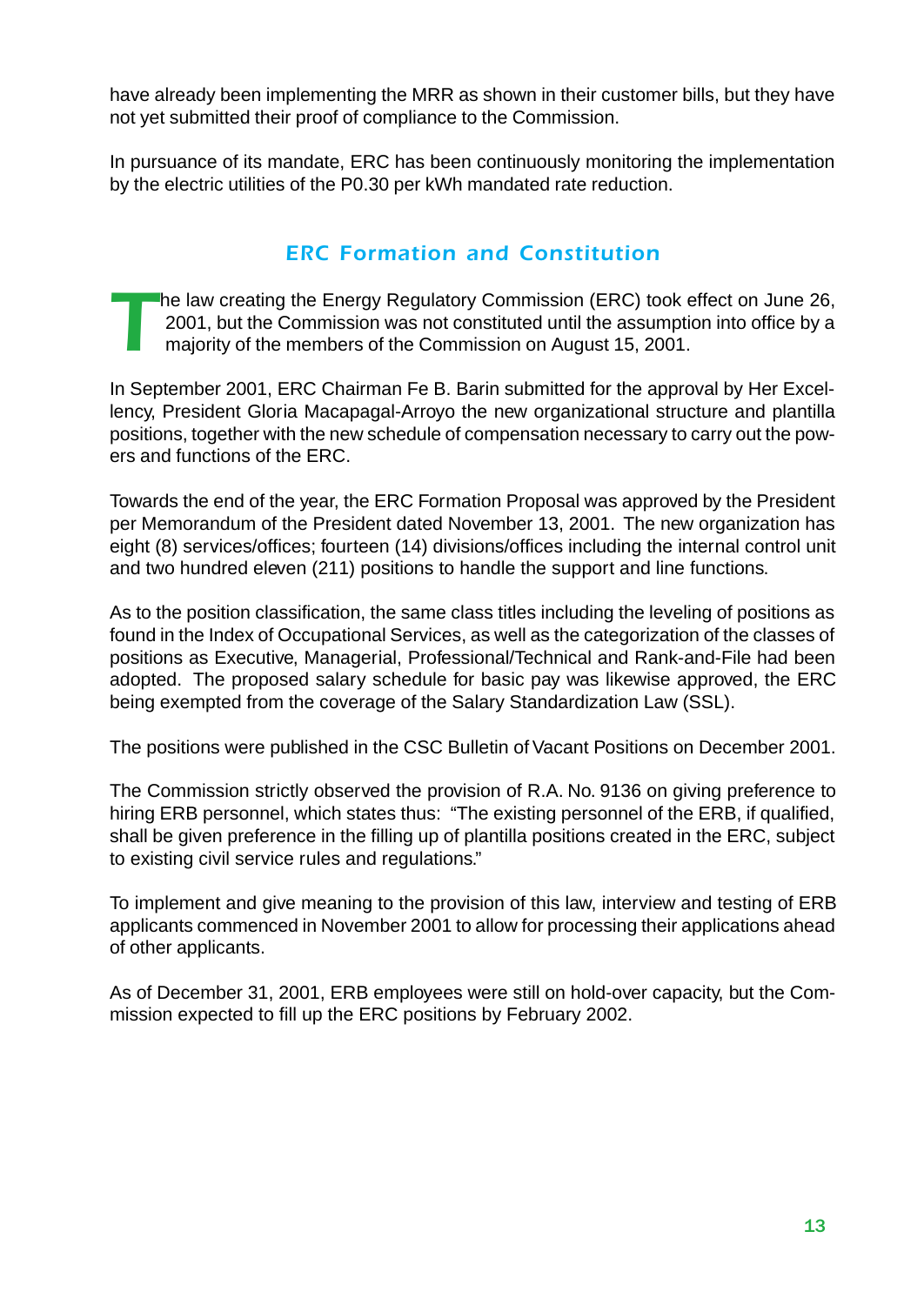have already been implementing the MRR as shown in their customer bills, but they have not yet submitted their proof of compliance to the Commission.

In pursuance of its mandate, ERC has been continuously monitoring the implementation by the electric utilities of the P0.30 per kWh mandated rate reduction.

## ERC Formation and Constitution

The law creating the Energy Regulatory Commission (ERC) took effect on June 26, 2001, but the Commission was not constituted until the assumption into office by a majority of the members of the Commission on August 15, 2001.

In September 2001, ERC Chairman Fe B. Barin submitted for the approval by Her Excellency, President Gloria Macapagal-Arroyo the new organizational structure and plantilla positions, together with the new schedule of compensation necessary to carry out the powers and functions of the ERC.

Towards the end of the year, the ERC Formation Proposal was approved by the President per Memorandum of the President dated November 13, 2001. The new organization has eight (8) services/offices; fourteen (14) divisions/offices including the internal control unit and two hundred eleven (211) positions to handle the support and line functions.

As to the position classification, the same class titles including the leveling of positions as found in the Index of Occupational Services, as well as the categorization of the classes of positions as Executive, Managerial, Professional/Technical and Rank-and-File had been adopted. The proposed salary schedule for basic pay was likewise approved, the ERC being exempted from the coverage of the Salary Standardization Law (SSL).

The positions were published in the CSC Bulletin of Vacant Positions on December 2001.

The Commission strictly observed the provision of R.A. No. 9136 on giving preference to hiring ERB personnel, which states thus: "The existing personnel of the ERB, if qualified, shall be given preference in the filling up of plantilla positions created in the ERC, subject to existing civil service rules and regulations."

To implement and give meaning to the provision of this law, interview and testing of ERB applicants commenced in November 2001 to allow for processing their applications ahead of other applicants.

As of December 31, 2001, ERB employees were still on hold-over capacity, but the Commission expected to fill up the ERC positions by February 2002.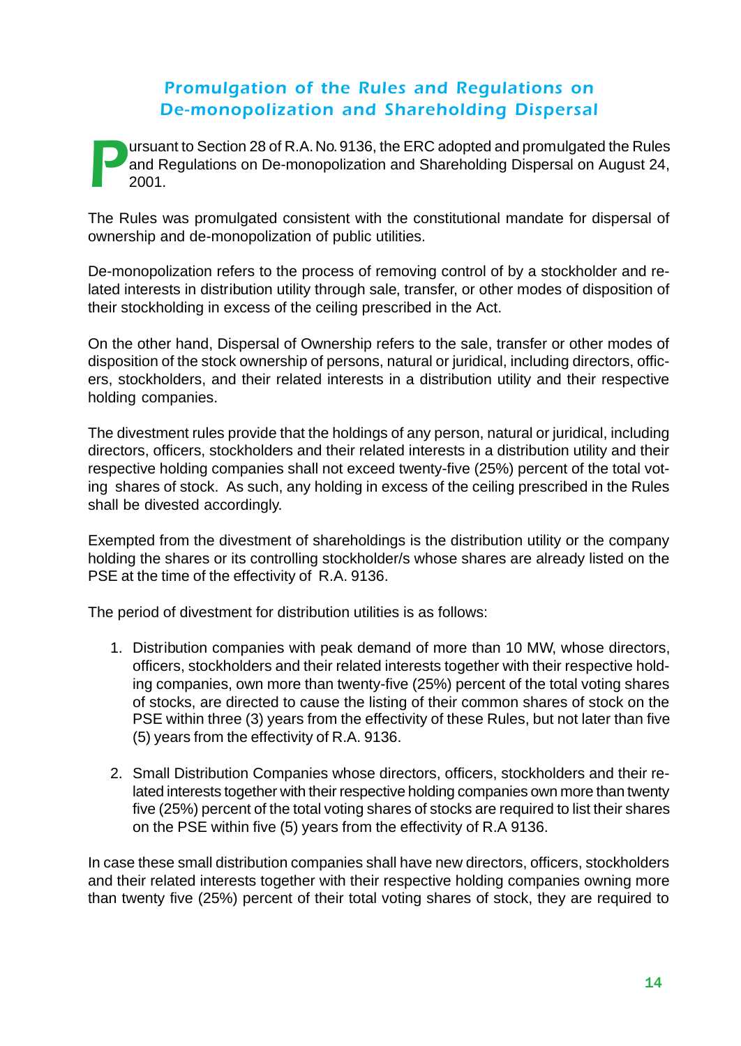## Promulgation of the Rules and Regulations on De-monopolization and Shareholding Dispersal

Pursuant to Section 28 of R.A. No. 9136, the ERC adopted and promulgated the Rules and Regulations on De-monopolization and Shareholding Dispersal on August 24, 2001.

The Rules was promulgated consistent with the constitutional mandate for dispersal of ownership and de-monopolization of public utilities.

De-monopolization refers to the process of removing control of by a stockholder and related interests in distribution utility through sale, transfer, or other modes of disposition of their stockholding in excess of the ceiling prescribed in the Act.

On the other hand, Dispersal of Ownership refers to the sale, transfer or other modes of disposition of the stock ownership of persons, natural or juridical, including directors, officers, stockholders, and their related interests in a distribution utility and their respective holding companies.

The divestment rules provide that the holdings of any person, natural or juridical, including directors, officers, stockholders and their related interests in a distribution utility and their respective holding companies shall not exceed twenty-five (25%) percent of the total voting shares of stock. As such, any holding in excess of the ceiling prescribed in the Rules shall be divested accordingly.

Exempted from the divestment of shareholdings is the distribution utility or the company holding the shares or its controlling stockholder/s whose shares are already listed on the PSE at the time of the effectivity of R.A. 9136.

The period of divestment for distribution utilities is as follows:

1. Distribution companies with peak demand of more than 10 MW, whose directors, officers, stockholders and their related interests together with their respective holding companies, own more than twenty-five (25%) percent of the total voting shares of stocks, are directed to cause the listing of their common shares of stock on the PSE within three (3) years from the effectivity of these Rules, but not later than five (5) years from the effectivity of R.A. 9136.

2. Small Distribution Companies whose directors, officers, stockholders and their related interests together with their respective holding companies own more than twenty five (25%) percent of the total voting shares of stocks are required to list their shares on the PSE within five (5) years from the effectivity of R.A 9136.

In case these small distribution companies shall have new directors, officers, stockholders and their related interests together with their respective holding companies owning more than twenty five (25%) percent of their total voting shares of stock, they are required to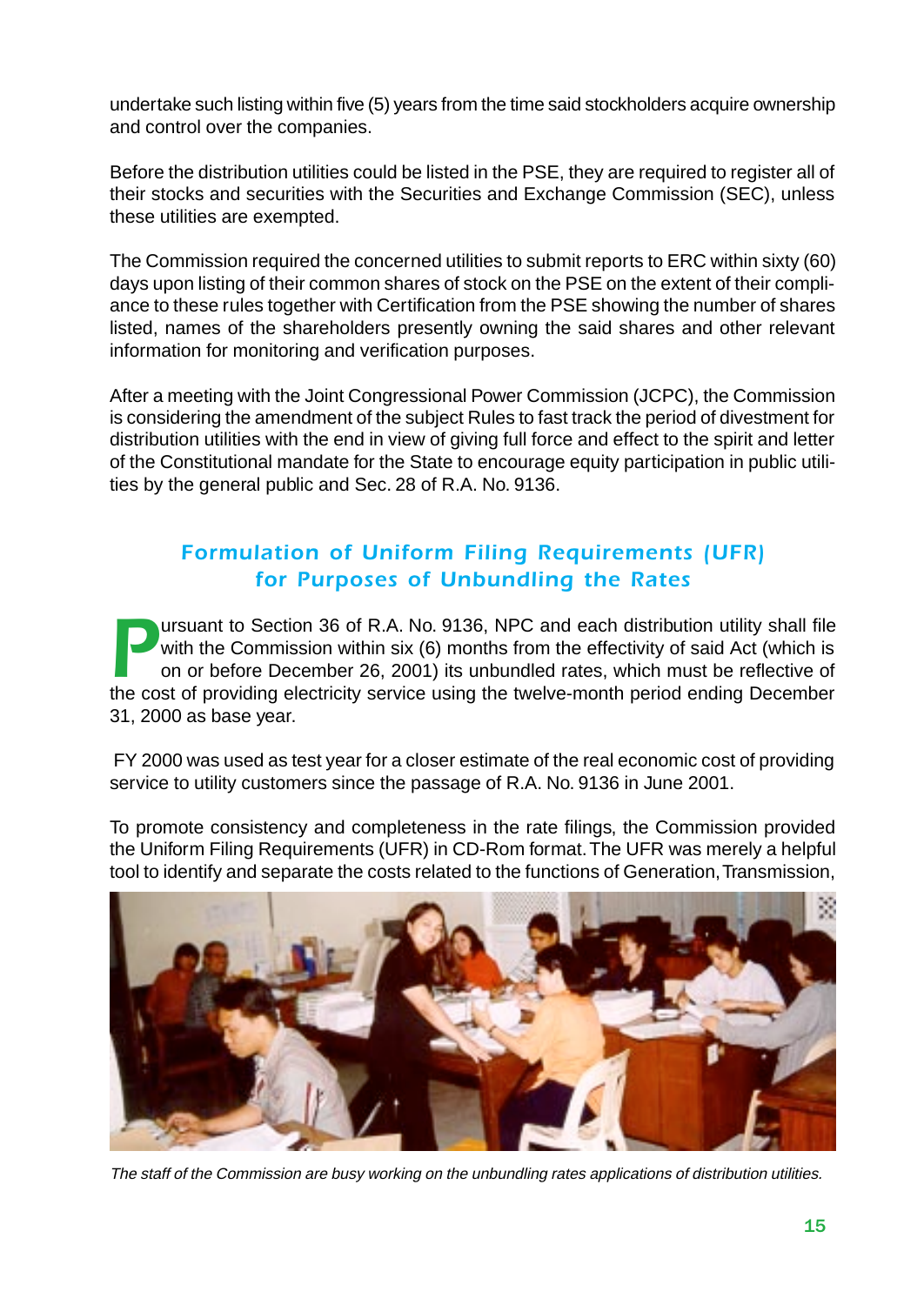undertake such listing within five (5) years from the time said stockholders acquire ownership and control over the companies.

Before the distribution utilities could be listed in the PSE, they are required to register all of their stocks and securities with the Securities and Exchange Commission (SEC), unless these utilities are exempted.

The Commission required the concerned utilities to submit reports to ERC within sixty (60) days upon listing of their common shares of stock on the PSE on the extent of their compliance to these rules together with Certification from the PSE showing the number of shares listed, names of the shareholders presently owning the said shares and other relevant information for monitoring and verification purposes.

After a meeting with the Joint Congressional Power Commission (JCPC), the Commission is considering the amendment of the subject Rules to fast track the period of divestment for distribution utilities with the end in view of giving full force and effect to the spirit and letter of the Constitutional mandate for the State to encourage equity participation in public utilities by the general public and Sec. 28 of R.A. No. 9136.

## Formulation of Uniform Filing Requirements (UFR) for Purposes of Unbundling the Rates

Pursuant to Section 36 of R.A. No. 9136, NPC and each distribution utility shall file with the Commission within six (6) months from the effectivity of said Act (which is on or before December 26, 2001) its unbundled rates, which must be reflective of the cost of providing electricity service using the twelve-month period ending December 31, 2000 as base year.

FY 2000 was used as test year for a closer estimate of the real economic cost of providing service to utility customers since the passage of R.A. No. 9136 in June 2001.

To promote consistency and completeness in the rate filings, the Commission provided the Uniform Filing Requirements (UFR) in CD-Rom format. The UFR was merely a helpful tool to identify and separate the costs related to the functions of Generation, Transmission,

*The staff of the Commission are busy working on the unbundling rates applications of distribution utilities.*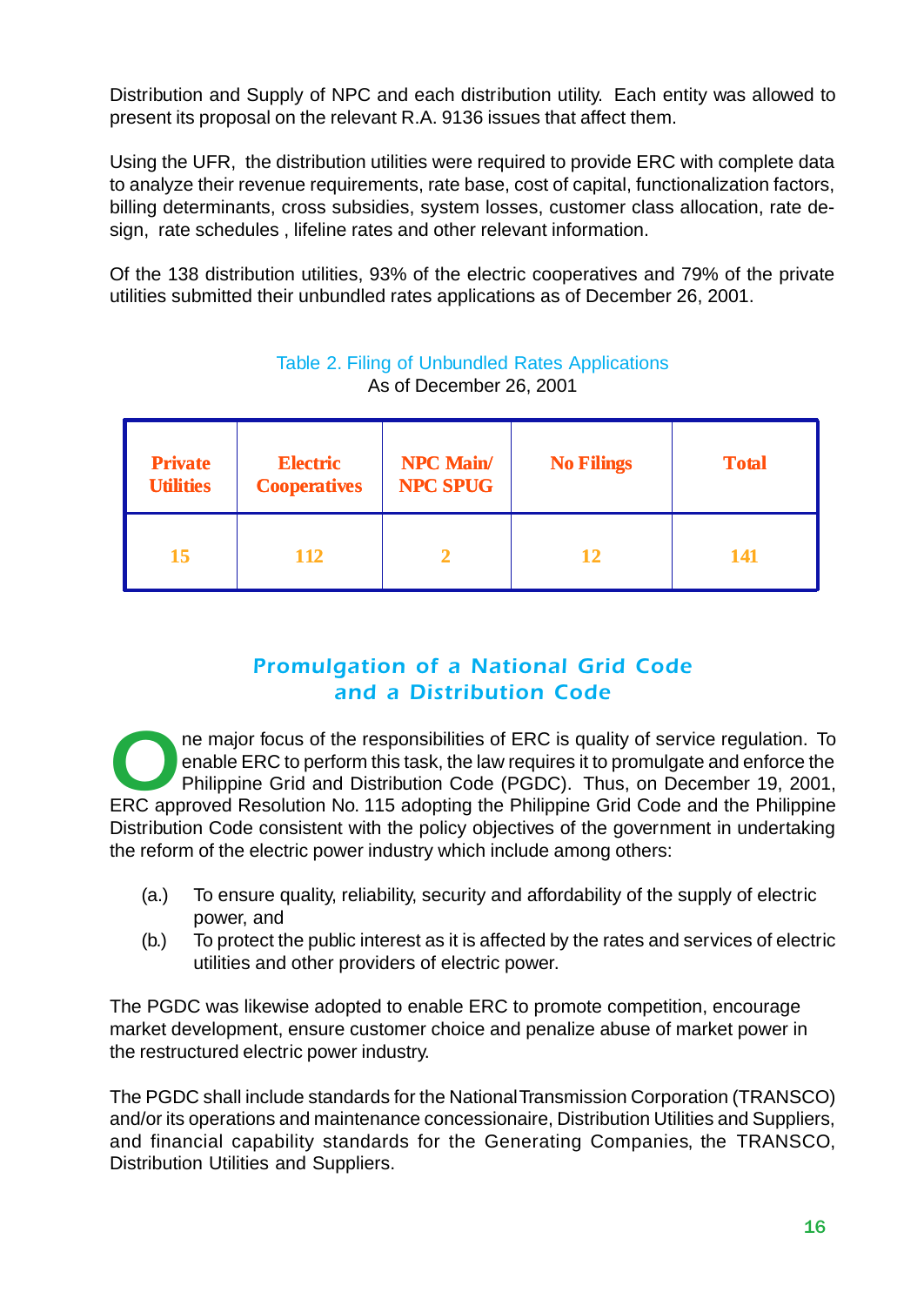Distribution and Supply of NPC and each distribution utility. Each entity was allowed to present its proposal on the relevant R.A. 9136 issues that affect them.

Using the UFR, the distribution utilities were required to provide ERC with complete data to analyze their revenue requirements, rate base, cost of capital, functionalization factors, billing determinants, cross subsidies, system losses, customer class allocation, rate design, rate schedules , lifeline rates and other relevant information.

Of the 138 distribution utilities, 93% of the electric cooperatives and 79% of the private utilities submitted their unbundled rates applications as of December 26, 2001.

Table 2. Filing of Unbundled Rates Applications
As of December 26, 2001

| Private Utilities | Electric Cooperatives | NPC Main/ NPC SPUG | No Filings | Total |
|---|---|---|---|---|
| 15 | 112 | 2 | 12 | 141 |

## Promulgation of a National Grid Code and a Distribution Code

One major focus of the responsibilities of ERC is quality of service regulation. To enable ERC to perform this task, the law requires it to promulgate and enforce the Philippine Grid and Distribution Code (PGDC). Thus, on December 19, 2001, ERC approved Resolution No. 115 adopting the Philippine Grid Code and the Philippine Distribution Code consistent with the policy objectives of the government in undertaking the reform of the electric power industry which include among others:

(a.) To ensure quality, reliability, security and affordability of the supply of electric power, and

(b.) To protect the public interest as it is affected by the rates and services of electric utilities and other providers of electric power.

The PGDC was likewise adopted to enable ERC to promote competition, encourage market development, ensure customer choice and penalize abuse of market power in the restructured electric power industry.

The PGDC shall include standards for the National Transmission Corporation (TRANSCO) and/or its operations and maintenance concessionaire, Distribution Utilities and Suppliers, and financial capability standards for the Generating Companies, the TRANSCO, Distribution Utilities and Suppliers.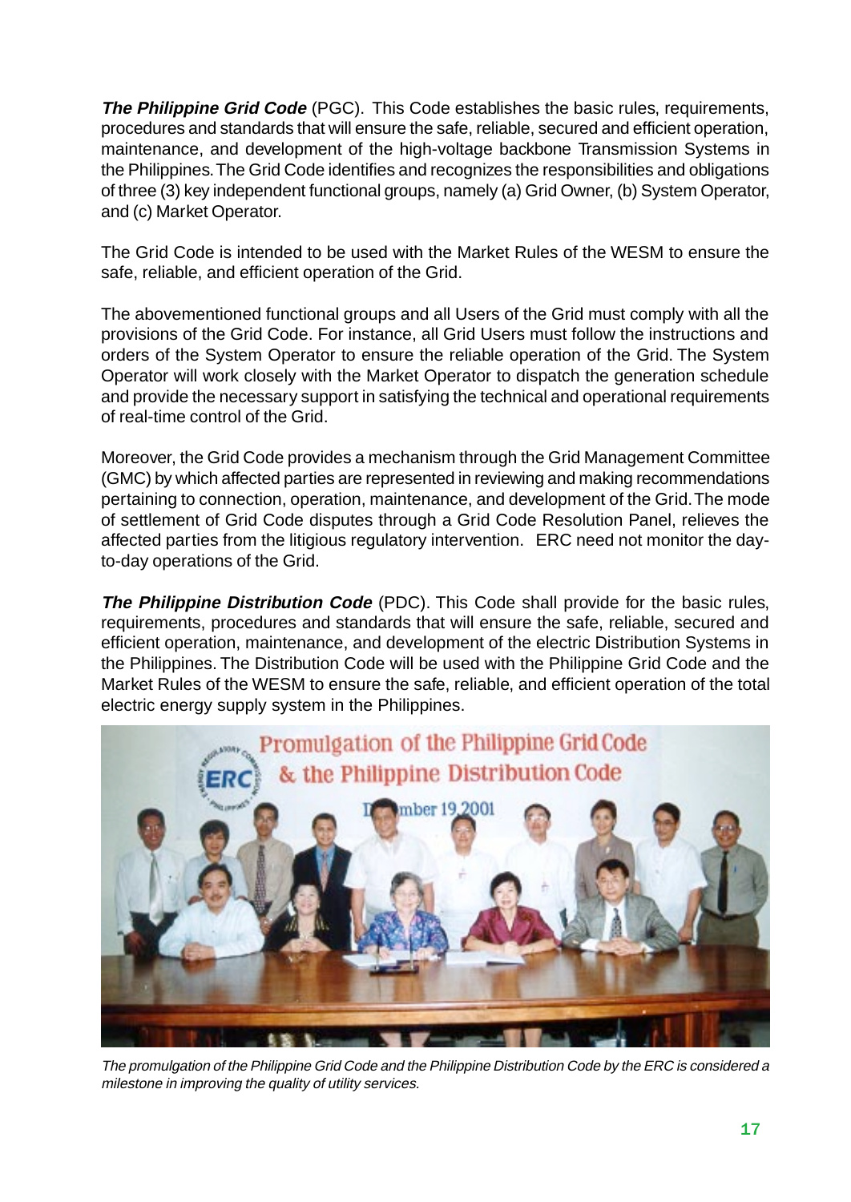***The Philippine Grid Code*** (PGC). This Code establishes the basic rules, requirements, procedures and standards that will ensure the safe, reliable, secured and efficient operation, maintenance, and development of the high-voltage backbone Transmission Systems in the Philippines. The Grid Code identifies and recognizes the responsibilities and obligations of three (3) key independent functional groups, namely (a) Grid Owner, (b) System Operator, and (c) Market Operator.

The Grid Code is intended to be used with the Market Rules of the WESM to ensure the safe, reliable, and efficient operation of the Grid.

The abovementioned functional groups and all Users of the Grid must comply with all the provisions of the Grid Code. For instance, all Grid Users must follow the instructions and orders of the System Operator to ensure the reliable operation of the Grid. The System Operator will work closely with the Market Operator to dispatch the generation schedule and provide the necessary support in satisfying the technical and operational requirements of real-time control of the Grid.

Moreover, the Grid Code provides a mechanism through the Grid Management Committee (GMC) by which affected parties are represented in reviewing and making recommendations pertaining to connection, operation, maintenance, and development of the Grid. The mode of settlement of Grid Code disputes through a Grid Code Resolution Panel, relieves the affected parties from the litigious regulatory intervention. ERC need not monitor the day-to-day operations of the Grid.

***The Philippine Distribution Code*** (PDC). This Code shall provide for the basic rules, requirements, procedures and standards that will ensure the safe, reliable, secured and efficient operation, maintenance, and development of the electric Distribution Systems in the Philippines. The Distribution Code will be used with the Philippine Grid Code and the Market Rules of the WESM to ensure the safe, reliable, and efficient operation of the total electric energy supply system in the Philippines.

*The promulgation of the Philippine Grid Code and the Philippine Distribution Code by the ERC is considered a milestone in improving the quality of utility services.*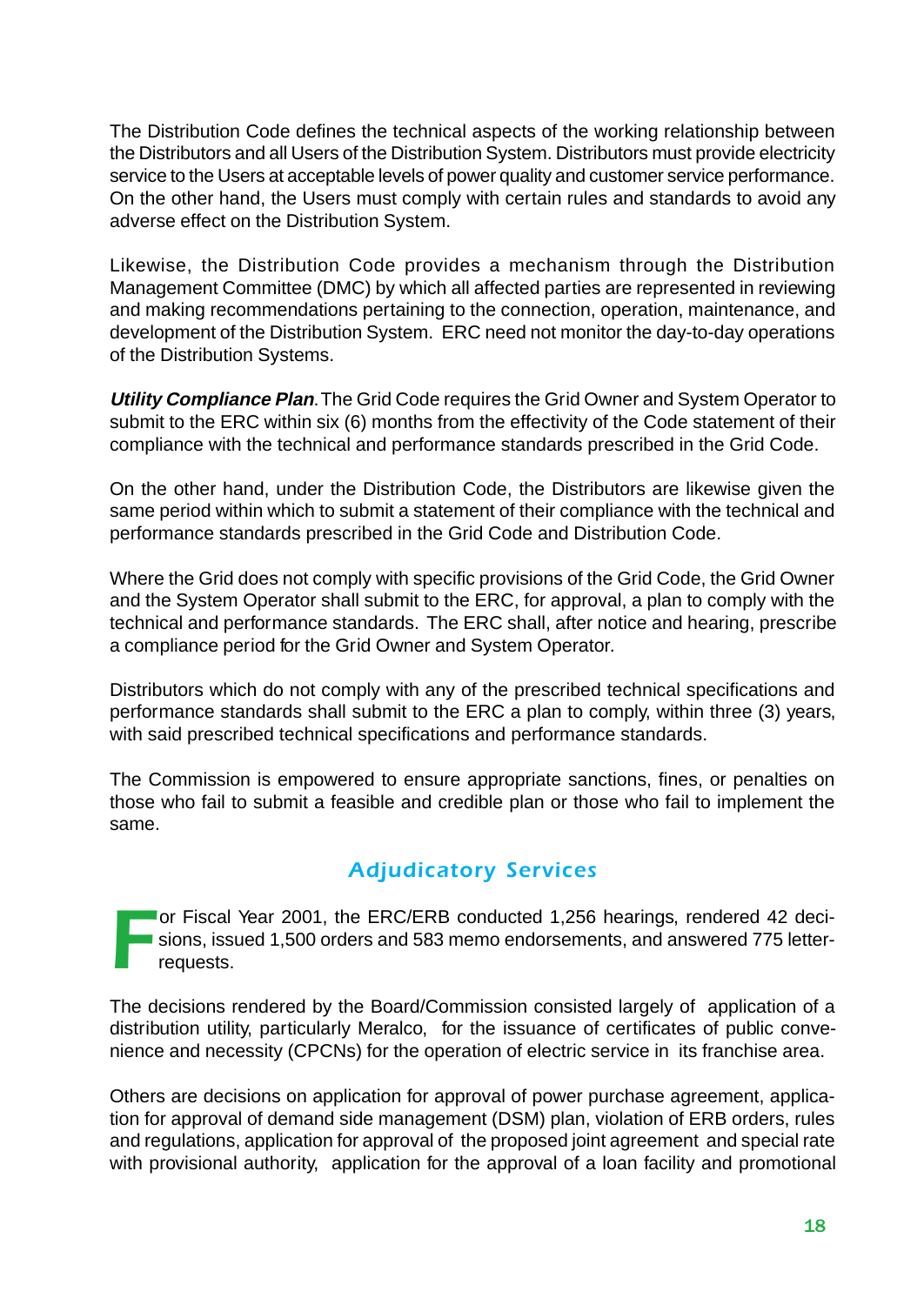The Distribution Code defines the technical aspects of the working relationship between the Distributors and all Users of the Distribution System. Distributors must provide electricity service to the Users at acceptable levels of power quality and customer service performance. On the other hand, the Users must comply with certain rules and standards to avoid any adverse effect on the Distribution System.

Likewise, the Distribution Code provides a mechanism through the Distribution Management Committee (DMC) by which all affected parties are represented in reviewing and making recommendations pertaining to the connection, operation, maintenance, and development of the Distribution System. ERC need not monitor the day-to-day operations of the Distribution Systems.

***Utility Compliance Plan***. The Grid Code requires the Grid Owner and System Operator to submit to the ERC within six (6) months from the effectivity of the Code statement of their compliance with the technical and performance standards prescribed in the Grid Code.

On the other hand, under the Distribution Code, the Distributors are likewise given the same period within which to submit a statement of their compliance with the technical and performance standards prescribed in the Grid Code and Distribution Code.

Where the Grid does not comply with specific provisions of the Grid Code, the Grid Owner and the System Operator shall submit to the ERC, for approval, a plan to comply with the technical and performance standards. The ERC shall, after notice and hearing, prescribe a compliance period for the Grid Owner and System Operator.

Distributors which do not comply with any of the prescribed technical specifications and performance standards shall submit to the ERC a plan to comply, within three (3) years, with said prescribed technical specifications and performance standards.

The Commission is empowered to ensure appropriate sanctions, fines, or penalties on those who fail to submit a feasible and credible plan or those who fail to implement the same.

## Adjudicatory Services

For Fiscal Year 2001, the ERC/ERB conducted 1,256 hearings, rendered 42 decisions, issued 1,500 orders and 583 memo endorsements, and answered 775 letter-requests.

The decisions rendered by the Board/Commission consisted largely of application of a distribution utility, particularly Meralco, for the issuance of certificates of public convenience and necessity (CPCNs) for the operation of electric service in its franchise area.

Others are decisions on application for approval of power purchase agreement, application for approval of demand side management (DSM) plan, violation of ERB orders, rules and regulations, application for approval of the proposed joint agreement and special rate with provisional authority, application for the approval of a loan facility and promotional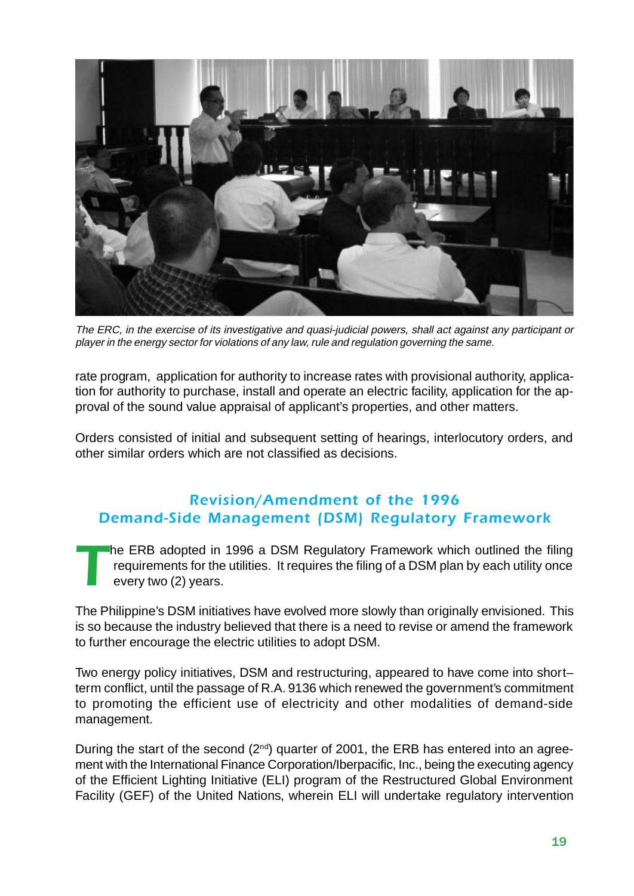*The ERC, in the exercise of its investigative and quasi-judicial powers, shall act against any participant or player in the energy sector for violations of any law, rule and regulation governing the same.*

rate program, application for authority to increase rates with provisional authority, application for authority to purchase, install and operate an electric facility, application for the approval of the sound value appraisal of applicant's properties, and other matters.

Orders consisted of initial and subsequent setting of hearings, interlocutory orders, and other similar orders which are not classified as decisions.

## Revision/Amendment of the 1996 Demand-Side Management (DSM) Regulatory Framework

The ERB adopted in 1996 a DSM Regulatory Framework which outlined the filing requirements for the utilities. It requires the filing of a DSM plan by each utility once every two (2) years.

The Philippine's DSM initiatives have evolved more slowly than originally envisioned. This is so because the industry believed that there is a need to revise or amend the framework to further encourage the electric utilities to adopt DSM.

Two energy policy initiatives, DSM and restructuring, appeared to have come into short–term conflict, until the passage of R.A. 9136 which renewed the government's commitment to promoting the efficient use of electricity and other modalities of demand-side management.

During the start of the second (2nd) quarter of 2001, the ERB has entered into an agreement with the International Finance Corporation/Iberpacific, Inc., being the executing agency of the Efficient Lighting Initiative (ELI) program of the Restructured Global Environment Facility (GEF) of the United Nations, wherein ELI will undertake regulatory intervention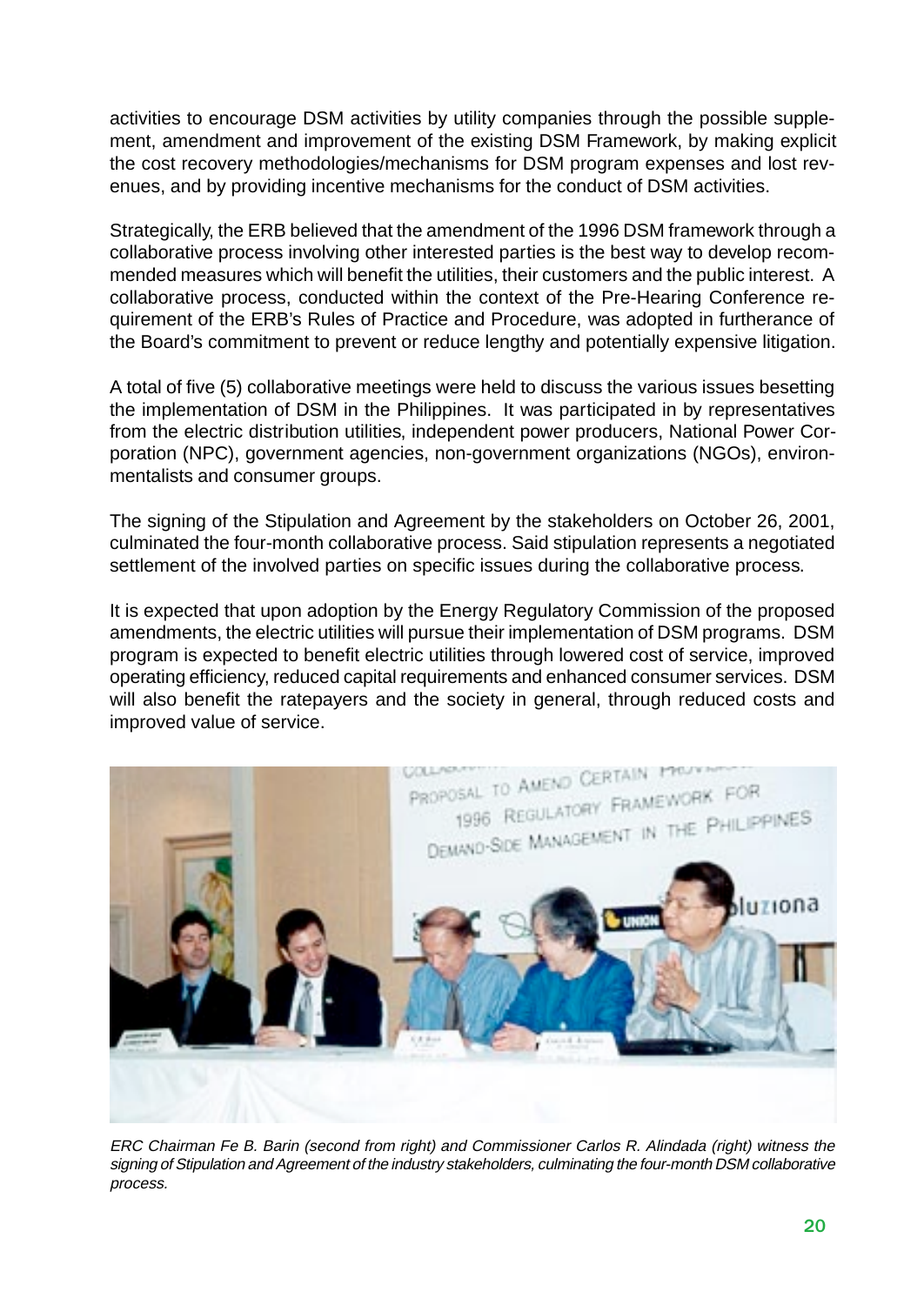activities to encourage DSM activities by utility companies through the possible supplement, amendment and improvement of the existing DSM Framework, by making explicit the cost recovery methodologies/mechanisms for DSM program expenses and lost revenues, and by providing incentive mechanisms for the conduct of DSM activities.

Strategically, the ERB believed that the amendment of the 1996 DSM framework through a collaborative process involving other interested parties is the best way to develop recommended measures which will benefit the utilities, their customers and the public interest. A collaborative process, conducted within the context of the Pre-Hearing Conference requirement of the ERB's Rules of Practice and Procedure, was adopted in furtherance of the Board's commitment to prevent or reduce lengthy and potentially expensive litigation.

A total of five (5) collaborative meetings were held to discuss the various issues besetting the implementation of DSM in the Philippines. It was participated in by representatives from the electric distribution utilities, independent power producers, National Power Corporation (NPC), government agencies, non-government organizations (NGOs), environmentalists and consumer groups.

The signing of the Stipulation and Agreement by the stakeholders on October 26, 2001, culminated the four-month collaborative process. Said stipulation represents a negotiated settlement of the involved parties on specific issues during the collaborative process.

It is expected that upon adoption by the Energy Regulatory Commission of the proposed amendments, the electric utilities will pursue their implementation of DSM programs. DSM program is expected to benefit electric utilities through lowered cost of service, improved operating efficiency, reduced capital requirements and enhanced consumer services. DSM will also benefit the ratepayers and the society in general, through reduced costs and improved value of service.

*ERC Chairman Fe B. Barin (second from right) and Commissioner Carlos R. Alindada (right) witness the signing of Stipulation and Agreement of the industry stakeholders, culminating the four-month DSM collaborative process.*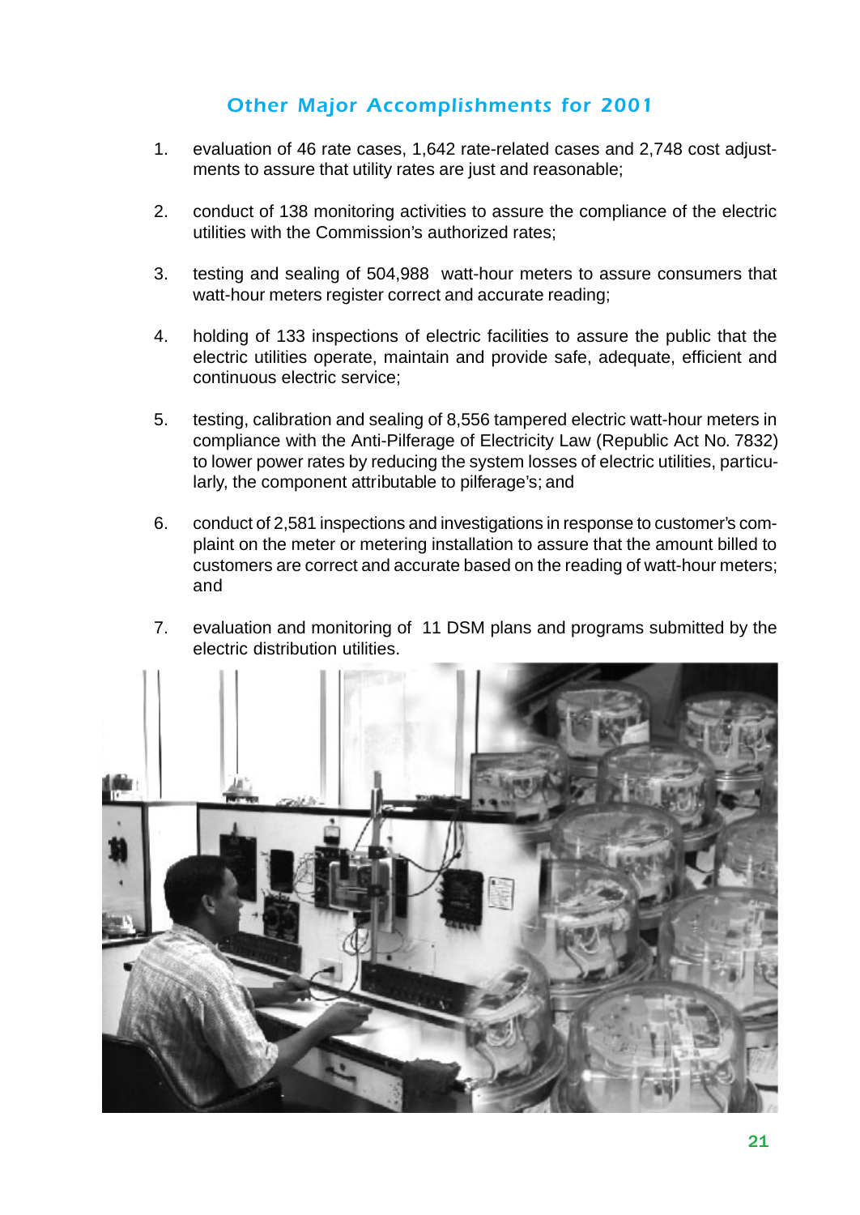## Other Major Accomplishments for 2001

1. evaluation of 46 rate cases, 1,642 rate-related cases and 2,748 cost adjustments to assure that utility rates are just and reasonable;

2. conduct of 138 monitoring activities to assure the compliance of the electric utilities with the Commission's authorized rates;

3. testing and sealing of 504,988 watt-hour meters to assure consumers that watt-hour meters register correct and accurate reading;

4. holding of 133 inspections of electric facilities to assure the public that the electric utilities operate, maintain and provide safe, adequate, efficient and continuous electric service;

5. testing, calibration and sealing of 8,556 tampered electric watt-hour meters in compliance with the Anti-Pilferage of Electricity Law (Republic Act No. 7832) to lower power rates by reducing the system losses of electric utilities, particularly, the component attributable to pilferage's; and

6. conduct of 2,581 inspections and investigations in response to customer's complaint on the meter or metering installation to assure that the amount billed to customers are correct and accurate based on the reading of watt-hour meters; and

7. evaluation and monitoring of 11 DSM plans and programs submitted by the electric distribution utilities.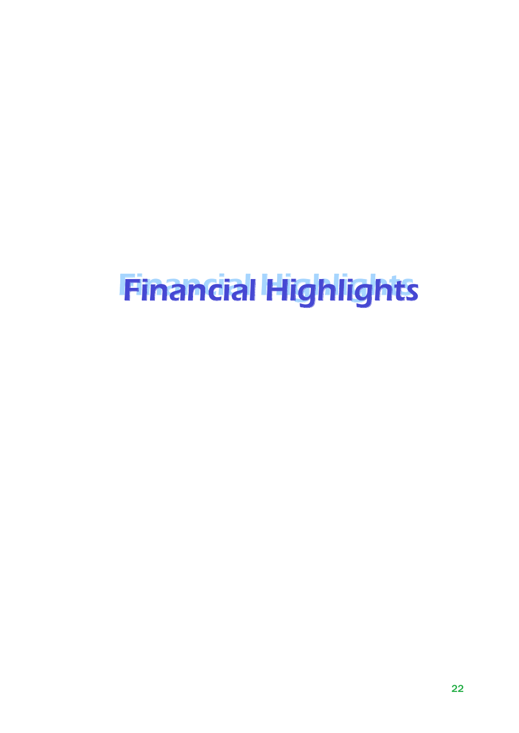# Financial Highlights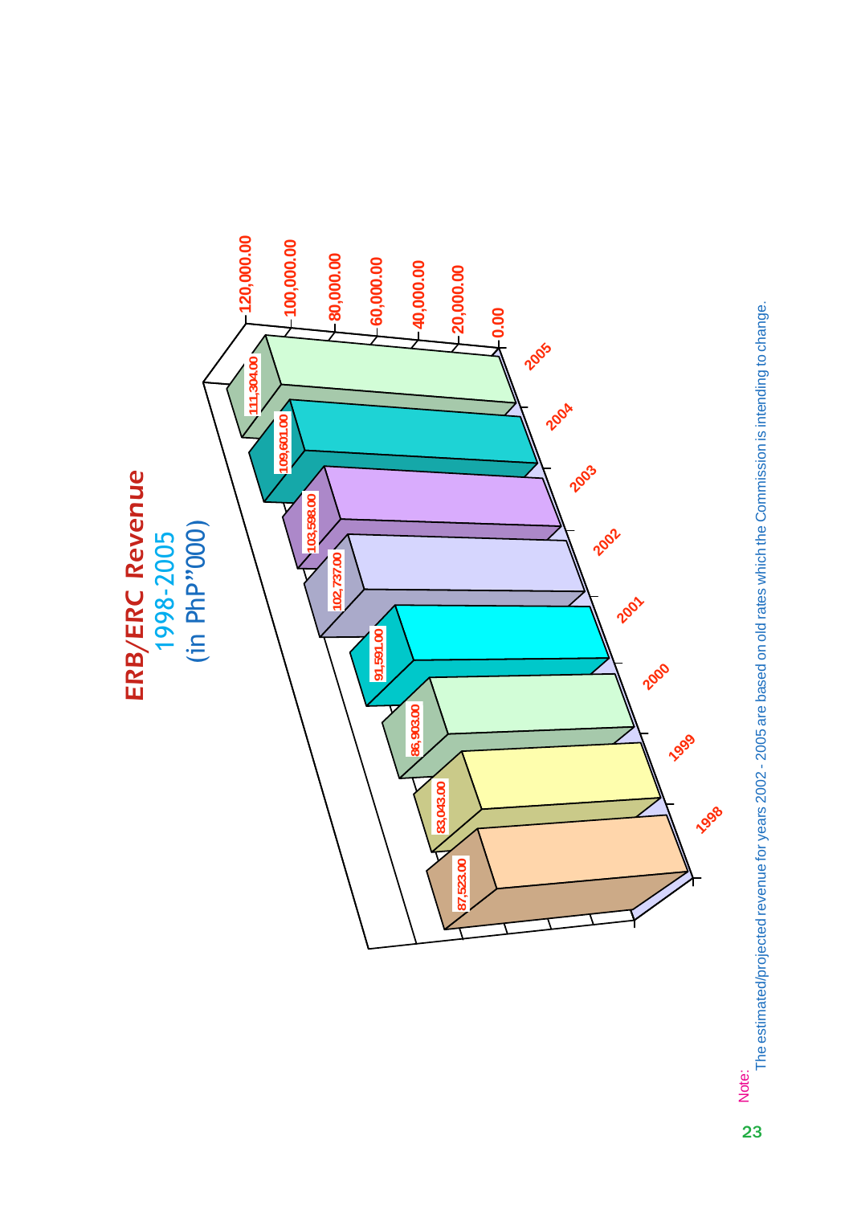# ERB/ERC Revenue

1998-2005

(in PhP"000)

| Year | Revenue |
| --- | --- |
| 1998 | 87,523.00 |
| 1999 | 83,043.00 |
| 2000 | 86,903.00 |
| 2001 | 91,591.00 |
| 2002 | 102,737.00 |
| 2003 | 103,598.00 |
| 2004 | 109,601.00 |
| 2005 | 111,304.00 |

Note:

The estimated/projected revenue for years 2002 - 2005 are based on old rates which the Commission is intending to change.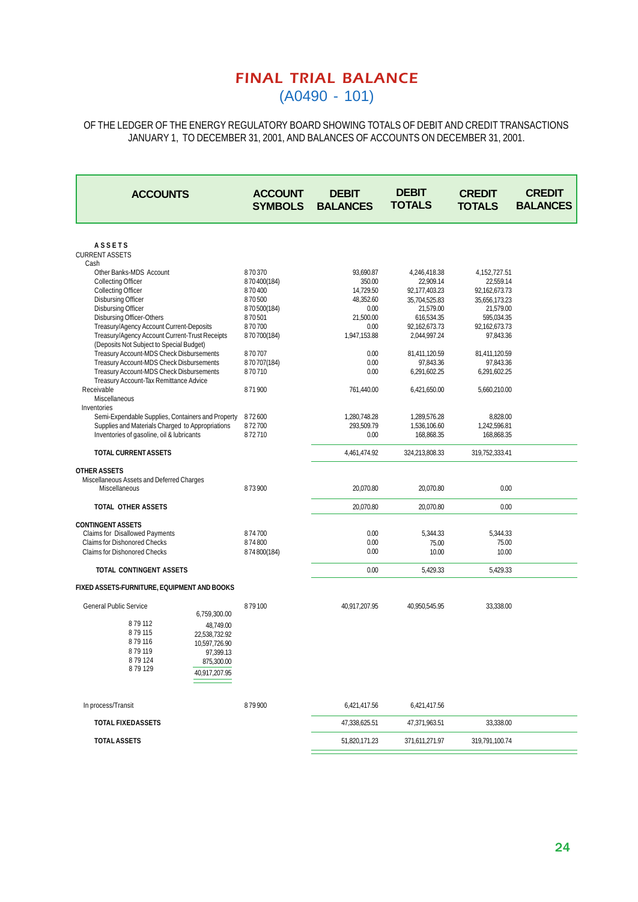# FINAL TRIAL BALANCE

## (A0490 - 101)

OF THE LEDGER OF THE ENERGY REGULATORY BOARD SHOWING TOTALS OF DEBIT AND CREDIT TRANSACTIONS JANUARY 1, TO DECEMBER 31, 2001, AND BALANCES OF ACCOUNTS ON DECEMBER 31, 2001.

| ACCOUNTS | ACCOUNT SYMBOLS | DEBIT BALANCES | DEBIT TOTALS | CREDIT TOTALS | CREDIT BALANCES |
|---|---|---|---|---|---|
| **ASSETS** | | | | | |
| CURRENT ASSETS | | | | | |
| Cash | | | | | |
| Other Banks-MDS Account | 8 70 370 | 93,690.87 | 4,246,418.38 | 4,152,727.51 | |
| Collecting Officer | 8 70 400(184) | 350.00 | 22,909.14 | 22,559.14 | |
| Collecting Officer | 8 70 400 | 14,729.50 | 92,177,403.23 | 92,162,673.73 | |
| Disbursing Officer | 8 70 500 | 48,352.60 | 35,704,525.83 | 35,656,173.23 | |
| Disbursing Officer | 8 70 500(184) | 0.00 | 21,579.00 | 21,579.00 | |
| Disbursing Officer-Others | 8 70 501 | 21,500.00 | 616,534.35 | 595,034.35 | |
| Treasury/Agency Account Current-Deposits | 8 70 700 | 0.00 | 92,162,673.73 | 92,162,673.73 | |
| Treasury/Agency Account Current-Trust Receipts (Deposits Not Subject to Special Budget) | 8 70 700(184) | 1,947,153.88 | 2,044,997.24 | 97,843.36 | |
| Treasury Account-MDS Check Disbursements | 8 70 707 | 0.00 | 81,411,120.59 | 81,411,120.59 | |
| Treasury Account-MDS Check Disbursements | 8 70 707(184) | 0.00 | 97,843.36 | 97,843.36 | |
| Treasury Account-MDS Check Disbursements | 8 70 710 | 0.00 | 6,291,602.25 | 6,291,602.25 | |
| Treasury Account-Tax Remittance Advice | | | | | |
| Receivable | 8 71 900 | 761,440.00 | 6,421,650.00 | 5,660,210.00 | |
| Miscellaneous | | | | | |
| Inventories | | | | | |
| Semi-Expendable Supplies, Containers and Property | 8 72 600 | 1,280,748.28 | 1,289,576.28 | 8,828.00 | |
| Supplies and Materials Charged to Appropriations | 8 72 700 | 293,509.79 | 1,536,106.60 | 1,242,596.81 | |
| Inventories of gasoline, oil & lubricants | 8 72 710 | 0.00 | 168,868.35 | 168,868.35 | |
| **TOTAL CURRENT ASSETS** | | 4,461,474.92 | 324,213,808.33 | 319,752,333.41 | |
| **OTHER ASSETS** | | | | | |
| Miscellaneous Assets and Deferred Charges | | | | | |
| Miscellaneous | 8 73 900 | 20,070.80 | 20,070.80 | 0.00 | |
| **TOTAL OTHER ASSETS** | | 20,070.80 | 20,070.80 | 0.00 | |
| **CONTINGENT ASSETS** | | | | | |
| Claims for Disallowed Payments | 8 74 700 | 0.00 | 5,344.33 | 5,344.33 | |
| Claims for Dishonored Checks | 8 74 800 | 0.00 | 75.00 | 75.00 | |
| Claims for Dishonored Checks | 8 74 800(184) | 0.00 | 10.00 | 10.00 | |
| **TOTAL CONTINGENT ASSETS** | | 0.00 | 5,429.33 | 5,429.33 | |
| **FIXED ASSETS-FURNITURE, EQUIPMENT AND BOOKS** | | | | | |
| General Public Service — 6,759,300.00 | 8 79 100 | 40,917,207.95 | 40,950,545.95 | 33,338.00 | |
| 8 79 112 — 48,749.00 | | | | | |
| 8 79 115 — 22,538,732.92 | | | | | |
| 8 79 116 — 10,597,726.90 | | | | | |
| 8 79 119 — 97,399.13 | | | | | |
| 8 79 124 — 875,300.00 | | | | | |
| 8 79 129 — 40,917,207.95 | | | | | |
| In process/Transit | 8 79 900 | 6,421,417.56 | 6,421,417.56 | | |
| **TOTAL FIXEDASSETS** | | 47,338,625.51 | 47,371,963.51 | 33,338.00 | |
| **TOTAL ASSETS** | | 51,820,171.23 | 371,611,271.97 | 319,791,100.74 | |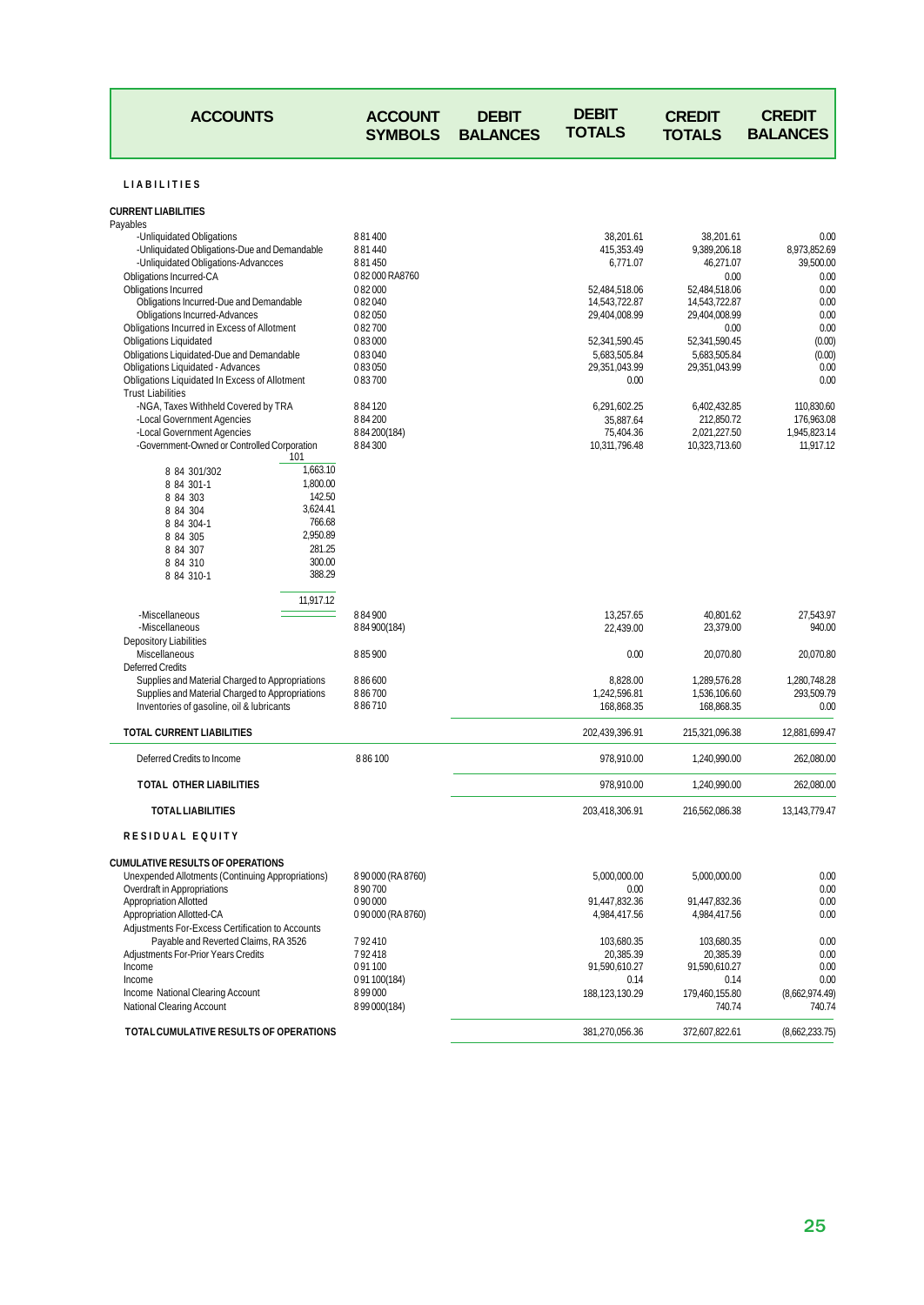| ACCOUNTS | ACCOUNT SYMBOLS | DEBIT BALANCES | DEBIT TOTALS | CREDIT TOTALS | CREDIT BALANCES |
|---|---|---|---|---|---|
| **LIABILITIES** | | | | | |
| **CURRENT LIABILITIES** | | | | | |
| Payables | | | | | |
| -Unliquidated Obligations | 8 81 400 | | 38,201.61 | 38,201.61 | 0.00 |
| -Unliquidated Obligations-Due and Demandable | 8 81 440 | | 415,353.49 | 9,389,206.18 | 8,973,852.69 |
| -Unliquidated Obligations-Advancces | 8 81 450 | | 6,771.07 | 46,271.07 | 39,500.00 |
| Obligations Incurred-CA | 0 82 000 RA8760 | | | 0.00 | 0.00 |
| Obligations Incurred | 0 82 000 | | 52,484,518.06 | 52,484,518.06 | 0.00 |
| Obligations Incurred-Due and Demandable | 0 82 040 | | 14,543,722.87 | 14,543,722.87 | 0.00 |
| Obligations Incurred-Advances | 0 82 050 | | 29,404,008.99 | 29,404,008.99 | 0.00 |
| Obligations Incurred in Excess of Allotment | 0 82 700 | | | 0.00 | 0.00 |
| Obligations Liquidated | 0 83 000 | | 52,341,590.45 | 52,341,590.45 | (0.00) |
| Obligations Liquidated-Due and Demandable | 0 83 040 | | 5,683,505.84 | 5,683,505.84 | (0.00) |
| Obligations Liquidated - Advances | 0 83 050 | | 29,351,043.99 | 29,351,043.99 | 0.00 |
| Obligations Liquidated In Excess of Allotment | 0 83 700 | | 0.00 | | 0.00 |
| Trust Liabilities | | | | | |
| -NGA, Taxes Withheld Covered by TRA | 8 84 120 | | 6,291,602.25 | 6,402,432.85 | 110,830.60 |
| -Local Government Agencies | 8 84 200 | | 35,887.64 | 212,850.72 | 176,963.08 |
| -Local Government Agencies | 8 84 200(184) | | 75,404.36 | 2,021,227.50 | 1,945,823.14 |
| -Government-Owned or Controlled Corporation | 8 84 300 | | 10,311,796.48 | 10,323,713.60 | 11,917.12 |
| 101 | | | | | |
| 8 84 301/302 — 1,663.10 | | | | | |
| 8 84 301-1 — 1,800.00 | | | | | |
| 8 84 303 — 142.50 | | | | | |
| 8 84 304 — 3,624.41 | | | | | |
| 8 84 304-1 — 766.68 | | | | | |
| 8 84 305 — 2,950.89 | | | | | |
| 8 84 307 — 281.25 | | | | | |
| 8 84 310 — 300.00 | | | | | |
| 8 84 310-1 — 388.29 | | | | | |
| 11,917.12 | | | | | |
| -Miscellaneous | 8 84 900 | | 13,257.65 | 40,801.62 | 27,543.97 |
| -Miscellaneous | 8 84 900(184) | | 22,439.00 | 23,379.00 | 940.00 |
| Depository Liabilities | | | | | |
| Miscellaneous | 8 85 900 | | 0.00 | 20,070.80 | 20,070.80 |
| Deferred Credits | | | | | |
| Supplies and Material Charged to Appropriations | 8 86 600 | | 8,828.00 | 1,289,576.28 | 1,280,748.28 |
| Supplies and Material Charged to Appropriations | 8 86 700 | | 1,242,596.81 | 1,536,106.60 | 293,509.79 |
| Inventories of gasoline, oil & lubricants | 8 86 710 | | 168,868.35 | 168,868.35 | 0.00 |
| **TOTAL CURRENT LIABILITIES** | | | 202,439,396.91 | 215,321,096.38 | 12,881,699.47 |
| Deferred Credits to Income | 8 86 100 | | 978,910.00 | 1,240,990.00 | 262,080.00 |
| **TOTAL OTHER LIABILITIES** | | | 978,910.00 | 1,240,990.00 | 262,080.00 |
| **TOTAL LIABILITIES** | | | 203,418,306.91 | 216,562,086.38 | 13,143,779.47 |
| **RESIDUAL EQUITY** | | | | | |
| **CUMULATIVE RESULTS OF OPERATIONS** | | | | | |
| Unexpended Allotments (Continuing Appropriations) | 8 90 000 (RA 8760) | | 5,000,000.00 | 5,000,000.00 | 0.00 |
| Overdraft in Appropriations | 8 90 700 | | 0.00 | | 0.00 |
| Appropriation Allotted | 0 90 000 | | 91,447,832.36 | 91,447,832.36 | 0.00 |
| Appropriation Allotted-CA | 0 90 000 (RA 8760) | | 4,984,417.56 | 4,984,417.56 | 0.00 |
| Adjustments For-Excess Certification to Accounts Payable and Reverted Claims, RA 3526 | 7 92 410 | | 103,680.35 | 103,680.35 | 0.00 |
| Adjustments For-Prior Years Credits | 7 92 418 | | 20,385.39 | 20,385.39 | 0.00 |
| Income | 0 91 100 | | 91,590,610.27 | 91,590,610.27 | 0.00 |
| Income | 0 91 100(184) | | 0.14 | 0.14 | 0.00 |
| Income National Clearing Account | 8 99 000 | | 188,123,130.29 | 179,460,155.80 | (8,662,974.49) |
| National Clearing Account | 8 99 000(184) | | | 740.74 | 740.74 |
| **TOTAL CUMULATIVE RESULTS OF OPERATIONS** | | | 381,270,056.36 | 372,607,822.61 | (8,662,233.75) |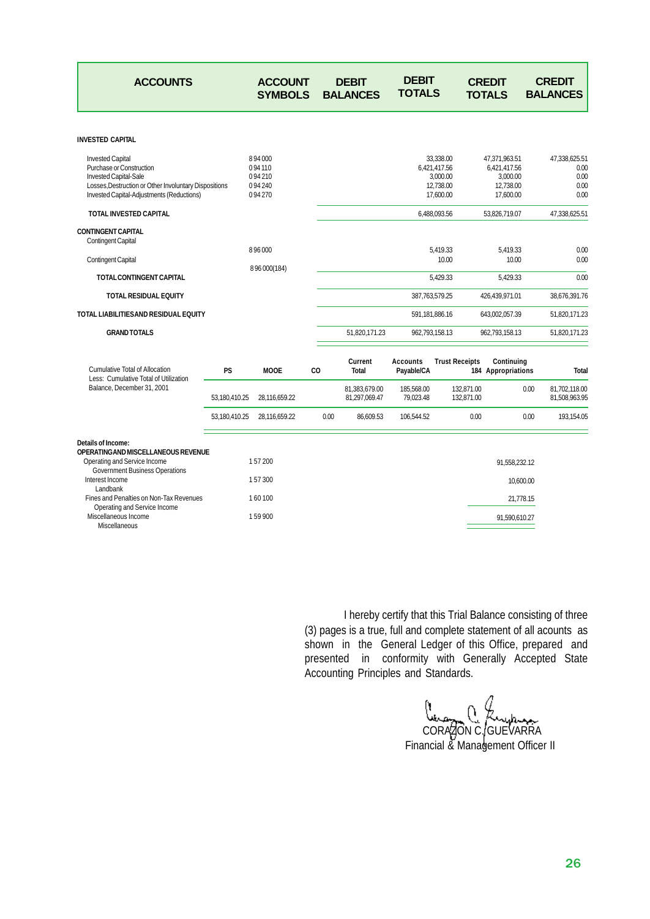| ACCOUNTS | ACCOUNT SYMBOLS | DEBIT BALANCES | DEBIT TOTALS | CREDIT TOTALS | CREDIT BALANCES |
|---|---|---|---|---|---|
| **INVESTED CAPITAL** | | | | | |
| Invested Capital | 8 94 000 | | 33,338.00 | 47,371,963.51 | 47,338,625.51 |
| Purchase or Construction | 0 94 110 | | 6,421,417.56 | 6,421,417.56 | 0.00 |
| Invested Capital-Sale | 0 94 210 | | 3,000.00 | 3,000.00 | 0.00 |
| Losses,Destruction or Other Involuntary Dispositions | 0 94 240 | | 12,738.00 | 12,738.00 | 0.00 |
| Invested Capital-Adjustments (Reductions) | 0 94 270 | | 17,600.00 | 17,600.00 | 0.00 |
| **TOTAL INVESTED CAPITAL** | | | 6,488,093.56 | 53,826,719.07 | 47,338,625.51 |
| **CONTINGENT CAPITAL** | | | | | |
| Contingent Capital | 8 96 000 | | 5,419.33 | 5,419.33 | 0.00 |
| Contingent Capital | 8 96 000(184) | | 10.00 | 10.00 | 0.00 |
| **TOTAL CONTINGENT CAPITAL** | | | 5,429.33 | 5,429.33 | 0.00 |
| **TOTAL RESIDUAL EQUITY** | | | 387,763,579.25 | 426,439,971.01 | 38,676,391.76 |
| **TOTAL LIABILITIES AND RESIDUAL EQUITY** | | | 591,181,886.16 | 643,002,057.39 | 51,820,171.23 |
| **GRAND TOTALS** | | 51,820,171.23 | 962,793,158.13 | 962,793,158.13 | 51,820,171.23 |

| | PS | MOOE | CO | Current Total | Accounts Payable/CA | Trust Receipts | Continuing 184 Appropriations | Total |
|---|---|---|---|---|---|---|---|---|
| Cumulative Total of Allocation | | | | 81,383,679.00 | 185,568.00 | 132,871.00 | 0.00 | 81,702,118.00 |
| Less: Cumulative Total of Utilization | 53,180,410.25 | 28,116,659.22 | | 81,297,069.47 | 79,023.48 | 132,871.00 | | 81,508,963.95 |
| Balance, December 31, 2001 | 53,180,410.25 | 28,116,659.22 | 0.00 | 86,609.53 | 106,544.52 | 0.00 | 0.00 | 193,154.05 |

**Details of Income:**

**OPERATING AND MISCELLANEOUS REVENUE**

| Account | Account Symbol | Amount |
|---|---|---|
| Operating and Service Income<br>Government Business Operations | 1 57 200 | 91,558,232.12 |
| Interest Income<br>Landbank | 1 57 300 | 10,600.00 |
| Fines and Penalties on Non-Tax Revenues<br>Operating and Service Income | 1 60 100 | 21,778.15 |
| Miscellaneous Income<br>Miscellaneous | 1 59 900 | 91,590,610.27 |

I hereby certify that this Trial Balance consisting of three (3) pages is a true, full and complete statement of all acounts as shown in the General Ledger of this Office, prepared and presented in conformity with Generally Accepted State Accounting Principles and Standards.

CORAZON C. GUEVARRA
Financial & Management Officer II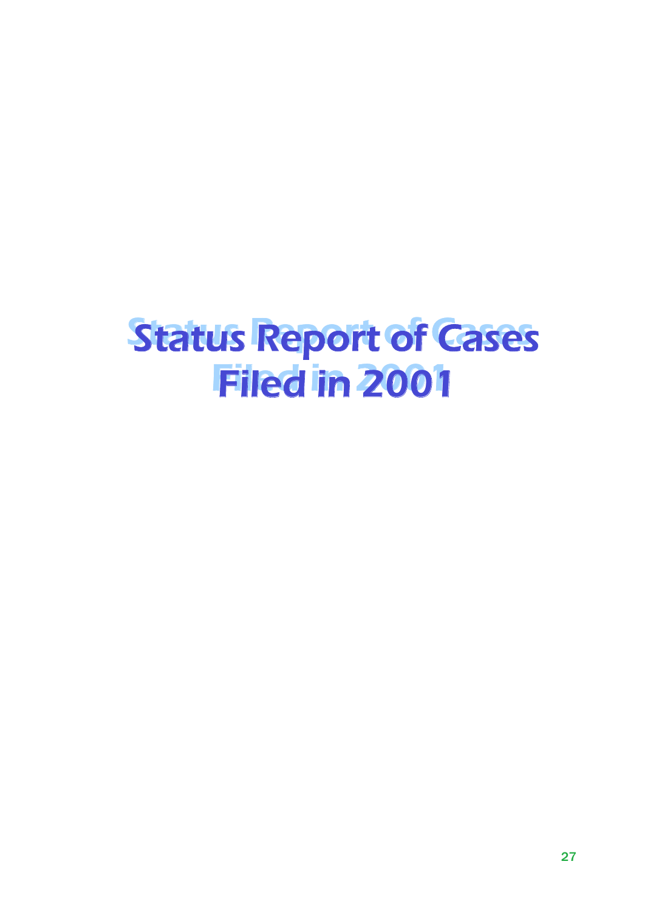# Status Report of Cases Filed in 2001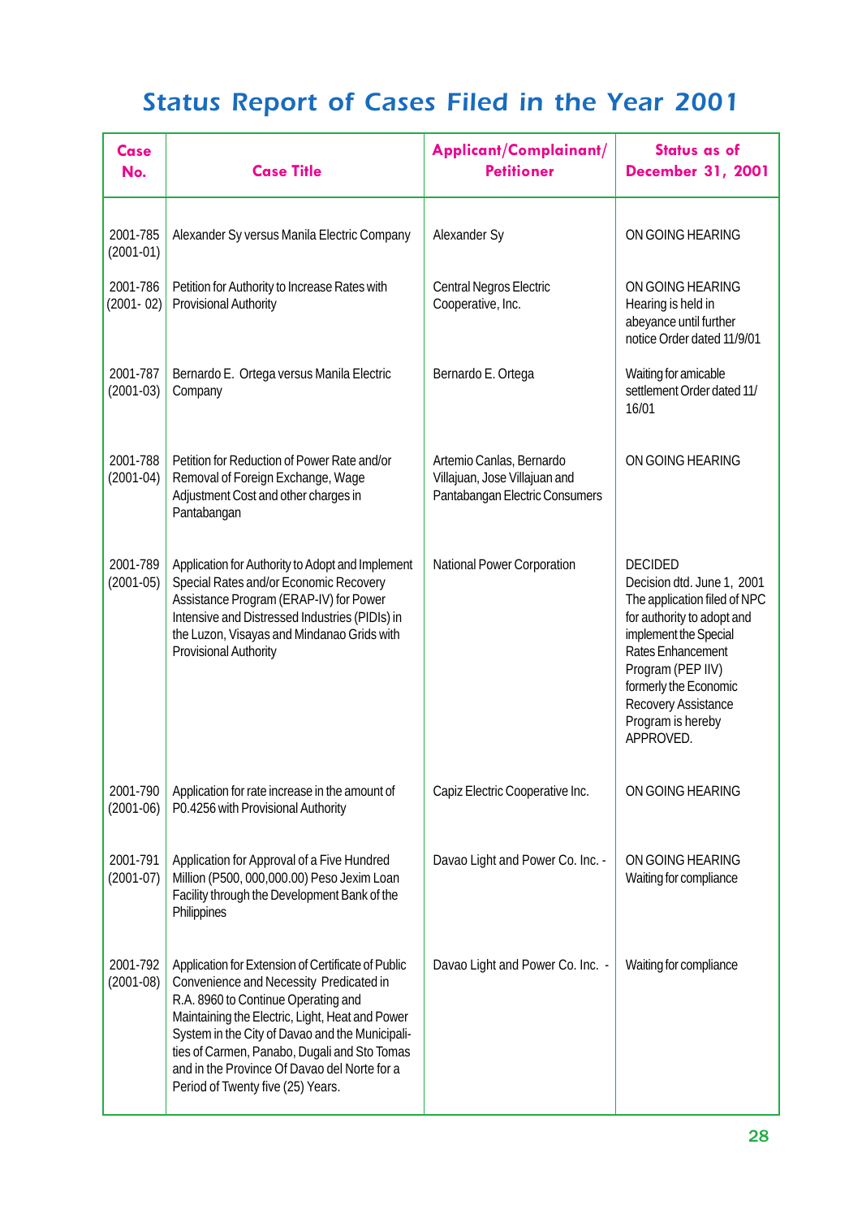# Status Report of Cases Filed in the Year 2001

| Case No. | Case Title | Applicant/Complainant/ Petitioner | Status as of December 31, 2001 |
|---|---|---|---|
| 2001-785 (2001-01) | Alexander Sy versus Manila Electric Company | Alexander Sy | ON GOING HEARING |
| 2001-786 (2001- 02) | Petition for Authority to Increase Rates with Provisional Authority | Central Negros Electric Cooperative, Inc. | ON GOING HEARING Hearing is held in abeyance until further notice Order dated 11/9/01 |
| 2001-787 (2001-03) | Bernardo E. Ortega versus Manila Electric Company | Bernardo E. Ortega | Waiting for amicable settlement Order dated 11/ 16/01 |
| 2001-788 (2001-04) | Petition for Reduction of Power Rate and/or Removal of Foreign Exchange, Wage Adjustment Cost and other charges in Pantabangan | Artemio Canlas, Bernardo Villajuan, Jose Villajuan and Pantabangan Electric Consumers | ON GOING HEARING |
| 2001-789 (2001-05) | Application for Authority to Adopt and Implement Special Rates and/or Economic Recovery Assistance Program (ERAP-IV) for Power Intensive and Distressed Industries (PIDIs) in the Luzon, Visayas and Mindanao Grids with Provisional Authority | National Power Corporation | DECIDED Decision dtd. June 1, 2001 The application filed of NPC for authority to adopt and implement the Special Rates Enhancement Program (PEP IIV) formerly the Economic Recovery Assistance Program is hereby APPROVED. |
| 2001-790 (2001-06) | Application for rate increase in the amount of P0.4256 with Provisional Authority | Capiz Electric Cooperative Inc. | ON GOING HEARING |
| 2001-791 (2001-07) | Application for Approval of a Five Hundred Million (P500, 000,000.00) Peso Jexim Loan Facility through the Development Bank of the Philippines | Davao Light and Power Co. Inc. - | ON GOING HEARING Waiting for compliance |
| 2001-792 (2001-08) | Application for Extension of Certificate of Public Convenience and Necessity Predicated in R.A. 8960 to Continue Operating and Maintaining the Electric, Light, Heat and Power System in the City of Davao and the Municipalities of Carmen, Panabo, Dugali and Sto Tomas and in the Province Of Davao del Norte for a Period of Twenty five (25) Years. | Davao Light and Power Co. Inc. - | Waiting for compliance |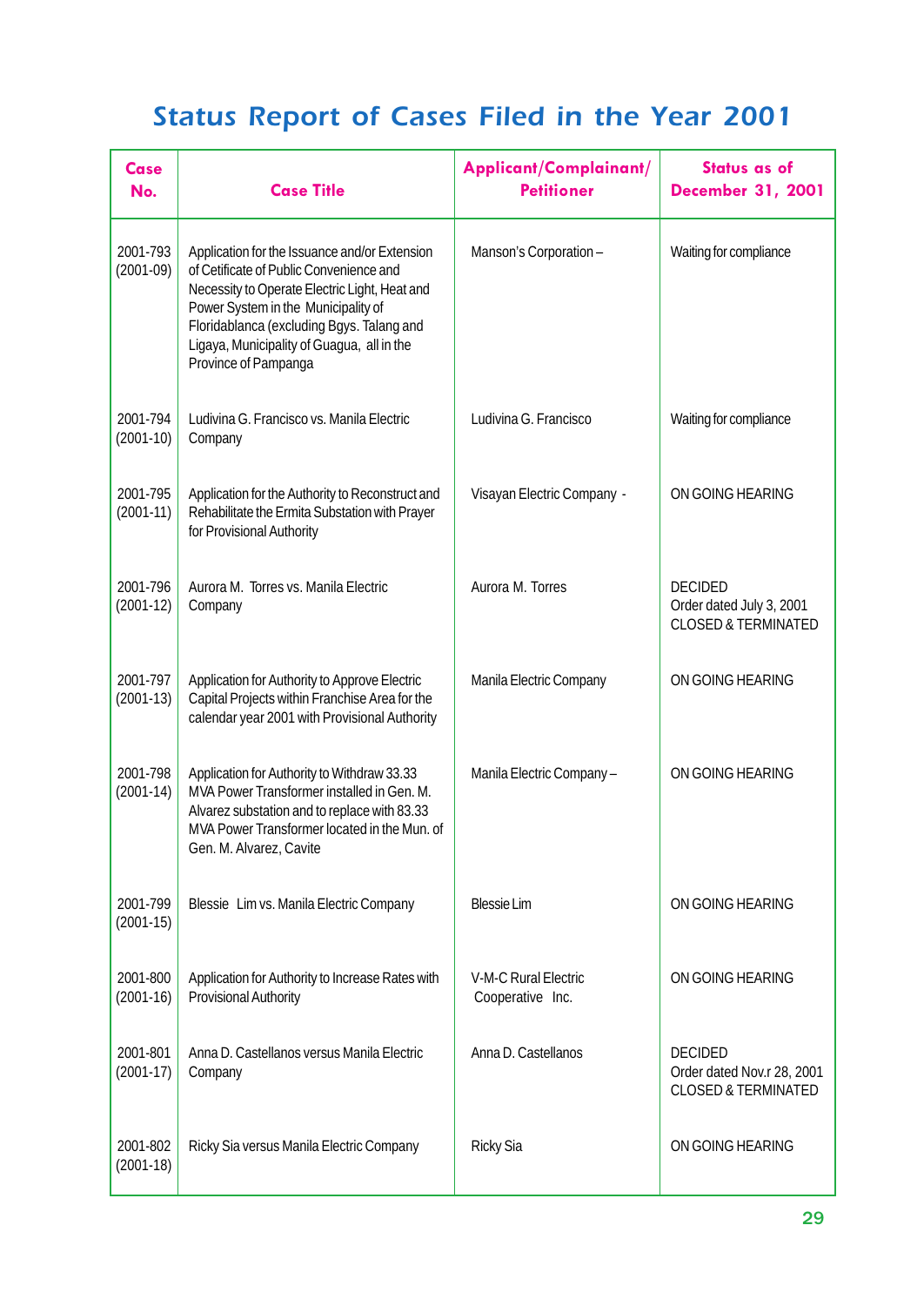# Status Report of Cases Filed in the Year 2001

| Case No. | Case Title | Applicant/Complainant/ Petitioner | Status as of December 31, 2001 |
|---|---|---|---|
| 2001-793 (2001-09) | Application for the Issuance and/or Extension of Cetificate of Public Convenience and Necessity to Operate Electric Light, Heat and Power System in the Municipality of Floridablanca (excluding Bgys. Talang and Ligaya, Municipality of Guagua, all in the Province of Pampanga | Manson's Corporation – | Waiting for compliance |
| 2001-794 (2001-10) | Ludivina G. Francisco vs. Manila Electric Company | Ludivina G. Francisco | Waiting for compliance |
| 2001-795 (2001-11) | Application for the Authority to Reconstruct and Rehabilitate the Ermita Substation with Prayer for Provisional Authority | Visayan Electric Company - | ON GOING HEARING |
| 2001-796 (2001-12) | Aurora M. Torres vs. Manila Electric Company | Aurora M. Torres | DECIDED<br>Order dated July 3, 2001<br>CLOSED & TERMINATED |
| 2001-797 (2001-13) | Application for Authority to Approve Electric Capital Projects within Franchise Area for the calendar year 2001 with Provisional Authority | Manila Electric Company | ON GOING HEARING |
| 2001-798 (2001-14) | Application for Authority to Withdraw 33.33 MVA Power Transformer installed in Gen. M. Alvarez substation and to replace with 83.33 MVA Power Transformer located in the Mun. of Gen. M. Alvarez, Cavite | Manila Electric Company – | ON GOING HEARING |
| 2001-799 (2001-15) | Blessie Lim vs. Manila Electric Company | Blessie Lim | ON GOING HEARING |
| 2001-800 (2001-16) | Application for Authority to Increase Rates with Provisional Authority | V-M-C Rural Electric Cooperative Inc. | ON GOING HEARING |
| 2001-801 (2001-17) | Anna D. Castellanos versus Manila Electric Company | Anna D. Castellanos | DECIDED<br>Order dated Nov.r 28, 2001<br>CLOSED & TERMINATED |
| 2001-802 (2001-18) | Ricky Sia versus Manila Electric Company | Ricky Sia | ON GOING HEARING |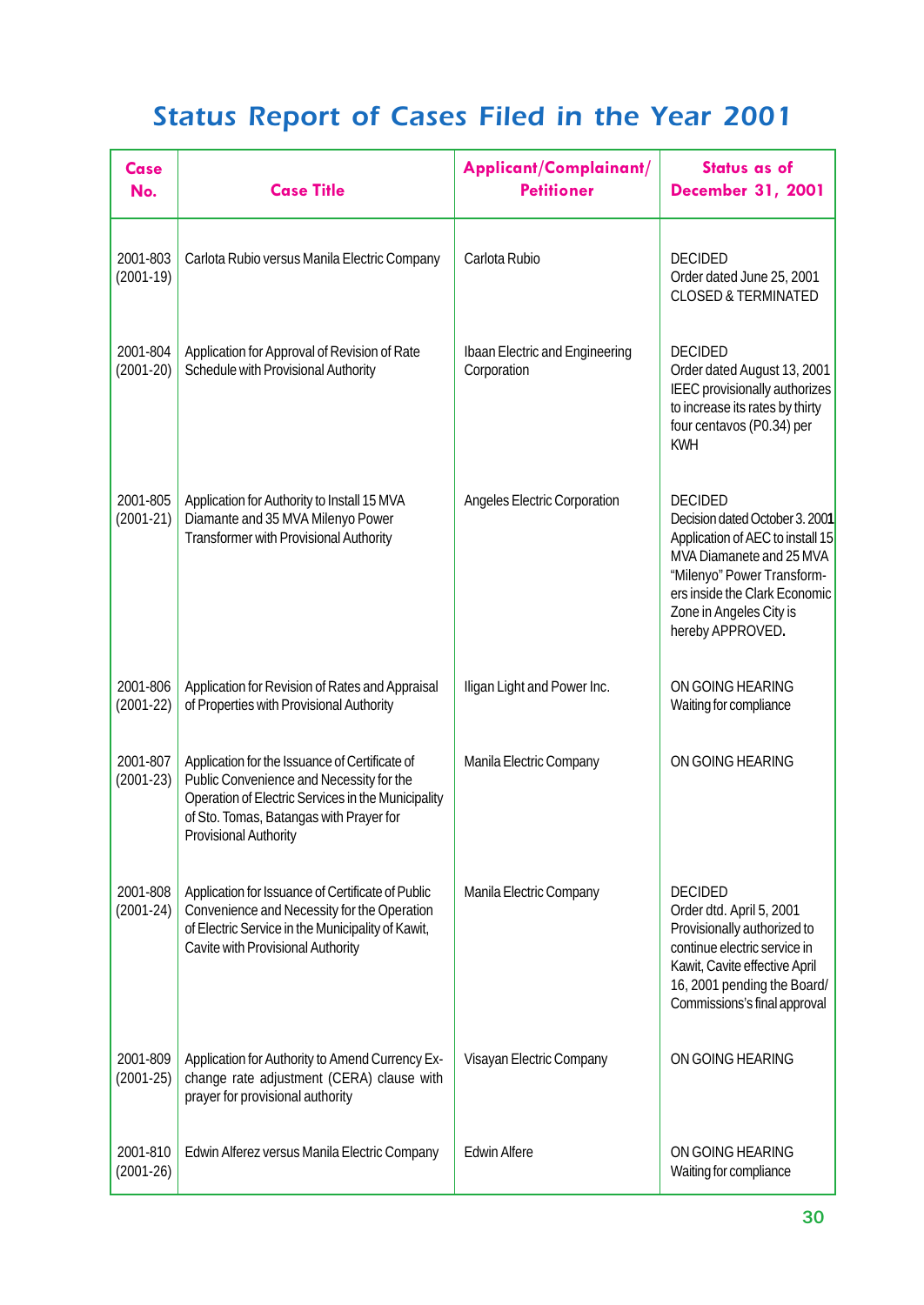# Status Report of Cases Filed in the Year 2001

| Case No. | Case Title | Applicant/Complainant/ Petitioner | Status as of December 31, 2001 |
|---|---|---|---|
| 2001-803 (2001-19) | Carlota Rubio versus Manila Electric Company | Carlota Rubio | DECIDED Order dated June 25, 2001 CLOSED & TERMINATED |
| 2001-804 (2001-20) | Application for Approval of Revision of Rate Schedule with Provisional Authority | Ibaan Electric and Engineering Corporation | DECIDED Order dated August 13, 2001 IEEC provisionally authorizes to increase its rates by thirty four centavos (P0.34) per KWH |
| 2001-805 (2001-21) | Application for Authority to Install 15 MVA Diamante and 35 MVA Milenyo Power Transformer with Provisional Authority | Angeles Electric Corporation | DECIDED Decision dated October 3. 2001 Application of AEC to install 15 MVA Diamanete and 25 MVA "Milenyo" Power Transformers inside the Clark Economic Zone in Angeles City is hereby APPROVED. |
| 2001-806 (2001-22) | Application for Revision of Rates and Appraisal of Properties with Provisional Authority | Iligan Light and Power Inc. | ON GOING HEARING Waiting for compliance |
| 2001-807 (2001-23) | Application for the Issuance of Certificate of Public Convenience and Necessity for the Operation of Electric Services in the Municipality of Sto. Tomas, Batangas with Prayer for Provisional Authority | Manila Electric Company | ON GOING HEARING |
| 2001-808 (2001-24) | Application for Issuance of Certificate of Public Convenience and Necessity for the Operation of Electric Service in the Municipality of Kawit, Cavite with Provisional Authority | Manila Electric Company | DECIDED Order dtd. April 5, 2001 Provisionally authorized to continue electric service in Kawit, Cavite effective April 16, 2001 pending the Board/ Commissions's final approval |
| 2001-809 (2001-25) | Application for Authority to Amend Currency Exchange rate adjustment (CERA) clause with prayer for provisional authority | Visayan Electric Company | ON GOING HEARING |
| 2001-810 (2001-26) | Edwin Alferez versus Manila Electric Company | Edwin Alfere | ON GOING HEARING Waiting for compliance |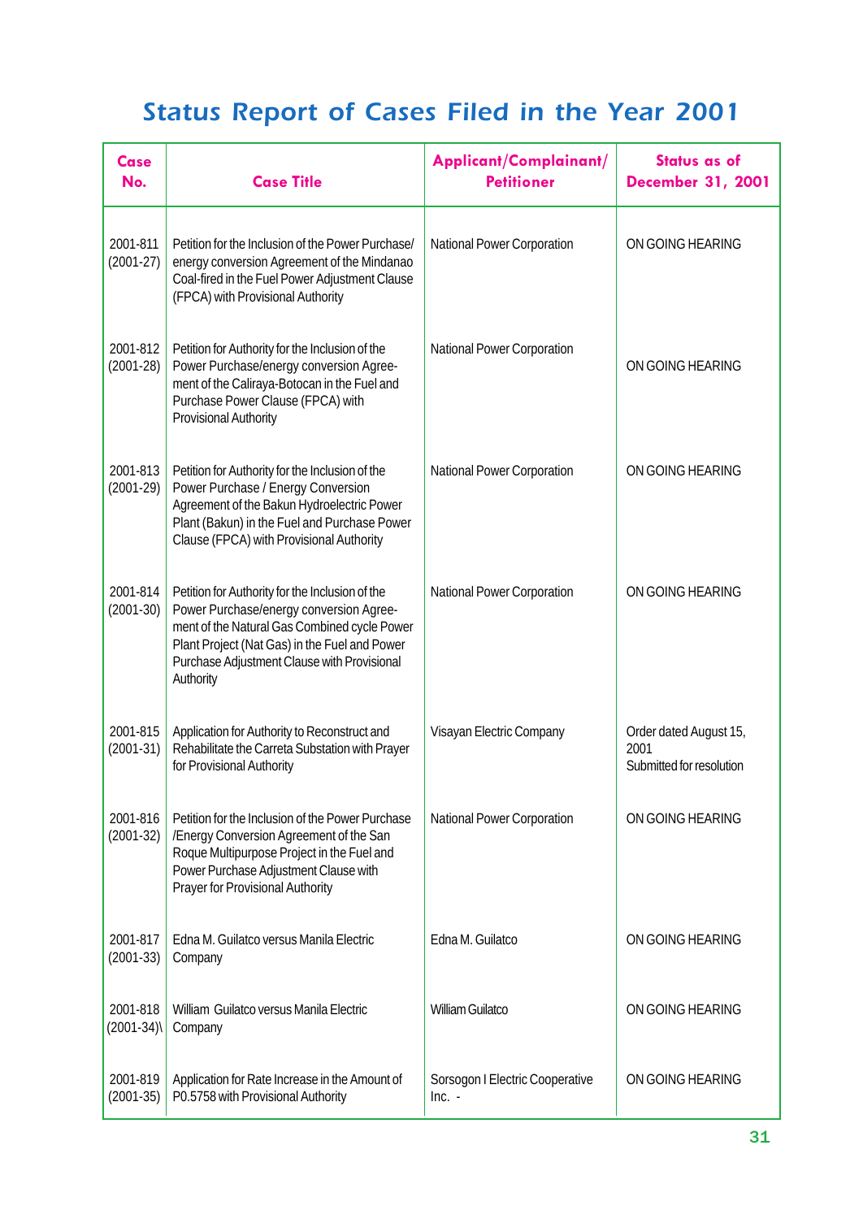# Status Report of Cases Filed in the Year 2001

| Case No. | Case Title | Applicant/Complainant/ Petitioner | Status as of December 31, 2001 |
|---|---|---|---|
| 2001-811 (2001-27) | Petition for the Inclusion of the Power Purchase/ energy conversion Agreement of the Mindanao Coal-fired in the Fuel Power Adjustment Clause (FPCA) with Provisional Authority | National Power Corporation | ON GOING HEARING |
| 2001-812 (2001-28) | Petition for Authority for the Inclusion of the Power Purchase/energy conversion Agreement of the Caliraya-Botocan in the Fuel and Purchase Power Clause (FPCA) with Provisional Authority | National Power Corporation | ON GOING HEARING |
| 2001-813 (2001-29) | Petition for Authority for the Inclusion of the Power Purchase / Energy Conversion Agreement of the Bakun Hydroelectric Power Plant (Bakun) in the Fuel and Purchase Power Clause (FPCA) with Provisional Authority | National Power Corporation | ON GOING HEARING |
| 2001-814 (2001-30) | Petition for Authority for the Inclusion of the Power Purchase/energy conversion Agreement of the Natural Gas Combined cycle Power Plant Project (Nat Gas) in the Fuel and Power Purchase Adjustment Clause with Provisional Authority | National Power Corporation | ON GOING HEARING |
| 2001-815 (2001-31) | Application for Authority to Reconstruct and Rehabilitate the Carreta Substation with Prayer for Provisional Authority | Visayan Electric Company | Order dated August 15, 2001 Submitted for resolution |
| 2001-816 (2001-32) | Petition for the Inclusion of the Power Purchase /Energy Conversion Agreement of the San Roque Multipurpose Project in the Fuel and Power Purchase Adjustment Clause with Prayer for Provisional Authority | National Power Corporation | ON GOING HEARING |
| 2001-817 (2001-33) | Edna M. Guilatco versus Manila Electric Company | Edna M. Guilatco | ON GOING HEARING |
| 2001-818 (2001-34)\ | William Guilatco versus Manila Electric Company | William Guilatco | ON GOING HEARING |
| 2001-819 (2001-35) | Application for Rate Increase in the Amount of P0.5758 with Provisional Authority | Sorsogon I Electric Cooperative Inc. - | ON GOING HEARING |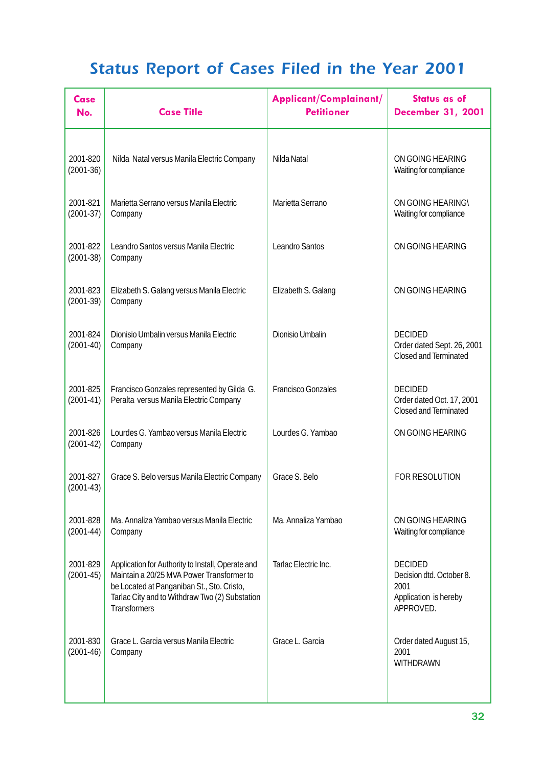# Status Report of Cases Filed in the Year 2001

| Case No. | Case Title | Applicant/Complainant/ Petitioner | Status as of December 31, 2001 |
| --- | --- | --- | --- |
| 2001-820 (2001-36) | Nilda Natal versus Manila Electric Company | Nilda Natal | ON GOING HEARING Waiting for compliance |
| 2001-821 (2001-37) | Marietta Serrano versus Manila Electric Company | Marietta Serrano | ON GOING HEARING\ Waiting for compliance |
| 2001-822 (2001-38) | Leandro Santos versus Manila Electric Company | Leandro Santos | ON GOING HEARING |
| 2001-823 (2001-39) | Elizabeth S. Galang versus Manila Electric Company | Elizabeth S. Galang | ON GOING HEARING |
| 2001-824 (2001-40) | Dionisio Umbalin versus Manila Electric Company | Dionisio Umbalin | DECIDED Order dated Sept. 26, 2001 Closed and Terminated |
| 2001-825 (2001-41) | Francisco Gonzales represented by Gilda G. Peralta versus Manila Electric Company | Francisco Gonzales | DECIDED Order dated Oct. 17, 2001 Closed and Terminated |
| 2001-826 (2001-42) | Lourdes G. Yambao versus Manila Electric Company | Lourdes G. Yambao | ON GOING HEARING |
| 2001-827 (2001-43) | Grace S. Belo versus Manila Electric Company | Grace S. Belo | FOR RESOLUTION |
| 2001-828 (2001-44) | Ma. Annaliza Yambao versus Manila Electric Company | Ma. Annaliza Yambao | ON GOING HEARING Waiting for compliance |
| 2001-829 (2001-45) | Application for Authority to Install, Operate and Maintain a 20/25 MVA Power Transformer to be Located at Panganiban St., Sto. Cristo, Tarlac City and to Withdraw Two (2) Substation Transformers | Tarlac Electric Inc. | DECIDED Decision dtd. October 8. 2001 Application is hereby APPROVED. |
| 2001-830 (2001-46) | Grace L. Garcia versus Manila Electric Company | Grace L. Garcia | Order dated August 15, 2001 WITHDRAWN |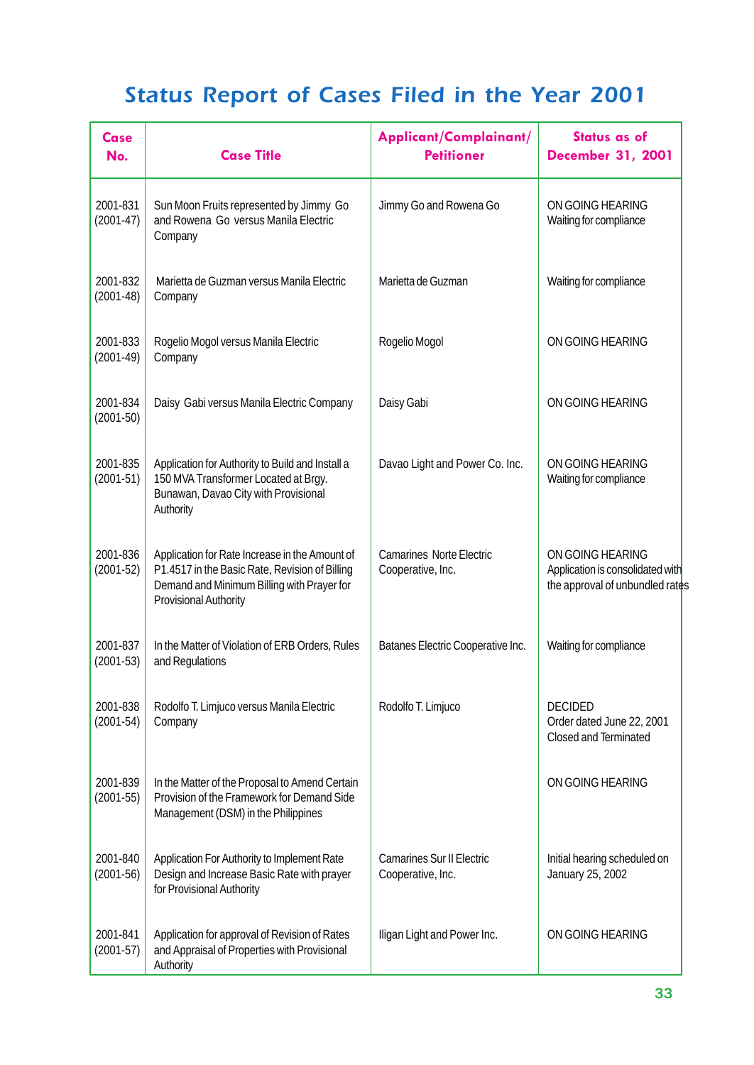# Status Report of Cases Filed in the Year 2001

| Case No. | Case Title | Applicant/Complainant/ Petitioner | Status as of December 31, 2001 |
|---|---|---|---|
| 2001-831 (2001-47) | Sun Moon Fruits represented by Jimmy Go and Rowena Go versus Manila Electric Company | Jimmy Go and Rowena Go | ON GOING HEARING Waiting for compliance |
| 2001-832 (2001-48) | Marietta de Guzman versus Manila Electric Company | Marietta de Guzman | Waiting for compliance |
| 2001-833 (2001-49) | Rogelio Mogol versus Manila Electric Company | Rogelio Mogol | ON GOING HEARING |
| 2001-834 (2001-50) | Daisy Gabi versus Manila Electric Company | Daisy Gabi | ON GOING HEARING |
| 2001-835 (2001-51) | Application for Authority to Build and Install a 150 MVA Transformer Located at Brgy. Bunawan, Davao City with Provisional Authority | Davao Light and Power Co. Inc. | ON GOING HEARING Waiting for compliance |
| 2001-836 (2001-52) | Application for Rate Increase in the Amount of P1.4517 in the Basic Rate, Revision of Billing Demand and Minimum Billing with Prayer for Provisional Authority | Camarines Norte Electric Cooperative, Inc. | ON GOING HEARING Application is consolidated with the approval of unbundled rates |
| 2001-837 (2001-53) | In the Matter of Violation of ERB Orders, Rules and Regulations | Batanes Electric Cooperative Inc. | Waiting for compliance |
| 2001-838 (2001-54) | Rodolfo T. Limjuco versus Manila Electric Company | Rodolfo T. Limjuco | DECIDED Order dated June 22, 2001 Closed and Terminated |
| 2001-839 (2001-55) | In the Matter of the Proposal to Amend Certain Provision of the Framework for Demand Side Management (DSM) in the Philippines | | ON GOING HEARING |
| 2001-840 (2001-56) | Application For Authority to Implement Rate Design and Increase Basic Rate with prayer for Provisional Authority | Camarines Sur II Electric Cooperative, Inc. | Initial hearing scheduled on January 25, 2002 |
| 2001-841 (2001-57) | Application for approval of Revision of Rates and Appraisal of Properties with Provisional Authority | Iligan Light and Power Inc. | ON GOING HEARING |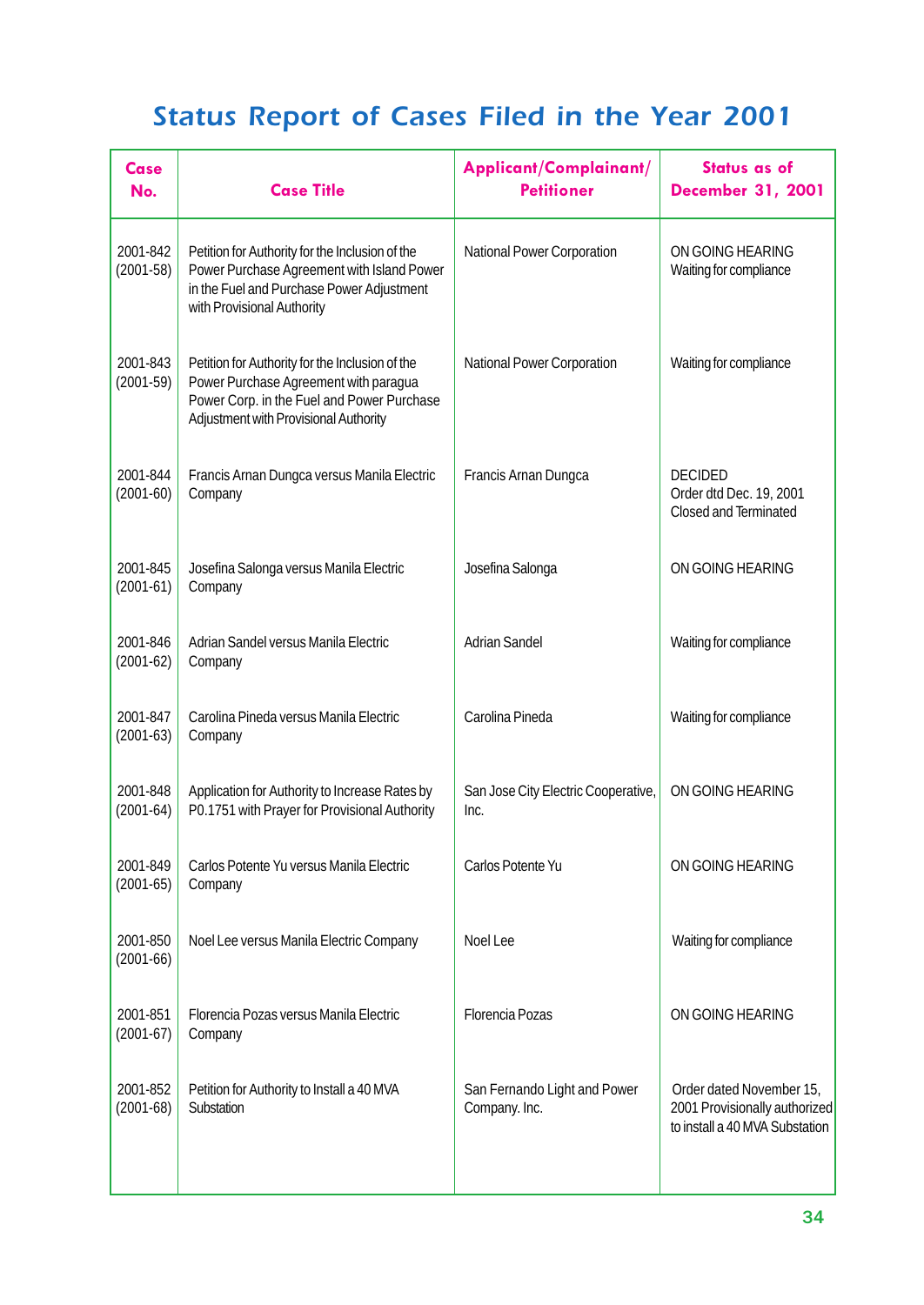# Status Report of Cases Filed in the Year 2001

| Case No. | Case Title | Applicant/Complainant/ Petitioner | Status as of December 31, 2001 |
|---|---|---|---|
| 2001-842 (2001-58) | Petition for Authority for the Inclusion of the Power Purchase Agreement with Island Power in the Fuel and Purchase Power Adjustment with Provisional Authority | National Power Corporation | ON GOING HEARING Waiting for compliance |
| 2001-843 (2001-59) | Petition for Authority for the Inclusion of the Power Purchase Agreement with paragua Power Corp. in the Fuel and Power Purchase Adjustment with Provisional Authority | National Power Corporation | Waiting for compliance |
| 2001-844 (2001-60) | Francis Arnan Dungca versus Manila Electric Company | Francis Arnan Dungca | DECIDED Order dtd Dec. 19, 2001 Closed and Terminated |
| 2001-845 (2001-61) | Josefina Salonga versus Manila Electric Company | Josefina Salonga | ON GOING HEARING |
| 2001-846 (2001-62) | Adrian Sandel versus Manila Electric Company | Adrian Sandel | Waiting for compliance |
| 2001-847 (2001-63) | Carolina Pineda versus Manila Electric Company | Carolina Pineda | Waiting for compliance |
| 2001-848 (2001-64) | Application for Authority to Increase Rates by P0.1751 with Prayer for Provisional Authority | San Jose City Electric Cooperative, Inc. | ON GOING HEARING |
| 2001-849 (2001-65) | Carlos Potente Yu versus Manila Electric Company | Carlos Potente Yu | ON GOING HEARING |
| 2001-850 (2001-66) | Noel Lee versus Manila Electric Company | Noel Lee | Waiting for compliance |
| 2001-851 (2001-67) | Florencia Pozas versus Manila Electric Company | Florencia Pozas | ON GOING HEARING |
| 2001-852 (2001-68) | Petition for Authority to Install a 40 MVA Substation | San Fernando Light and Power Company. Inc. | Order dated November 15, 2001 Provisionally authorized to install a 40 MVA Substation |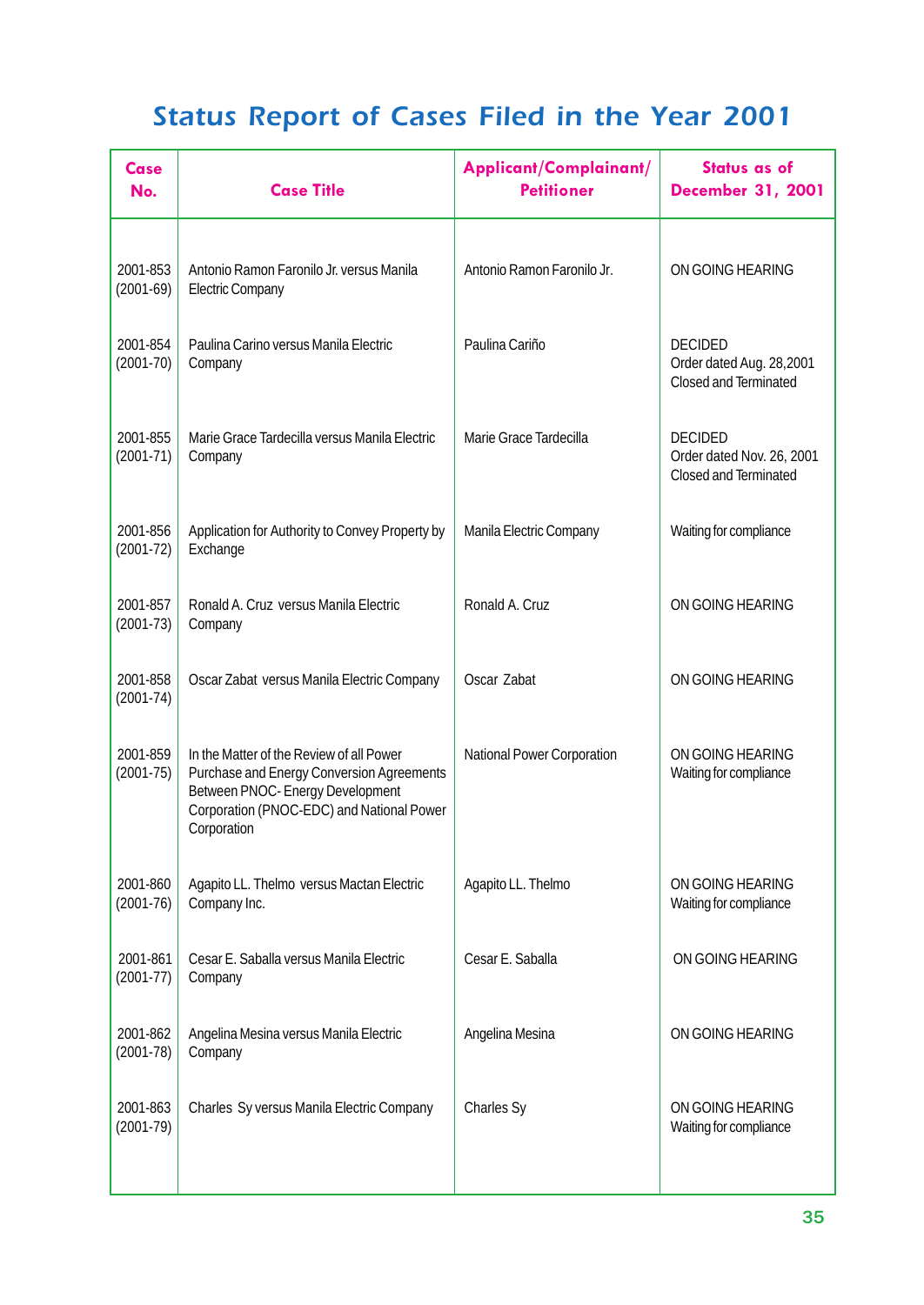# Status Report of Cases Filed in the Year 2001

| Case No. | Case Title | Applicant/Complainant/ Petitioner | Status as of December 31, 2001 |
|---|---|---|---|
| 2001-853 (2001-69) | Antonio Ramon Faronilo Jr. versus Manila Electric Company | Antonio Ramon Faronilo Jr. | ON GOING HEARING |
| 2001-854 (2001-70) | Paulina Carino versus Manila Electric Company | Paulina Cariño | DECIDED Order dated Aug. 28,2001 Closed and Terminated |
| 2001-855 (2001-71) | Marie Grace Tardecilla versus Manila Electric Company | Marie Grace Tardecilla | DECIDED Order dated Nov. 26, 2001 Closed and Terminated |
| 2001-856 (2001-72) | Application for Authority to Convey Property by Exchange | Manila Electric Company | Waiting for compliance |
| 2001-857 (2001-73) | Ronald A. Cruz versus Manila Electric Company | Ronald A. Cruz | ON GOING HEARING |
| 2001-858 (2001-74) | Oscar Zabat versus Manila Electric Company | Oscar Zabat | ON GOING HEARING |
| 2001-859 (2001-75) | In the Matter of the Review of all Power Purchase and Energy Conversion Agreements Between PNOC- Energy Development Corporation (PNOC-EDC) and National Power Corporation | National Power Corporation | ON GOING HEARING Waiting for compliance |
| 2001-860 (2001-76) | Agapito LL. Thelmo versus Mactan Electric Company Inc. | Agapito LL. Thelmo | ON GOING HEARING Waiting for compliance |
| 2001-861 (2001-77) | Cesar E. Saballa versus Manila Electric Company | Cesar E. Saballa | ON GOING HEARING |
| 2001-862 (2001-78) | Angelina Mesina versus Manila Electric Company | Angelina Mesina | ON GOING HEARING |
| 2001-863 (2001-79) | Charles Sy versus Manila Electric Company | Charles Sy | ON GOING HEARING Waiting for compliance |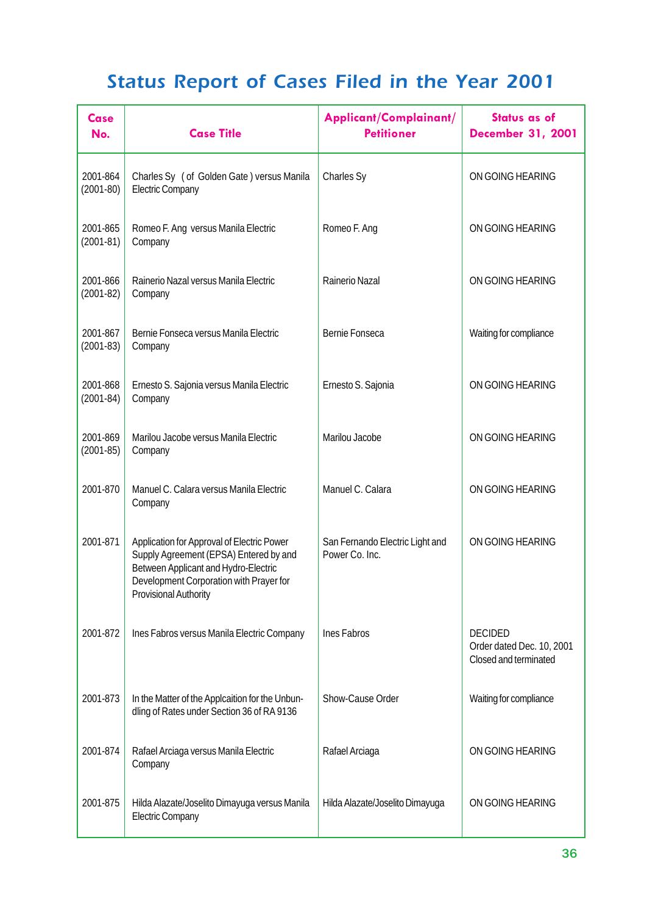## Status Report of Cases Filed in the Year 2001

| Case No. | Case Title | Applicant/Complainant/ Petitioner | Status as of December 31, 2001 |
|---|---|---|---|
| 2001-864 (2001-80) | Charles Sy ( of Golden Gate ) versus Manila Electric Company | Charles Sy | ON GOING HEARING |
| 2001-865 (2001-81) | Romeo F. Ang versus Manila Electric Company | Romeo F. Ang | ON GOING HEARING |
| 2001-866 (2001-82) | Rainerio Nazal versus Manila Electric Company | Rainerio Nazal | ON GOING HEARING |
| 2001-867 (2001-83) | Bernie Fonseca versus Manila Electric Company | Bernie Fonseca | Waiting for compliance |
| 2001-868 (2001-84) | Ernesto S. Sajonia versus Manila Electric Company | Ernesto S. Sajonia | ON GOING HEARING |
| 2001-869 (2001-85) | Marilou Jacobe versus Manila Electric Company | Marilou Jacobe | ON GOING HEARING |
| 2001-870 | Manuel C. Calara versus Manila Electric Company | Manuel C. Calara | ON GOING HEARING |
| 2001-871 | Application for Approval of Electric Power Supply Agreement (EPSA) Entered by and Between Applicant and Hydro-Electric Development Corporation with Prayer for Provisional Authority | San Fernando Electric Light and Power Co. Inc. | ON GOING HEARING |
| 2001-872 | Ines Fabros versus Manila Electric Company | Ines Fabros | DECIDED Order dated Dec. 10, 2001 Closed and terminated |
| 2001-873 | In the Matter of the Applcaition for the Unbundling of Rates under Section 36 of RA 9136 | Show-Cause Order | Waiting for compliance |
| 2001-874 | Rafael Arciaga versus Manila Electric Company | Rafael Arciaga | ON GOING HEARING |
| 2001-875 | Hilda Alazate/Joselito Dimayuga versus Manila Electric Company | Hilda Alazate/Joselito Dimayuga | ON GOING HEARING |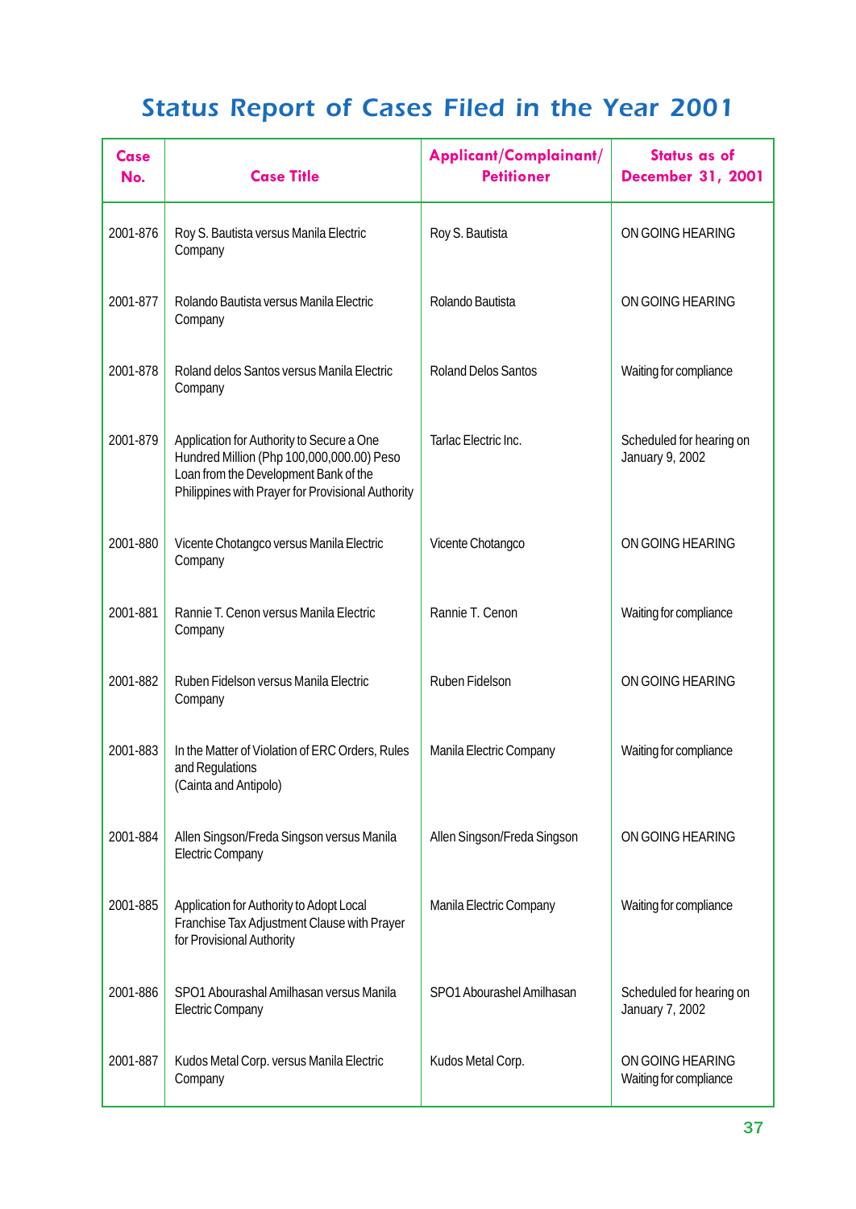# Status Report of Cases Filed in the Year 2001

| Case No. | Case Title | Applicant/Complainant/ Petitioner | Status as of December 31, 2001 |
|---|---|---|---|
| 2001-876 | Roy S. Bautista versus Manila Electric Company | Roy S. Bautista | ON GOING HEARING |
| 2001-877 | Rolando Bautista versus Manila Electric Company | Rolando Bautista | ON GOING HEARING |
| 2001-878 | Roland delos Santos versus Manila Electric Company | Roland Delos Santos | Waiting for compliance |
| 2001-879 | Application for Authority to Secure a One Hundred Million (Php 100,000,000.00) Peso Loan from the Development Bank of the Philippines with Prayer for Provisional Authority | Tarlac Electric Inc. | Scheduled for hearing on January 9, 2002 |
| 2001-880 | Vicente Chotangco versus Manila Electric Company | Vicente Chotangco | ON GOING HEARING |
| 2001-881 | Rannie T. Cenon versus Manila Electric Company | Rannie T. Cenon | Waiting for compliance |
| 2001-882 | Ruben Fidelson versus Manila Electric Company | Ruben Fidelson | ON GOING HEARING |
| 2001-883 | In the Matter of Violation of ERC Orders, Rules and Regulations (Cainta and Antipolo) | Manila Electric Company | Waiting for compliance |
| 2001-884 | Allen Singson/Freda Singson versus Manila Electric Company | Allen Singson/Freda Singson | ON GOING HEARING |
| 2001-885 | Application for Authority to Adopt Local Franchise Tax Adjustment Clause with Prayer for Provisional Authority | Manila Electric Company | Waiting for compliance |
| 2001-886 | SPO1 Abourashal Amilhasan versus Manila Electric Company | SPO1 Abourashel Amilhasan | Scheduled for hearing on January 7, 2002 |
| 2001-887 | Kudos Metal Corp. versus Manila Electric Company | Kudos Metal Corp. | ON GOING HEARING Waiting for compliance |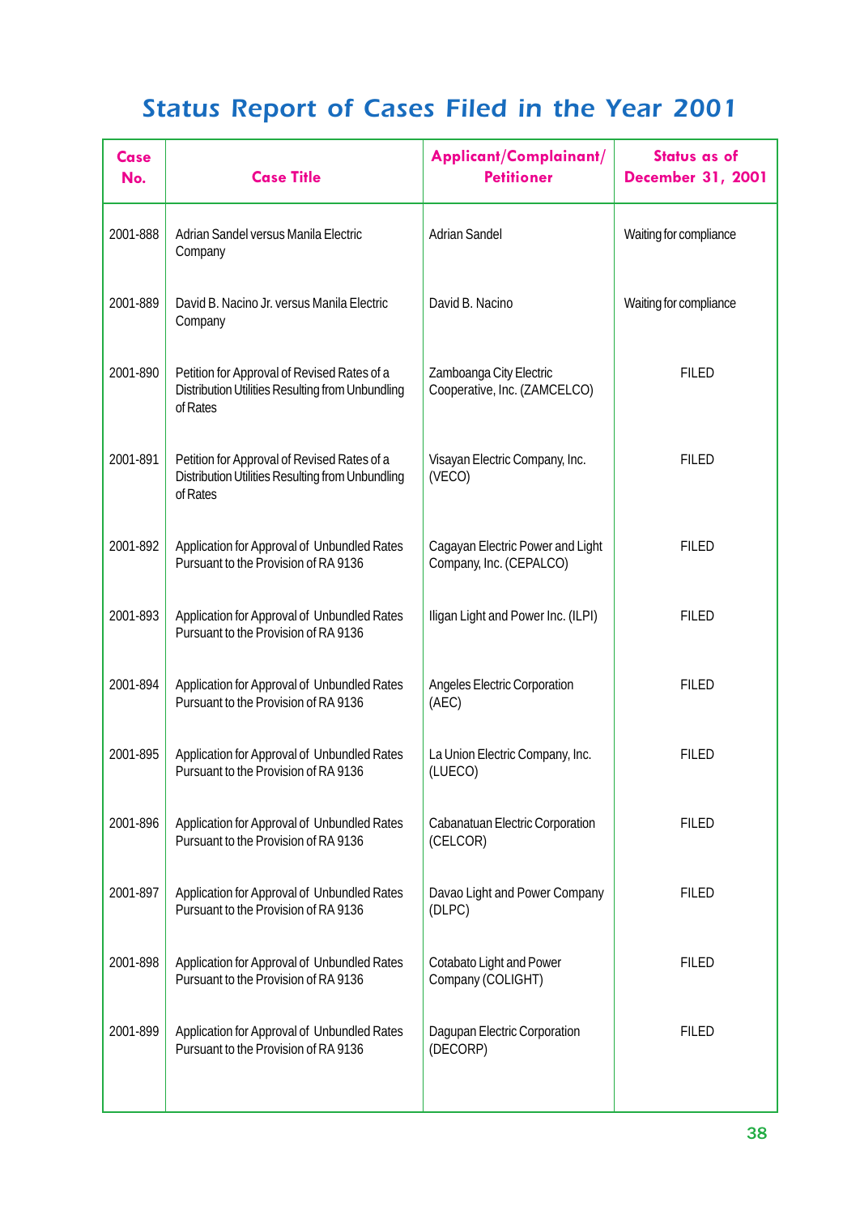# Status Report of Cases Filed in the Year 2001

| Case No. | Case Title | Applicant/Complainant/ Petitioner | Status as of December 31, 2001 |
|---|---|---|---|
| 2001-888 | Adrian Sandel versus Manila Electric Company | Adrian Sandel | Waiting for compliance |
| 2001-889 | David B. Nacino Jr. versus Manila Electric Company | David B. Nacino | Waiting for compliance |
| 2001-890 | Petition for Approval of Revised Rates of a Distribution Utilities Resulting from Unbundling of Rates | Zamboanga City Electric Cooperative, Inc. (ZAMCELCO) | FILED |
| 2001-891 | Petition for Approval of Revised Rates of a Distribution Utilities Resulting from Unbundling of Rates | Visayan Electric Company, Inc. (VECO) | FILED |
| 2001-892 | Application for Approval of Unbundled Rates Pursuant to the Provision of RA 9136 | Cagayan Electric Power and Light Company, Inc. (CEPALCO) | FILED |
| 2001-893 | Application for Approval of Unbundled Rates Pursuant to the Provision of RA 9136 | Iligan Light and Power Inc. (ILPI) | FILED |
| 2001-894 | Application for Approval of Unbundled Rates Pursuant to the Provision of RA 9136 | Angeles Electric Corporation (AEC) | FILED |
| 2001-895 | Application for Approval of Unbundled Rates Pursuant to the Provision of RA 9136 | La Union Electric Company, Inc. (LUECO) | FILED |
| 2001-896 | Application for Approval of Unbundled Rates Pursuant to the Provision of RA 9136 | Cabanatuan Electric Corporation (CELCOR) | FILED |
| 2001-897 | Application for Approval of Unbundled Rates Pursuant to the Provision of RA 9136 | Davao Light and Power Company (DLPC) | FILED |
| 2001-898 | Application for Approval of Unbundled Rates Pursuant to the Provision of RA 9136 | Cotabato Light and Power Company (COLIGHT) | FILED |
| 2001-899 | Application for Approval of Unbundled Rates Pursuant to the Provision of RA 9136 | Dagupan Electric Corporation (DECORP) | FILED |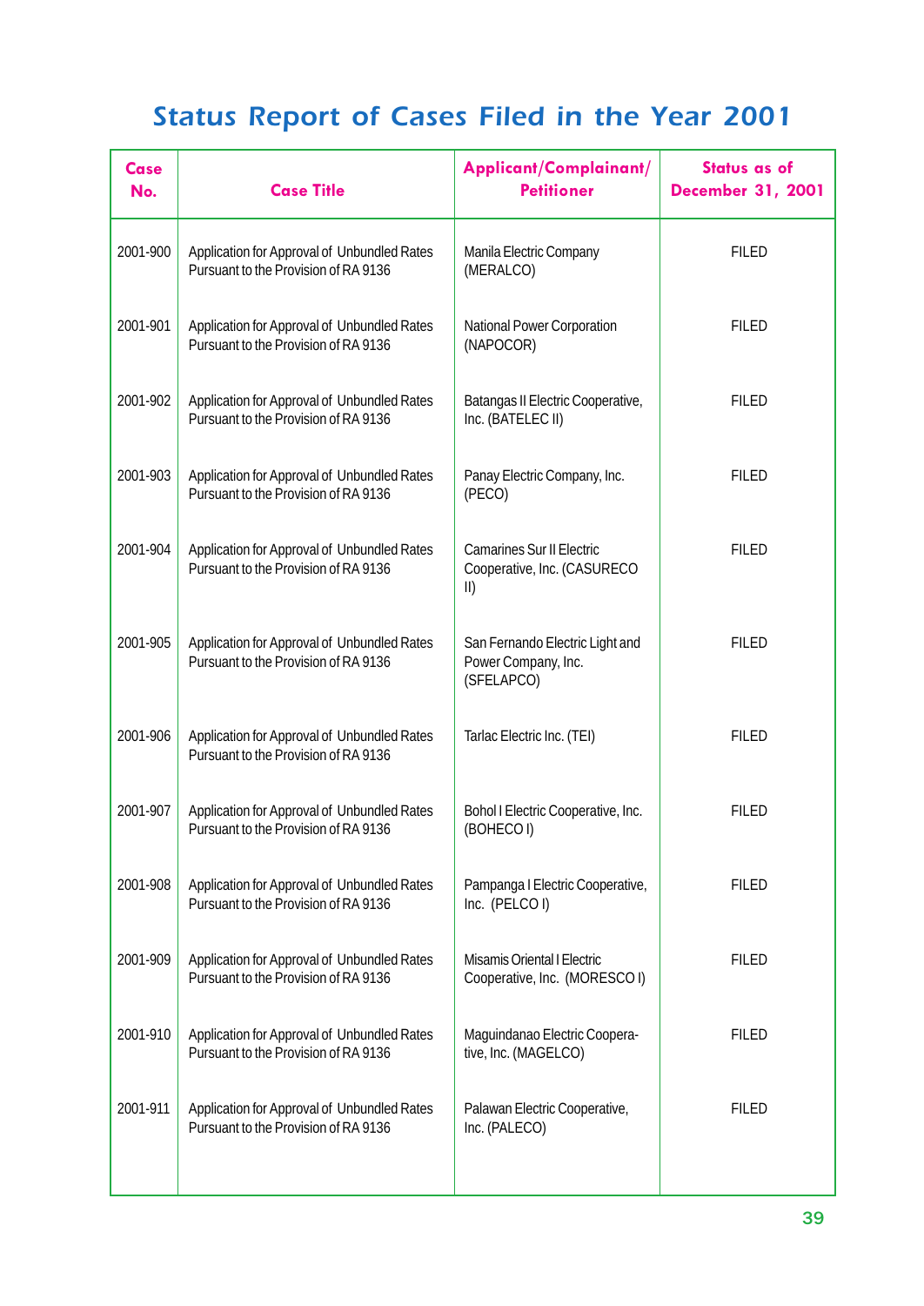# Status Report of Cases Filed in the Year 2001

| Case No. | Case Title | Applicant/Complainant/ Petitioner | Status as of December 31, 2001 |
|---|---|---|---|
| 2001-900 | Application for Approval of Unbundled Rates Pursuant to the Provision of RA 9136 | Manila Electric Company (MERALCO) | FILED |
| 2001-901 | Application for Approval of Unbundled Rates Pursuant to the Provision of RA 9136 | National Power Corporation (NAPOCOR) | FILED |
| 2001-902 | Application for Approval of Unbundled Rates Pursuant to the Provision of RA 9136 | Batangas II Electric Cooperative, Inc. (BATELEC II) | FILED |
| 2001-903 | Application for Approval of Unbundled Rates Pursuant to the Provision of RA 9136 | Panay Electric Company, Inc. (PECO) | FILED |
| 2001-904 | Application for Approval of Unbundled Rates Pursuant to the Provision of RA 9136 | Camarines Sur II Electric Cooperative, Inc. (CASURECO II) | FILED |
| 2001-905 | Application for Approval of Unbundled Rates Pursuant to the Provision of RA 9136 | San Fernando Electric Light and Power Company, Inc. (SFELAPCO) | FILED |
| 2001-906 | Application for Approval of Unbundled Rates Pursuant to the Provision of RA 9136 | Tarlac Electric Inc. (TEI) | FILED |
| 2001-907 | Application for Approval of Unbundled Rates Pursuant to the Provision of RA 9136 | Bohol I Electric Cooperative, Inc. (BOHECO I) | FILED |
| 2001-908 | Application for Approval of Unbundled Rates Pursuant to the Provision of RA 9136 | Pampanga I Electric Cooperative, Inc. (PELCO I) | FILED |
| 2001-909 | Application for Approval of Unbundled Rates Pursuant to the Provision of RA 9136 | Misamis Oriental I Electric Cooperative, Inc. (MORESCO I) | FILED |
| 2001-910 | Application for Approval of Unbundled Rates Pursuant to the Provision of RA 9136 | Maguindanao Electric Cooperative, Inc. (MAGELCO) | FILED |
| 2001-911 | Application for Approval of Unbundled Rates Pursuant to the Provision of RA 9136 | Palawan Electric Cooperative, Inc. (PALECO) | FILED |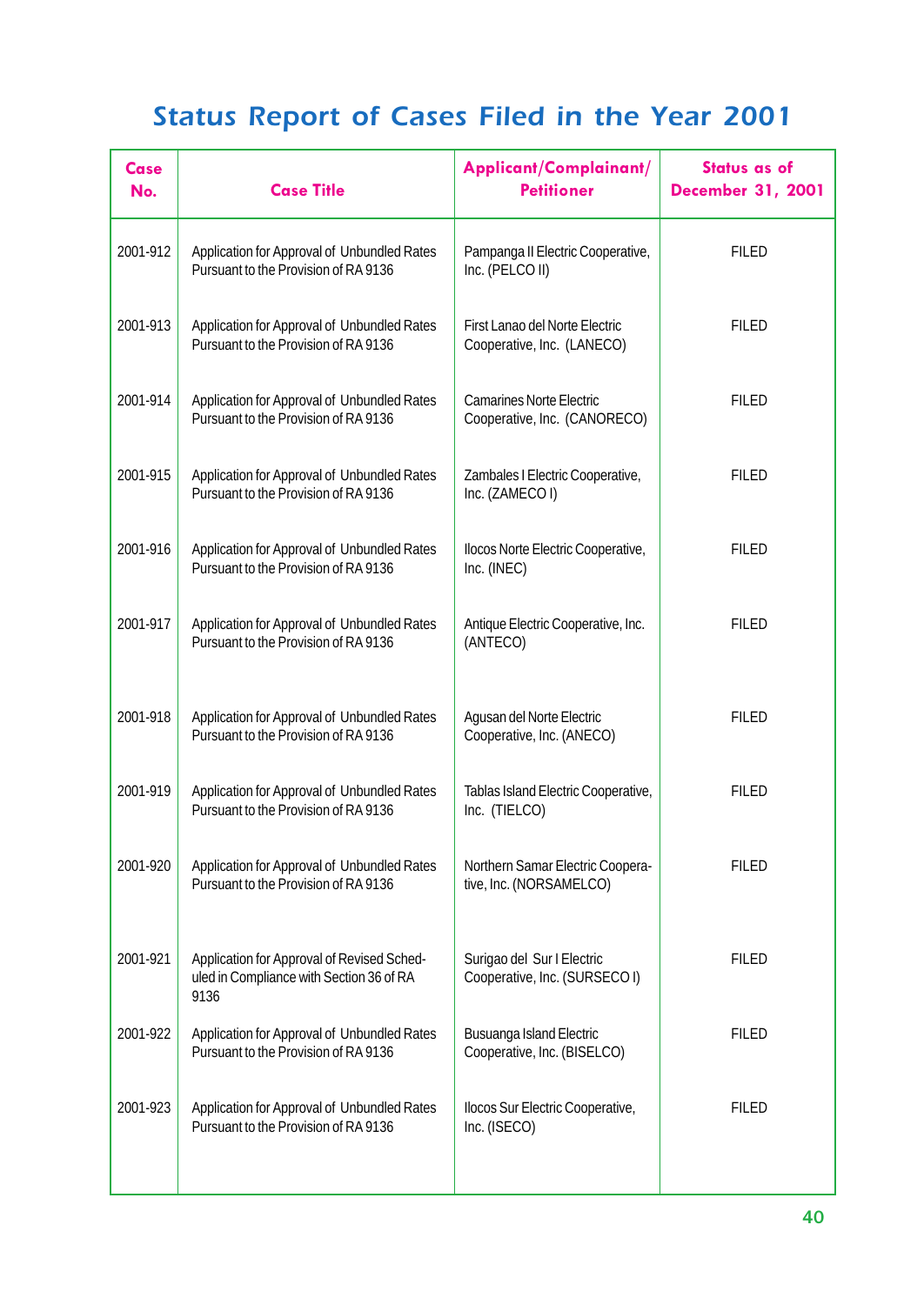# Status Report of Cases Filed in the Year 2001

| Case No. | Case Title | Applicant/Complainant/ Petitioner | Status as of December 31, 2001 |
|---|---|---|---|
| 2001-912 | Application for Approval of Unbundled Rates Pursuant to the Provision of RA 9136 | Pampanga II Electric Cooperative, Inc. (PELCO II) | FILED |
| 2001-913 | Application for Approval of Unbundled Rates Pursuant to the Provision of RA 9136 | First Lanao del Norte Electric Cooperative, Inc. (LANECO) | FILED |
| 2001-914 | Application for Approval of Unbundled Rates Pursuant to the Provision of RA 9136 | Camarines Norte Electric Cooperative, Inc. (CANORECO) | FILED |
| 2001-915 | Application for Approval of Unbundled Rates Pursuant to the Provision of RA 9136 | Zambales I Electric Cooperative, Inc. (ZAMECO I) | FILED |
| 2001-916 | Application for Approval of Unbundled Rates Pursuant to the Provision of RA 9136 | Ilocos Norte Electric Cooperative, Inc. (INEC) | FILED |
| 2001-917 | Application for Approval of Unbundled Rates Pursuant to the Provision of RA 9136 | Antique Electric Cooperative, Inc. (ANTECO) | FILED |
| 2001-918 | Application for Approval of Unbundled Rates Pursuant to the Provision of RA 9136 | Agusan del Norte Electric Cooperative, Inc. (ANECO) | FILED |
| 2001-919 | Application for Approval of Unbundled Rates Pursuant to the Provision of RA 9136 | Tablas Island Electric Cooperative, Inc. (TIELCO) | FILED |
| 2001-920 | Application for Approval of Unbundled Rates Pursuant to the Provision of RA 9136 | Northern Samar Electric Cooperative, Inc. (NORSAMELCO) | FILED |
| 2001-921 | Application for Approval of Revised Scheduled in Compliance with Section 36 of RA 9136 | Surigao del Sur I Electric Cooperative, Inc. (SURSECO I) | FILED |
| 2001-922 | Application for Approval of Unbundled Rates Pursuant to the Provision of RA 9136 | Busuanga Island Electric Cooperative, Inc. (BISELCO) | FILED |
| 2001-923 | Application for Approval of Unbundled Rates Pursuant to the Provision of RA 9136 | Ilocos Sur Electric Cooperative, Inc. (ISECO) | FILED |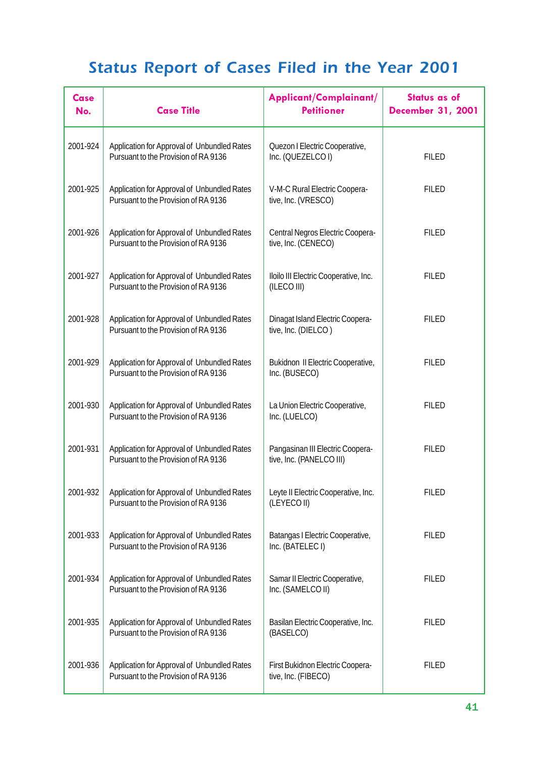# Status Report of Cases Filed in the Year 2001

| Case No. | Case Title | Applicant/Complainant/ Petitioner | Status as of December 31, 2001 |
|---|---|---|---|
| 2001-924 | Application for Approval of Unbundled Rates Pursuant to the Provision of RA 9136 | Quezon I Electric Cooperative, Inc. (QUEZELCO I) | FILED |
| 2001-925 | Application for Approval of Unbundled Rates Pursuant to the Provision of RA 9136 | V-M-C Rural Electric Cooperative, Inc. (VRESCO) | FILED |
| 2001-926 | Application for Approval of Unbundled Rates Pursuant to the Provision of RA 9136 | Central Negros Electric Cooperative, Inc. (CENECO) | FILED |
| 2001-927 | Application for Approval of Unbundled Rates Pursuant to the Provision of RA 9136 | Iloilo III Electric Cooperative, Inc. (ILECO III) | FILED |
| 2001-928 | Application for Approval of Unbundled Rates Pursuant to the Provision of RA 9136 | Dinagat Island Electric Cooperative, Inc. (DIELCO ) | FILED |
| 2001-929 | Application for Approval of Unbundled Rates Pursuant to the Provision of RA 9136 | Bukidnon II Electric Cooperative, Inc. (BUSECO) | FILED |
| 2001-930 | Application for Approval of Unbundled Rates Pursuant to the Provision of RA 9136 | La Union Electric Cooperative, Inc. (LUELCO) | FILED |
| 2001-931 | Application for Approval of Unbundled Rates Pursuant to the Provision of RA 9136 | Pangasinan III Electric Cooperative, Inc. (PANELCO III) | FILED |
| 2001-932 | Application for Approval of Unbundled Rates Pursuant to the Provision of RA 9136 | Leyte II Electric Cooperative, Inc. (LEYECO II) | FILED |
| 2001-933 | Application for Approval of Unbundled Rates Pursuant to the Provision of RA 9136 | Batangas I Electric Cooperative, Inc. (BATELEC I) | FILED |
| 2001-934 | Application for Approval of Unbundled Rates Pursuant to the Provision of RA 9136 | Samar II Electric Cooperative, Inc. (SAMELCO II) | FILED |
| 2001-935 | Application for Approval of Unbundled Rates Pursuant to the Provision of RA 9136 | Basilan Electric Cooperative, Inc. (BASELCO) | FILED |
| 2001-936 | Application for Approval of Unbundled Rates Pursuant to the Provision of RA 9136 | First Bukidnon Electric Cooperative, Inc. (FIBECO) | FILED |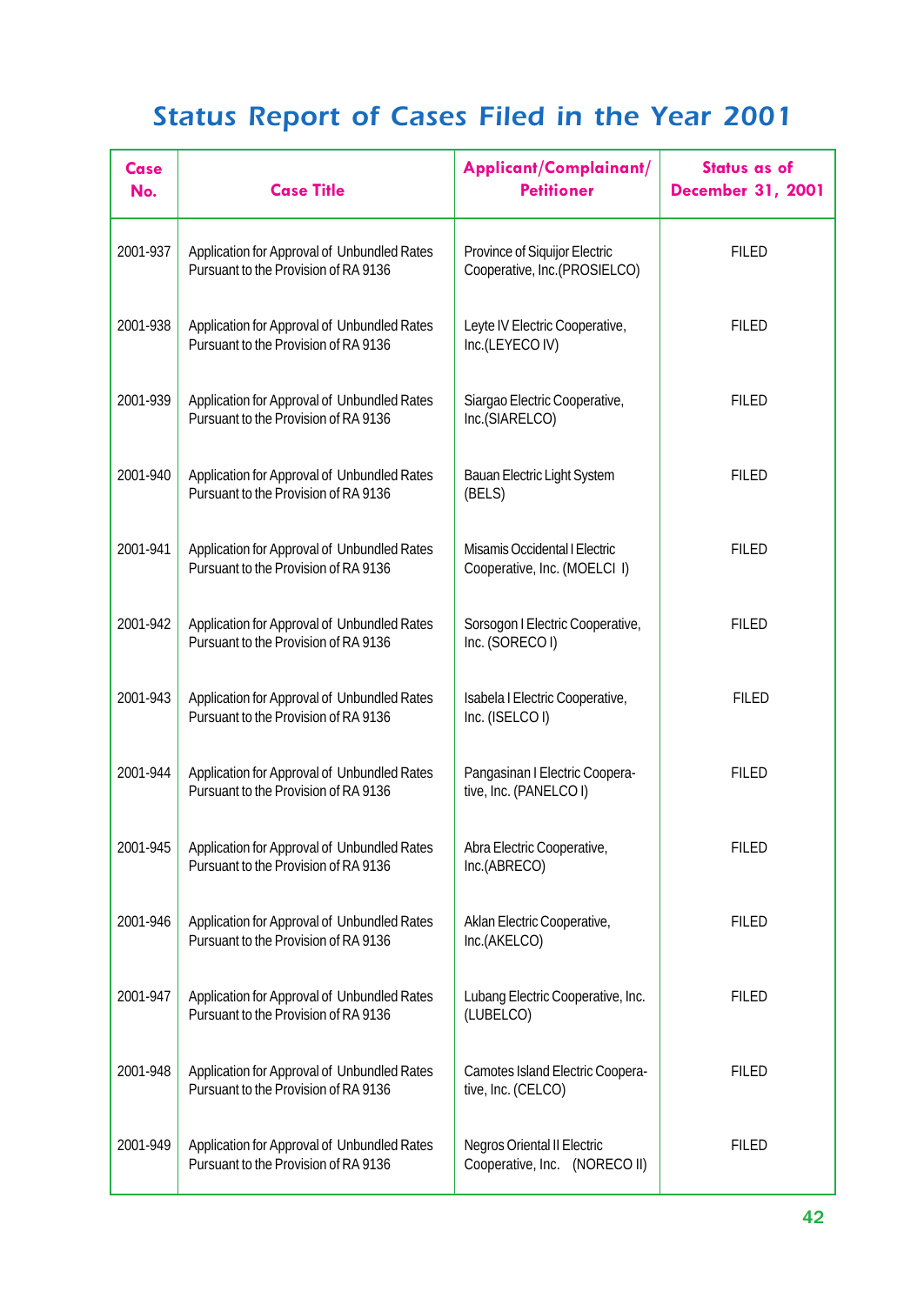# Status Report of Cases Filed in the Year 2001

| Case No. | Case Title | Applicant/Complainant/ Petitioner | Status as of December 31, 2001 |
|---|---|---|---|
| 2001-937 | Application for Approval of Unbundled Rates Pursuant to the Provision of RA 9136 | Province of Siquijor Electric Cooperative, Inc.(PROSIELCO) | FILED |
| 2001-938 | Application for Approval of Unbundled Rates Pursuant to the Provision of RA 9136 | Leyte IV Electric Cooperative, Inc.(LEYECO IV) | FILED |
| 2001-939 | Application for Approval of Unbundled Rates Pursuant to the Provision of RA 9136 | Siargao Electric Cooperative, Inc.(SIARELCO) | FILED |
| 2001-940 | Application for Approval of Unbundled Rates Pursuant to the Provision of RA 9136 | Bauan Electric Light System (BELS) | FILED |
| 2001-941 | Application for Approval of Unbundled Rates Pursuant to the Provision of RA 9136 | Misamis Occidental I Electric Cooperative, Inc. (MOELCI I) | FILED |
| 2001-942 | Application for Approval of Unbundled Rates Pursuant to the Provision of RA 9136 | Sorsogon I Electric Cooperative, Inc. (SORECO I) | FILED |
| 2001-943 | Application for Approval of Unbundled Rates Pursuant to the Provision of RA 9136 | Isabela I Electric Cooperative, Inc. (ISELCO I) | FILED |
| 2001-944 | Application for Approval of Unbundled Rates Pursuant to the Provision of RA 9136 | Pangasinan I Electric Cooperative, Inc. (PANELCO I) | FILED |
| 2001-945 | Application for Approval of Unbundled Rates Pursuant to the Provision of RA 9136 | Abra Electric Cooperative, Inc.(ABRECO) | FILED |
| 2001-946 | Application for Approval of Unbundled Rates Pursuant to the Provision of RA 9136 | Aklan Electric Cooperative, Inc.(AKELCO) | FILED |
| 2001-947 | Application for Approval of Unbundled Rates Pursuant to the Provision of RA 9136 | Lubang Electric Cooperative, Inc. (LUBELCO) | FILED |
| 2001-948 | Application for Approval of Unbundled Rates Pursuant to the Provision of RA 9136 | Camotes Island Electric Cooperative, Inc. (CELCO) | FILED |
| 2001-949 | Application for Approval of Unbundled Rates Pursuant to the Provision of RA 9136 | Negros Oriental II Electric Cooperative, Inc. (NORECO II) | FILED |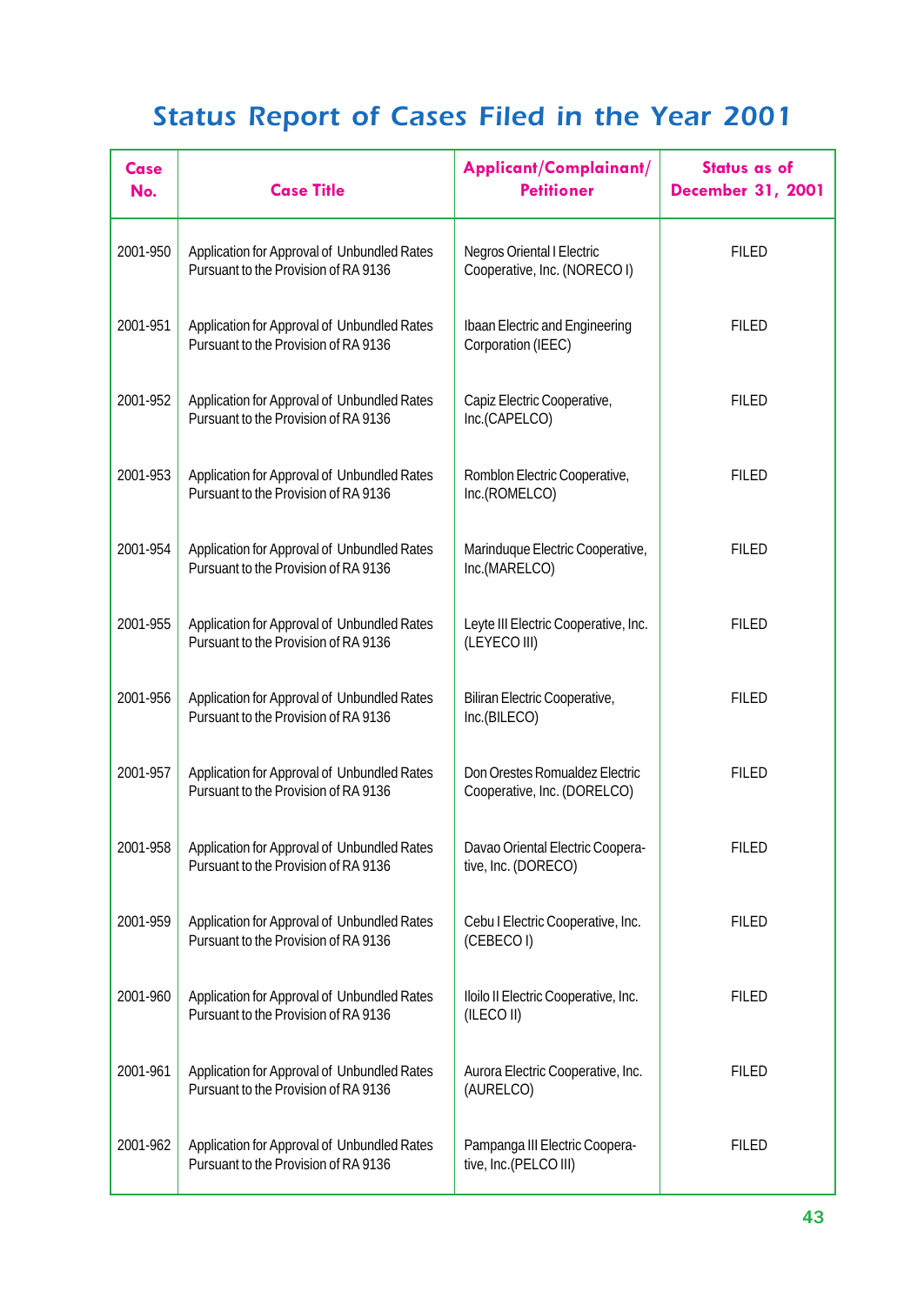# Status Report of Cases Filed in the Year 2001

| Case No. | Case Title | Applicant/Complainant/ Petitioner | Status as of December 31, 2001 |
|---|---|---|---|
| 2001-950 | Application for Approval of Unbundled Rates Pursuant to the Provision of RA 9136 | Negros Oriental I Electric Cooperative, Inc. (NORECO I) | FILED |
| 2001-951 | Application for Approval of Unbundled Rates Pursuant to the Provision of RA 9136 | Ibaan Electric and Engineering Corporation (IEEC) | FILED |
| 2001-952 | Application for Approval of Unbundled Rates Pursuant to the Provision of RA 9136 | Capiz Electric Cooperative, Inc.(CAPELCO) | FILED |
| 2001-953 | Application for Approval of Unbundled Rates Pursuant to the Provision of RA 9136 | Romblon Electric Cooperative, Inc.(ROMELCO) | FILED |
| 2001-954 | Application for Approval of Unbundled Rates Pursuant to the Provision of RA 9136 | Marinduque Electric Cooperative, Inc.(MARELCO) | FILED |
| 2001-955 | Application for Approval of Unbundled Rates Pursuant to the Provision of RA 9136 | Leyte III Electric Cooperative, Inc. (LEYECO III) | FILED |
| 2001-956 | Application for Approval of Unbundled Rates Pursuant to the Provision of RA 9136 | Biliran Electric Cooperative, Inc.(BILECO) | FILED |
| 2001-957 | Application for Approval of Unbundled Rates Pursuant to the Provision of RA 9136 | Don Orestes Romualdez Electric Cooperative, Inc. (DORELCO) | FILED |
| 2001-958 | Application for Approval of Unbundled Rates Pursuant to the Provision of RA 9136 | Davao Oriental Electric Cooperative, Inc. (DORECO) | FILED |
| 2001-959 | Application for Approval of Unbundled Rates Pursuant to the Provision of RA 9136 | Cebu I Electric Cooperative, Inc. (CEBECO I) | FILED |
| 2001-960 | Application for Approval of Unbundled Rates Pursuant to the Provision of RA 9136 | Iloilo II Electric Cooperative, Inc. (ILECO II) | FILED |
| 2001-961 | Application for Approval of Unbundled Rates Pursuant to the Provision of RA 9136 | Aurora Electric Cooperative, Inc. (AURELCO) | FILED |
| 2001-962 | Application for Approval of Unbundled Rates Pursuant to the Provision of RA 9136 | Pampanga III Electric Cooperative, Inc.(PELCO III) | FILED |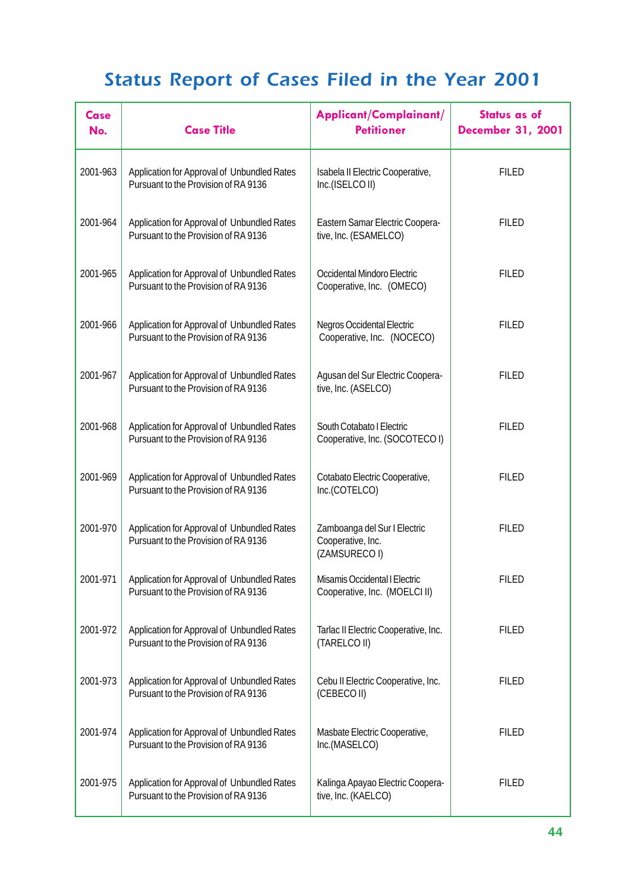# Status Report of Cases Filed in the Year 2001

| Case No. | Case Title | Applicant/Complainant/ Petitioner | Status as of December 31, 2001 |
|---|---|---|---|
| 2001-963 | Application for Approval of Unbundled Rates Pursuant to the Provision of RA 9136 | Isabela II Electric Cooperative, Inc.(ISELCO II) | FILED |
| 2001-964 | Application for Approval of Unbundled Rates Pursuant to the Provision of RA 9136 | Eastern Samar Electric Cooperative, Inc. (ESAMELCO) | FILED |
| 2001-965 | Application for Approval of Unbundled Rates Pursuant to the Provision of RA 9136 | Occidental Mindoro Electric Cooperative, Inc. (OMECO) | FILED |
| 2001-966 | Application for Approval of Unbundled Rates Pursuant to the Provision of RA 9136 | Negros Occidental Electric Cooperative, Inc. (NOCECO) | FILED |
| 2001-967 | Application for Approval of Unbundled Rates Pursuant to the Provision of RA 9136 | Agusan del Sur Electric Cooperative, Inc. (ASELCO) | FILED |
| 2001-968 | Application for Approval of Unbundled Rates Pursuant to the Provision of RA 9136 | South Cotabato I Electric Cooperative, Inc. (SOCOTECO I) | FILED |
| 2001-969 | Application for Approval of Unbundled Rates Pursuant to the Provision of RA 9136 | Cotabato Electric Cooperative, Inc.(COTELCO) | FILED |
| 2001-970 | Application for Approval of Unbundled Rates Pursuant to the Provision of RA 9136 | Zamboanga del Sur I Electric Cooperative, Inc. (ZAMSURECO I) | FILED |
| 2001-971 | Application for Approval of Unbundled Rates Pursuant to the Provision of RA 9136 | Misamis Occidental I Electric Cooperative, Inc. (MOELCI II) | FILED |
| 2001-972 | Application for Approval of Unbundled Rates Pursuant to the Provision of RA 9136 | Tarlac II Electric Cooperative, Inc. (TARELCO II) | FILED |
| 2001-973 | Application for Approval of Unbundled Rates Pursuant to the Provision of RA 9136 | Cebu II Electric Cooperative, Inc. (CEBECO II) | FILED |
| 2001-974 | Application for Approval of Unbundled Rates Pursuant to the Provision of RA 9136 | Masbate Electric Cooperative, Inc.(MASELCO) | FILED |
| 2001-975 | Application for Approval of Unbundled Rates Pursuant to the Provision of RA 9136 | Kalinga Apayao Electric Cooperative, Inc. (KAELCO) | FILED |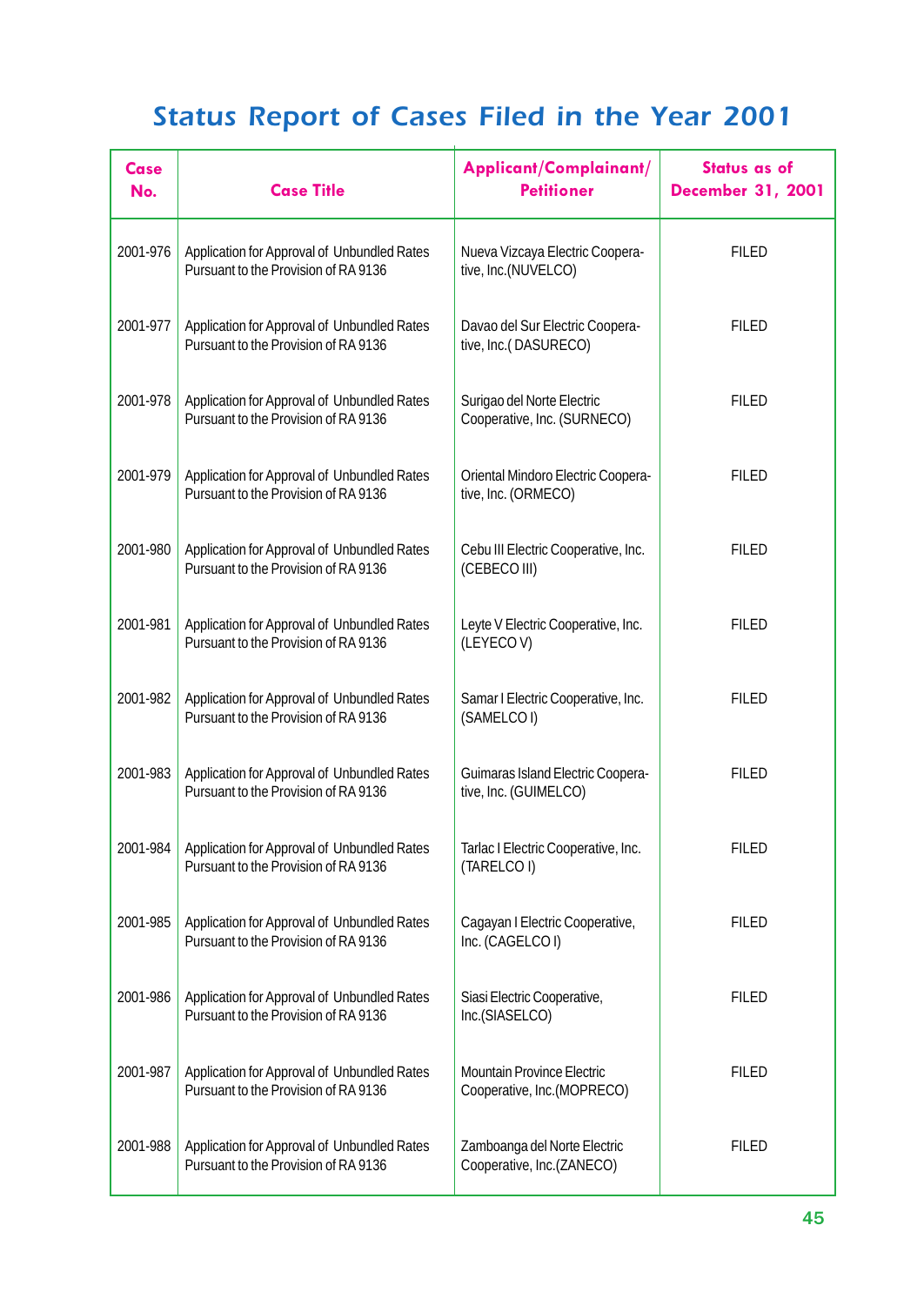# Status Report of Cases Filed in the Year 2001

| Case No. | Case Title | Applicant/Complainant/ Petitioner | Status as of December 31, 2001 |
|---|---|---|---|
| 2001-976 | Application for Approval of Unbundled Rates Pursuant to the Provision of RA 9136 | Nueva Vizcaya Electric Cooperative, Inc.(NUVELCO) | FILED |
| 2001-977 | Application for Approval of Unbundled Rates Pursuant to the Provision of RA 9136 | Davao del Sur Electric Cooperative, Inc.( DASURECO) | FILED |
| 2001-978 | Application for Approval of Unbundled Rates Pursuant to the Provision of RA 9136 | Surigao del Norte Electric Cooperative, Inc. (SURNECO) | FILED |
| 2001-979 | Application for Approval of Unbundled Rates Pursuant to the Provision of RA 9136 | Oriental Mindoro Electric Cooperative, Inc. (ORMECO) | FILED |
| 2001-980 | Application for Approval of Unbundled Rates Pursuant to the Provision of RA 9136 | Cebu III Electric Cooperative, Inc. (CEBECO III) | FILED |
| 2001-981 | Application for Approval of Unbundled Rates Pursuant to the Provision of RA 9136 | Leyte V Electric Cooperative, Inc. (LEYECO V) | FILED |
| 2001-982 | Application for Approval of Unbundled Rates Pursuant to the Provision of RA 9136 | Samar I Electric Cooperative, Inc. (SAMELCO I) | FILED |
| 2001-983 | Application for Approval of Unbundled Rates Pursuant to the Provision of RA 9136 | Guimaras Island Electric Cooperative, Inc. (GUIMELCO) | FILED |
| 2001-984 | Application for Approval of Unbundled Rates Pursuant to the Provision of RA 9136 | Tarlac I Electric Cooperative, Inc. (TARELCO I) | FILED |
| 2001-985 | Application for Approval of Unbundled Rates Pursuant to the Provision of RA 9136 | Cagayan I Electric Cooperative, Inc. (CAGELCO I) | FILED |
| 2001-986 | Application for Approval of Unbundled Rates Pursuant to the Provision of RA 9136 | Siasi Electric Cooperative, Inc.(SIASELCO) | FILED |
| 2001-987 | Application for Approval of Unbundled Rates Pursuant to the Provision of RA 9136 | Mountain Province Electric Cooperative, Inc.(MOPRECO) | FILED |
| 2001-988 | Application for Approval of Unbundled Rates Pursuant to the Provision of RA 9136 | Zamboanga del Norte Electric Cooperative, Inc.(ZANECO) | FILED |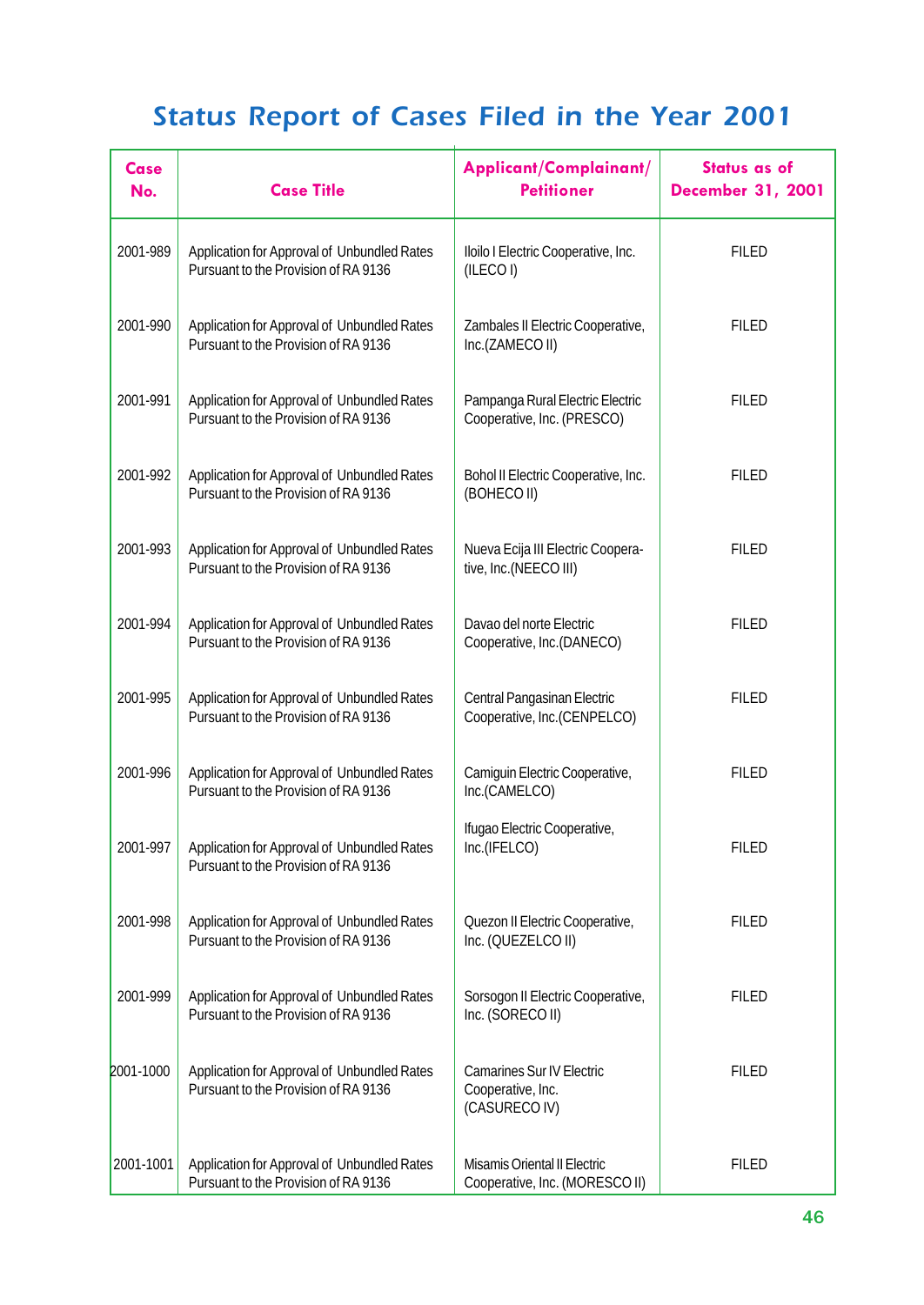# Status Report of Cases Filed in the Year 2001

| Case No. | Case Title | Applicant/Complainant/ Petitioner | Status as of December 31, 2001 |
|---|---|---|---|
| 2001-989 | Application for Approval of Unbundled Rates Pursuant to the Provision of RA 9136 | Iloilo I Electric Cooperative, Inc. (ILECO I) | FILED |
| 2001-990 | Application for Approval of Unbundled Rates Pursuant to the Provision of RA 9136 | Zambales II Electric Cooperative, Inc.(ZAMECO II) | FILED |
| 2001-991 | Application for Approval of Unbundled Rates Pursuant to the Provision of RA 9136 | Pampanga Rural Electric Electric Cooperative, Inc. (PRESCO) | FILED |
| 2001-992 | Application for Approval of Unbundled Rates Pursuant to the Provision of RA 9136 | Bohol II Electric Cooperative, Inc. (BOHECO II) | FILED |
| 2001-993 | Application for Approval of Unbundled Rates Pursuant to the Provision of RA 9136 | Nueva Ecija III Electric Cooperative, Inc.(NEECO III) | FILED |
| 2001-994 | Application for Approval of Unbundled Rates Pursuant to the Provision of RA 9136 | Davao del norte Electric Cooperative, Inc.(DANECO) | FILED |
| 2001-995 | Application for Approval of Unbundled Rates Pursuant to the Provision of RA 9136 | Central Pangasinan Electric Cooperative, Inc.(CENPELCO) | FILED |
| 2001-996 | Application for Approval of Unbundled Rates Pursuant to the Provision of RA 9136 | Camiguin Electric Cooperative, Inc.(CAMELCO) | FILED |
| 2001-997 | Application for Approval of Unbundled Rates Pursuant to the Provision of RA 9136 | Ifugao Electric Cooperative, Inc.(IFELCO) | FILED |
| 2001-998 | Application for Approval of Unbundled Rates Pursuant to the Provision of RA 9136 | Quezon II Electric Cooperative, Inc. (QUEZELCO II) | FILED |
| 2001-999 | Application for Approval of Unbundled Rates Pursuant to the Provision of RA 9136 | Sorsogon II Electric Cooperative, Inc. (SORECO II) | FILED |
| 2001-1000 | Application for Approval of Unbundled Rates Pursuant to the Provision of RA 9136 | Camarines Sur IV Electric Cooperative, Inc. (CASURECO IV) | FILED |
| 2001-1001 | Application for Approval of Unbundled Rates Pursuant to the Provision of RA 9136 | Misamis Oriental II Electric Cooperative, Inc. (MORESCO II) | FILED |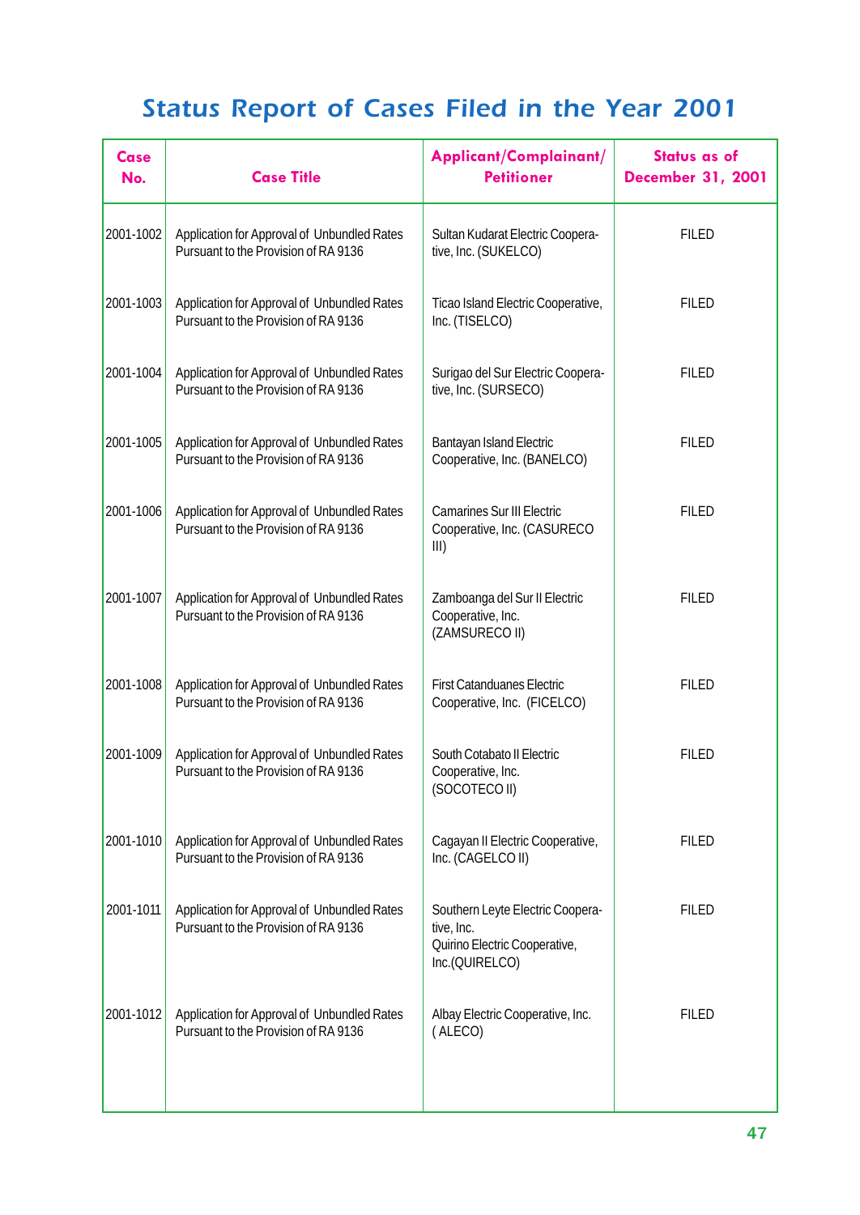# Status Report of Cases Filed in the Year 2001

| Case No. | Case Title | Applicant/Complainant/ Petitioner | Status as of December 31, 2001 |
|---|---|---|---|
| 2001-1002 | Application for Approval of Unbundled Rates Pursuant to the Provision of RA 9136 | Sultan Kudarat Electric Cooperative, Inc. (SUKELCO) | FILED |
| 2001-1003 | Application for Approval of Unbundled Rates Pursuant to the Provision of RA 9136 | Ticao Island Electric Cooperative, Inc. (TISELCO) | FILED |
| 2001-1004 | Application for Approval of Unbundled Rates Pursuant to the Provision of RA 9136 | Surigao del Sur Electric Cooperative, Inc. (SURSECO) | FILED |
| 2001-1005 | Application for Approval of Unbundled Rates Pursuant to the Provision of RA 9136 | Bantayan Island Electric Cooperative, Inc. (BANELCO) | FILED |
| 2001-1006 | Application for Approval of Unbundled Rates Pursuant to the Provision of RA 9136 | Camarines Sur III Electric Cooperative, Inc. (CASURECO III) | FILED |
| 2001-1007 | Application for Approval of Unbundled Rates Pursuant to the Provision of RA 9136 | Zamboanga del Sur II Electric Cooperative, Inc. (ZAMSURECO II) | FILED |
| 2001-1008 | Application for Approval of Unbundled Rates Pursuant to the Provision of RA 9136 | First Catanduanes Electric Cooperative, Inc. (FICELCO) | FILED |
| 2001-1009 | Application for Approval of Unbundled Rates Pursuant to the Provision of RA 9136 | South Cotabato II Electric Cooperative, Inc. (SOCOTECO II) | FILED |
| 2001-1010 | Application for Approval of Unbundled Rates Pursuant to the Provision of RA 9136 | Cagayan II Electric Cooperative, Inc. (CAGELCO II) | FILED |
| 2001-1011 | Application for Approval of Unbundled Rates Pursuant to the Provision of RA 9136 | Southern Leyte Electric Cooperative, Inc. Quirino Electric Cooperative, Inc.(QUIRELCO) | FILED |
| 2001-1012 | Application for Approval of Unbundled Rates Pursuant to the Provision of RA 9136 | Albay Electric Cooperative, Inc. ( ALECO) | FILED |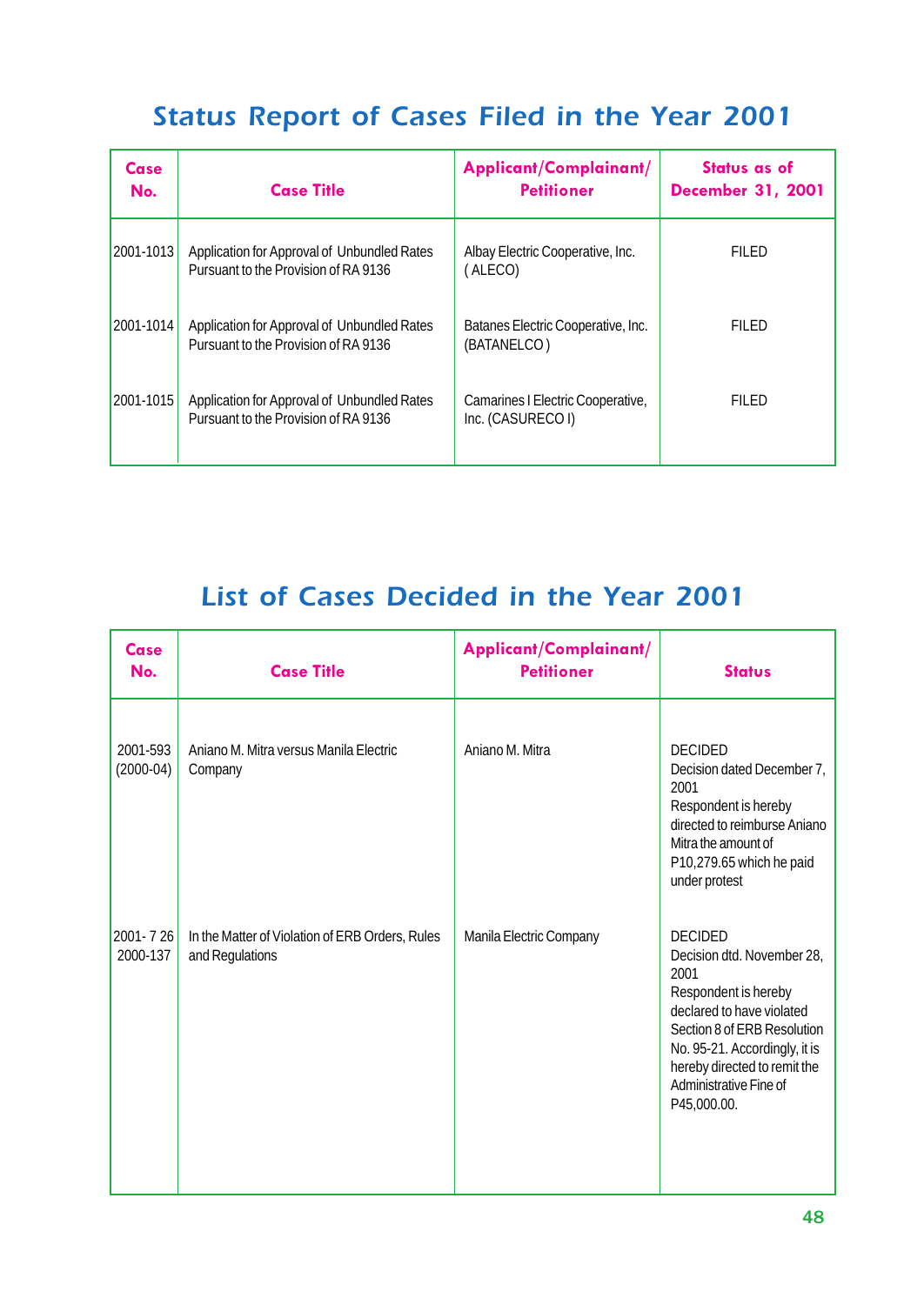## Status Report of Cases Filed in the Year 2001

| Case No. | Case Title | Applicant/Complainant/ Petitioner | Status as of December 31, 2001 |
|---|---|---|---|
| 2001-1013 | Application for Approval of Unbundled Rates Pursuant to the Provision of RA 9136 | Albay Electric Cooperative, Inc. ( ALECO) | FILED |
| 2001-1014 | Application for Approval of Unbundled Rates Pursuant to the Provision of RA 9136 | Batanes Electric Cooperative, Inc. (BATANELCO ) | FILED |
| 2001-1015 | Application for Approval of Unbundled Rates Pursuant to the Provision of RA 9136 | Camarines I Electric Cooperative, Inc. (CASURECO I) | FILED |

## List of Cases Decided in the Year 2001

| Case No. | Case Title | Applicant/Complainant/ Petitioner | Status |
|---|---|---|---|
| 2001-593 (2000-04) | Aniano M. Mitra versus Manila Electric Company | Aniano M. Mitra | DECIDED Decision dated December 7, 2001 Respondent is hereby directed to reimburse Aniano Mitra the amount of P10,279.65 which he paid under protest |
| 2001- 7 26 2000-137 | In the Matter of Violation of ERB Orders, Rules and Regulations | Manila Electric Company | DECIDED Decision dtd. November 28, 2001 Respondent is hereby declared to have violated Section 8 of ERB Resolution No. 95-21. Accordingly, it is hereby directed to remit the Administrative Fine of P45,000.00. |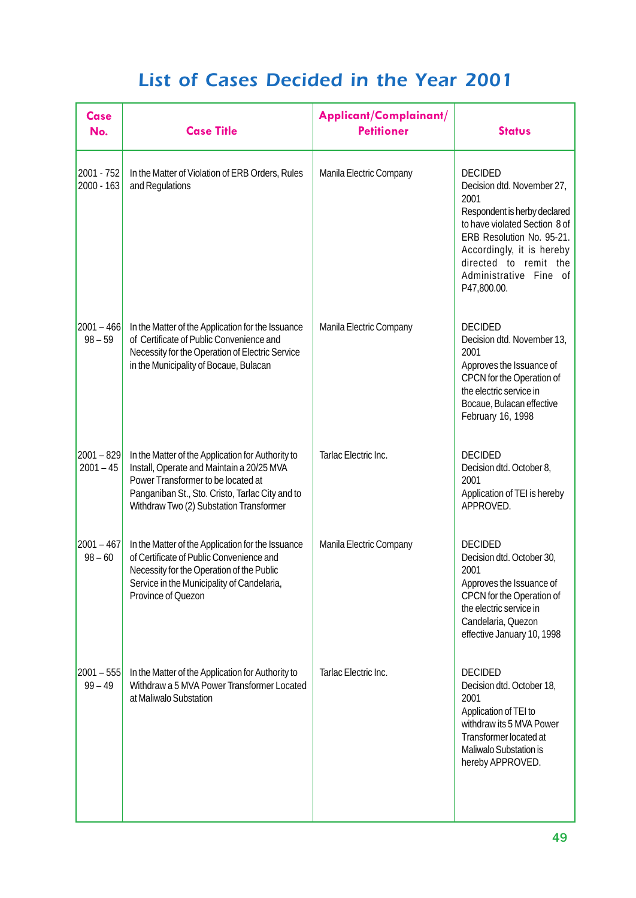# List of Cases Decided in the Year 2001

| Case No. | Case Title | Applicant/Complainant/ Petitioner | Status |
|---|---|---|---|
| 2001 - 752<br>2000 - 163 | In the Matter of Violation of ERB Orders, Rules and Regulations | Manila Electric Company | DECIDED<br>Decision dtd. November 27, 2001<br>Respondent is herby declared to have violated Section 8 of ERB Resolution No. 95-21. Accordingly, it is hereby directed to remit the Administrative Fine of P47,800.00. |
| 2001 – 466<br>98 – 59 | In the Matter of the Application for the Issuance of Certificate of Public Convenience and Necessity for the Operation of Electric Service in the Municipality of Bocaue, Bulacan | Manila Electric Company | DECIDED<br>Decision dtd. November 13, 2001<br>Approves the Issuance of CPCN for the Operation of the electric service in Bocaue, Bulacan effective February 16, 1998 |
| 2001 – 829<br>2001 – 45 | In the Matter of the Application for Authority to Install, Operate and Maintain a 20/25 MVA Power Transformer to be located at Panganiban St., Sto. Cristo, Tarlac City and to Withdraw Two (2) Substation Transformer | Tarlac Electric Inc. | DECIDED<br>Decision dtd. October 8, 2001<br>Application of TEI is hereby APPROVED. |
| 2001 – 467<br>98 – 60 | In the Matter of the Application for the Issuance of Certificate of Public Convenience and Necessity for the Operation of the Public Service in the Municipality of Candelaria, Province of Quezon | Manila Electric Company | DECIDED<br>Decision dtd. October 30, 2001<br>Approves the Issuance of CPCN for the Operation of the electric service in Candelaria, Quezon effective January 10, 1998 |
| 2001 – 555<br>99 – 49 | In the Matter of the Application for Authority to Withdraw a 5 MVA Power Transformer Located at Maliwalo Substation | Tarlac Electric Inc. | DECIDED<br>Decision dtd. October 18, 2001<br>Application of TEI to withdraw its 5 MVA Power Transformer located at Maliwalo Substation is hereby APPROVED. |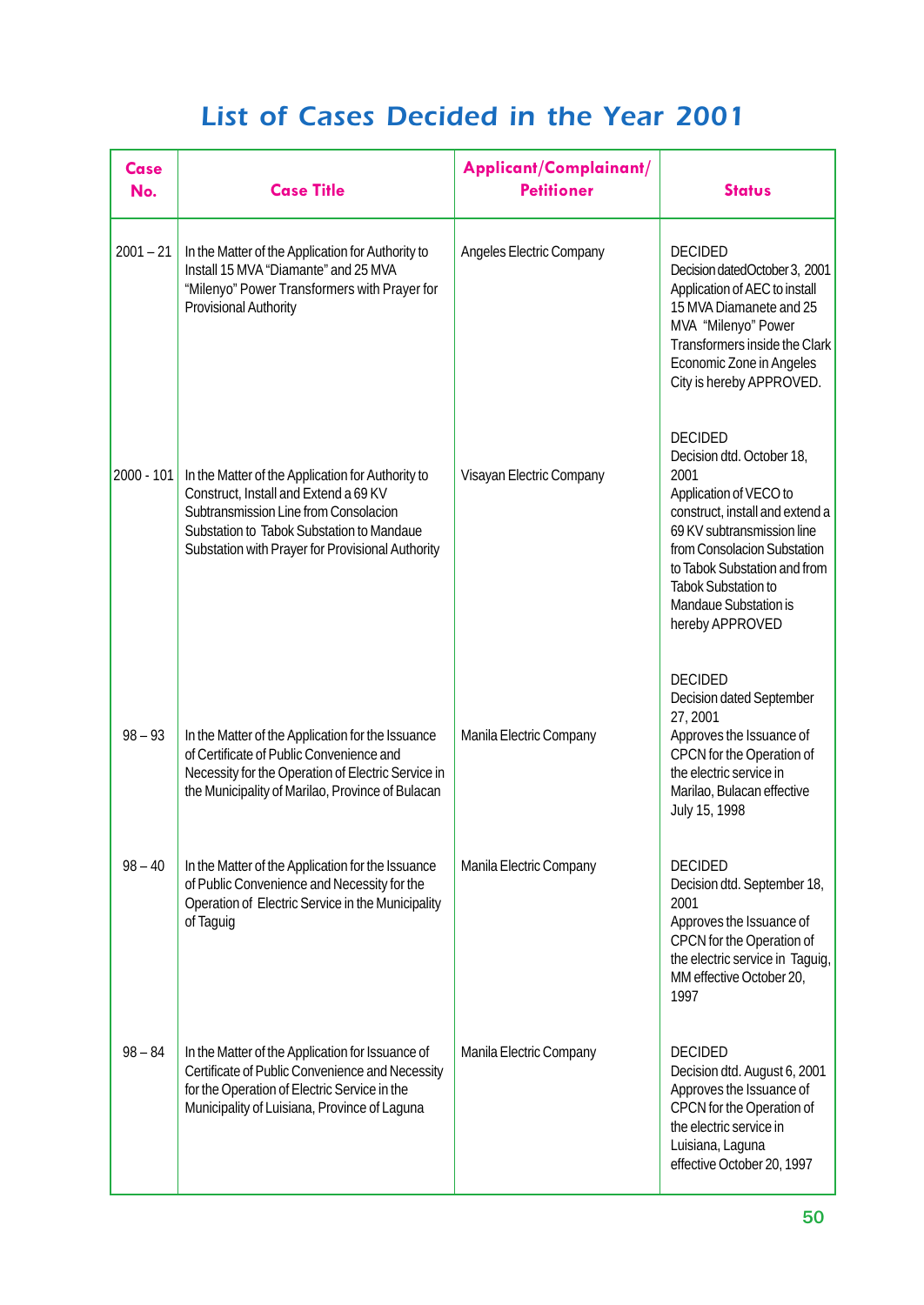# List of Cases Decided in the Year 2001

| Case No. | Case Title | Applicant/Complainant/ Petitioner | Status |
|---|---|---|---|
| 2001 – 21 | In the Matter of the Application for Authority to Install 15 MVA "Diamante" and 25 MVA "Milenyo" Power Transformers with Prayer for Provisional Authority | Angeles Electric Company | DECIDED Decision datedOctober 3, 2001 Application of AEC to install 15 MVA Diamanete and 25 MVA "Milenyo" Power Transformers inside the Clark Economic Zone in Angeles City is hereby APPROVED. |
| 2000 - 101 | In the Matter of the Application for Authority to Construct, Install and Extend a 69 KV Subtransmission Line from Consolacion Substation to Tabok Substation to Mandaue Substation with Prayer for Provisional Authority | Visayan Electric Company | DECIDED Decision dtd. October 18, 2001 Application of VECO to construct, install and extend a 69 KV subtransmission line from Consolacion Substation to Tabok Substation and from Tabok Substation to Mandaue Substation is hereby APPROVED |
| 98 – 93 | In the Matter of the Application for the Issuance of Certificate of Public Convenience and Necessity for the Operation of Electric Service in the Municipality of Marilao, Province of Bulacan | Manila Electric Company | DECIDED Decision dated September 27, 2001 Approves the Issuance of CPCN for the Operation of the electric service in Marilao, Bulacan effective July 15, 1998 |
| 98 – 40 | In the Matter of the Application for the Issuance of Public Convenience and Necessity for the Operation of Electric Service in the Municipality of Taguig | Manila Electric Company | DECIDED Decision dtd. September 18, 2001 Approves the Issuance of CPCN for the Operation of the electric service in Taguig, MM effective October 20, 1997 |
| 98 – 84 | In the Matter of the Application for Issuance of Certificate of Public Convenience and Necessity for the Operation of Electric Service in the Municipality of Luisiana, Province of Laguna | Manila Electric Company | DECIDED Decision dtd. August 6, 2001 Approves the Issuance of CPCN for the Operation of the electric service in Luisiana, Laguna effective October 20, 1997 |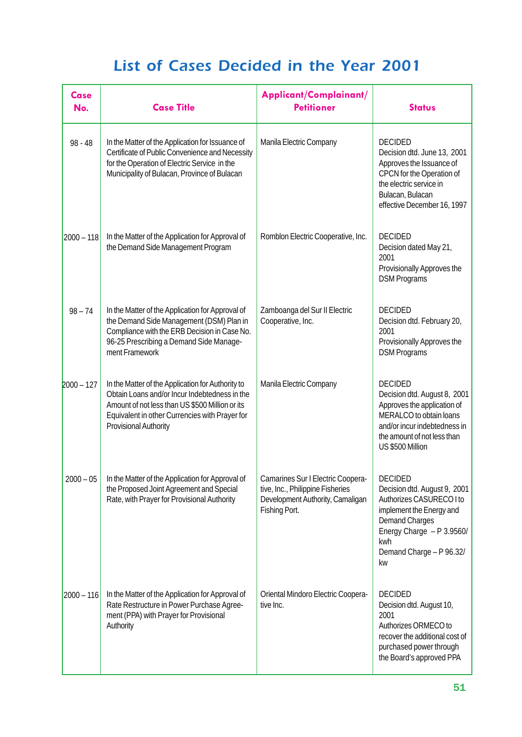# List of Cases Decided in the Year 2001

| Case No. | Case Title | Applicant/Complainant/ Petitioner | Status |
|---|---|---|---|
| 98 - 48 | In the Matter of the Application for Issuance of Certificate of Public Convenience and Necessity for the Operation of Electric Service in the Municipality of Bulacan, Province of Bulacan | Manila Electric Company | DECIDED<br>Decision dtd. June 13, 2001<br>Approves the Issuance of CPCN for the Operation of the electric service in Bulacan, Bulacan effective December 16, 1997 |
| 2000 – 118 | In the Matter of the Application for Approval of the Demand Side Management Program | Romblon Electric Cooperative, Inc. | DECIDED<br>Decision dated May 21, 2001<br>Provisionally Approves the DSM Programs |
| 98 – 74 | In the Matter of the Application for Approval of the Demand Side Management (DSM) Plan in Compliance with the ERB Decision in Case No. 96-25 Prescribing a Demand Side Management Framework | Zamboanga del Sur II Electric Cooperative, Inc. | DECIDED<br>Decision dtd. February 20, 2001<br>Provisionally Approves the DSM Programs |
| 2000 – 127 | In the Matter of the Application for Authority to Obtain Loans and/or Incur Indebtedness in the Amount of not less than US $500 Million or its Equivalent in other Currencies with Prayer for Provisional Authority | Manila Electric Company | DECIDED<br>Decision dtd. August 8, 2001<br>Approves the application of MERALCO to obtain loans and/or incur indebtedness in the amount of not less than US $500 Million |
| 2000 – 05 | In the Matter of the Application for Approval of the Proposed Joint Agreement and Special Rate, with Prayer for Provisional Authority | Camarines Sur I Electric Cooperative, Inc., Philippine Fisheries Development Authority, Camaligan Fishing Port. | DECIDED<br>Decision dtd. August 9, 2001<br>Authorizes CASURECO I to implement the Energy and Demand Charges<br>Energy Charge – P 3.9560/ kwh<br>Demand Charge – P 96.32/ kw |
| 2000 – 116 | In the Matter of the Application for Approval of Rate Restructure in Power Purchase Agreement (PPA) with Prayer for Provisional Authority | Oriental Mindoro Electric Cooperative Inc. | DECIDED<br>Decision dtd. August 10, 2001<br>Authorizes ORMECO to recover the additional cost of purchased power through the Board's approved PPA |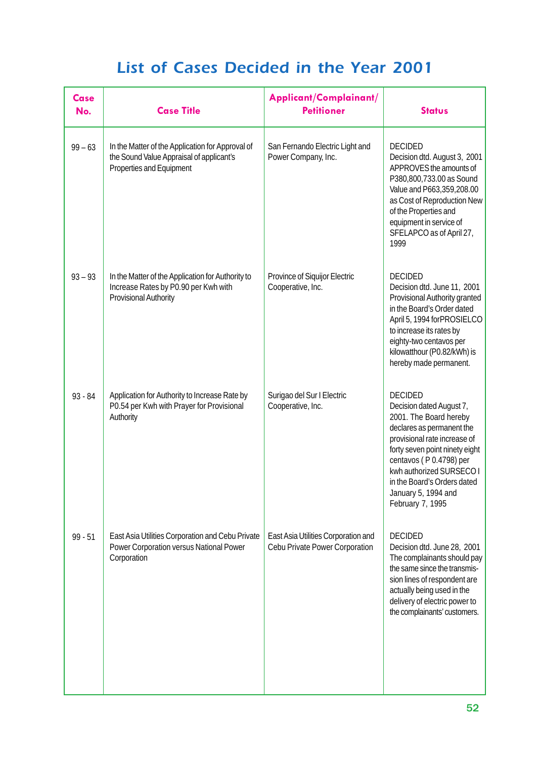# List of Cases Decided in the Year 2001

| Case No. | Case Title | Applicant/Complainant/ Petitioner | Status |
|---|---|---|---|
| 99 – 63 | In the Matter of the Application for Approval of the Sound Value Appraisal of applicant's Properties and Equipment | San Fernando Electric Light and Power Company, Inc. | DECIDED Decision dtd. August 3, 2001 APPROVES the amounts of P380,800,733.00 as Sound Value and P663,359,208.00 as Cost of Reproduction New of the Properties and equipment in service of SFELAPCO as of April 27, 1999 |
| 93 – 93 | In the Matter of the Application for Authority to Increase Rates by P0.90 per Kwh with Provisional Authority | Province of Siquijor Electric Cooperative, Inc. | DECIDED Decision dtd. June 11, 2001 Provisional Authority granted in the Board's Order dated April 5, 1994 forPROSIELCO to increase its rates by eighty-two centavos per kilowatthour (P0.82/kWh) is hereby made permanent. |
| 93 - 84 | Application for Authority to Increase Rate by P0.54 per Kwh with Prayer for Provisional Authority | Surigao del Sur I Electric Cooperative, Inc. | DECIDED Decision dated August 7, 2001. The Board hereby declares as permanent the provisional rate increase of forty seven point ninety eight centavos ( P 0.4798) per kwh authorized SURSECO I in the Board's Orders dated January 5, 1994 and February 7, 1995 |
| 99 - 51 | East Asia Utilities Corporation and Cebu Private Power Corporation versus National Power Corporation | East Asia Utilities Corporation and Cebu Private Power Corporation | DECIDED Decision dtd. June 28, 2001 The complainants should pay the same since the transmission lines of respondent are actually being used in the delivery of electric power to the complainants' customers. |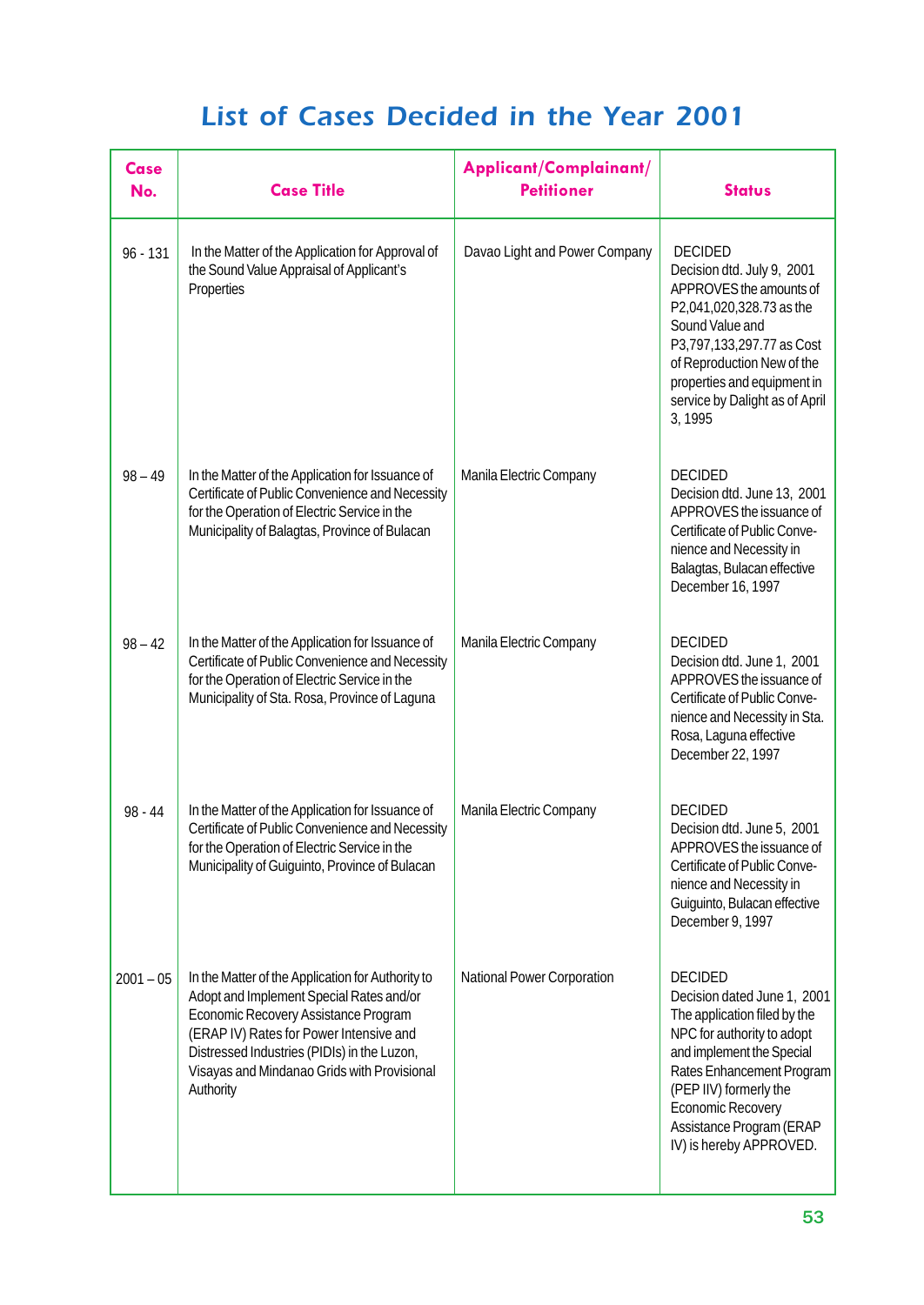# List of Cases Decided in the Year 2001

| Case No. | Case Title | Applicant/Complainant/ Petitioner | Status |
|---|---|---|---|
| 96 - 131 | In the Matter of the Application for Approval of the Sound Value Appraisal of Applicant's Properties | Davao Light and Power Company | DECIDED Decision dtd. July 9, 2001 APPROVES the amounts of P2,041,020,328.73 as the Sound Value and P3,797,133,297.77 as Cost of Reproduction New of the properties and equipment in service by Dalight as of April 3, 1995 |
| 98 – 49 | In the Matter of the Application for Issuance of Certificate of Public Convenience and Necessity for the Operation of Electric Service in the Municipality of Balagtas, Province of Bulacan | Manila Electric Company | DECIDED Decision dtd. June 13, 2001 APPROVES the issuance of Certificate of Public Convenience and Necessity in Balagtas, Bulacan effective December 16, 1997 |
| 98 – 42 | In the Matter of the Application for Issuance of Certificate of Public Convenience and Necessity for the Operation of Electric Service in the Municipality of Sta. Rosa, Province of Laguna | Manila Electric Company | DECIDED Decision dtd. June 1, 2001 APPROVES the issuance of Certificate of Public Convenience and Necessity in Sta. Rosa, Laguna effective December 22, 1997 |
| 98 - 44 | In the Matter of the Application for Issuance of Certificate of Public Convenience and Necessity for the Operation of Electric Service in the Municipality of Guiguinto, Province of Bulacan | Manila Electric Company | DECIDED Decision dtd. June 5, 2001 APPROVES the issuance of Certificate of Public Convenience and Necessity in Guiguinto, Bulacan effective December 9, 1997 |
| 2001 – 05 | In the Matter of the Application for Authority to Adopt and Implement Special Rates and/or Economic Recovery Assistance Program (ERAP IV) Rates for Power Intensive and Distressed Industries (PIDIs) in the Luzon, Visayas and Mindanao Grids with Provisional Authority | National Power Corporation | DECIDED Decision dated June 1, 2001 The application filed by the NPC for authority to adopt and implement the Special Rates Enhancement Program (PEP IIV) formerly the Economic Recovery Assistance Program (ERAP IV) is hereby APPROVED. |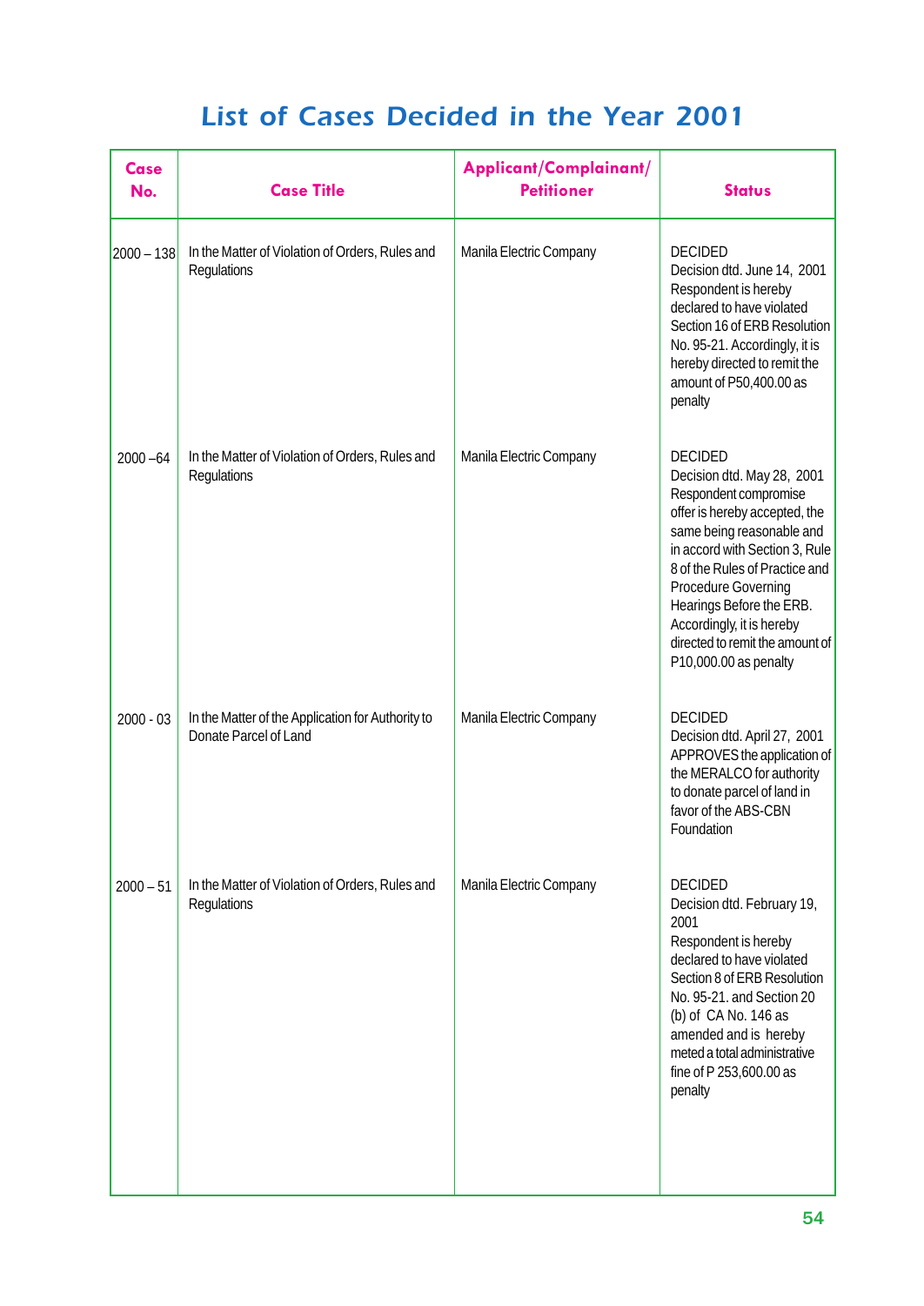## List of Cases Decided in the Year 2001

| Case No. | Case Title | Applicant/Complainant/ Petitioner | Status |
|---|---|---|---|
| 2000 – 138 | In the Matter of Violation of Orders, Rules and Regulations | Manila Electric Company | DECIDED<br>Decision dtd. June 14, 2001 Respondent is hereby declared to have violated Section 16 of ERB Resolution No. 95-21. Accordingly, it is hereby directed to remit the amount of P50,400.00 as penalty |
| 2000 –64 | In the Matter of Violation of Orders, Rules and Regulations | Manila Electric Company | DECIDED<br>Decision dtd. May 28, 2001 Respondent compromise offer is hereby accepted, the same being reasonable and in accord with Section 3, Rule 8 of the Rules of Practice and Procedure Governing Hearings Before the ERB. Accordingly, it is hereby directed to remit the amount of P10,000.00 as penalty |
| 2000 - 03 | In the Matter of the Application for Authority to Donate Parcel of Land | Manila Electric Company | DECIDED<br>Decision dtd. April 27, 2001 APPROVES the application of the MERALCO for authority to donate parcel of land in favor of the ABS-CBN Foundation |
| 2000 – 51 | In the Matter of Violation of Orders, Rules and Regulations | Manila Electric Company | DECIDED<br>Decision dtd. February 19, 2001<br>Respondent is hereby declared to have violated Section 8 of ERB Resolution No. 95-21. and Section 20 (b) of CA No. 146 as amended and is hereby meted a total administrative fine of P 253,600.00 as penalty |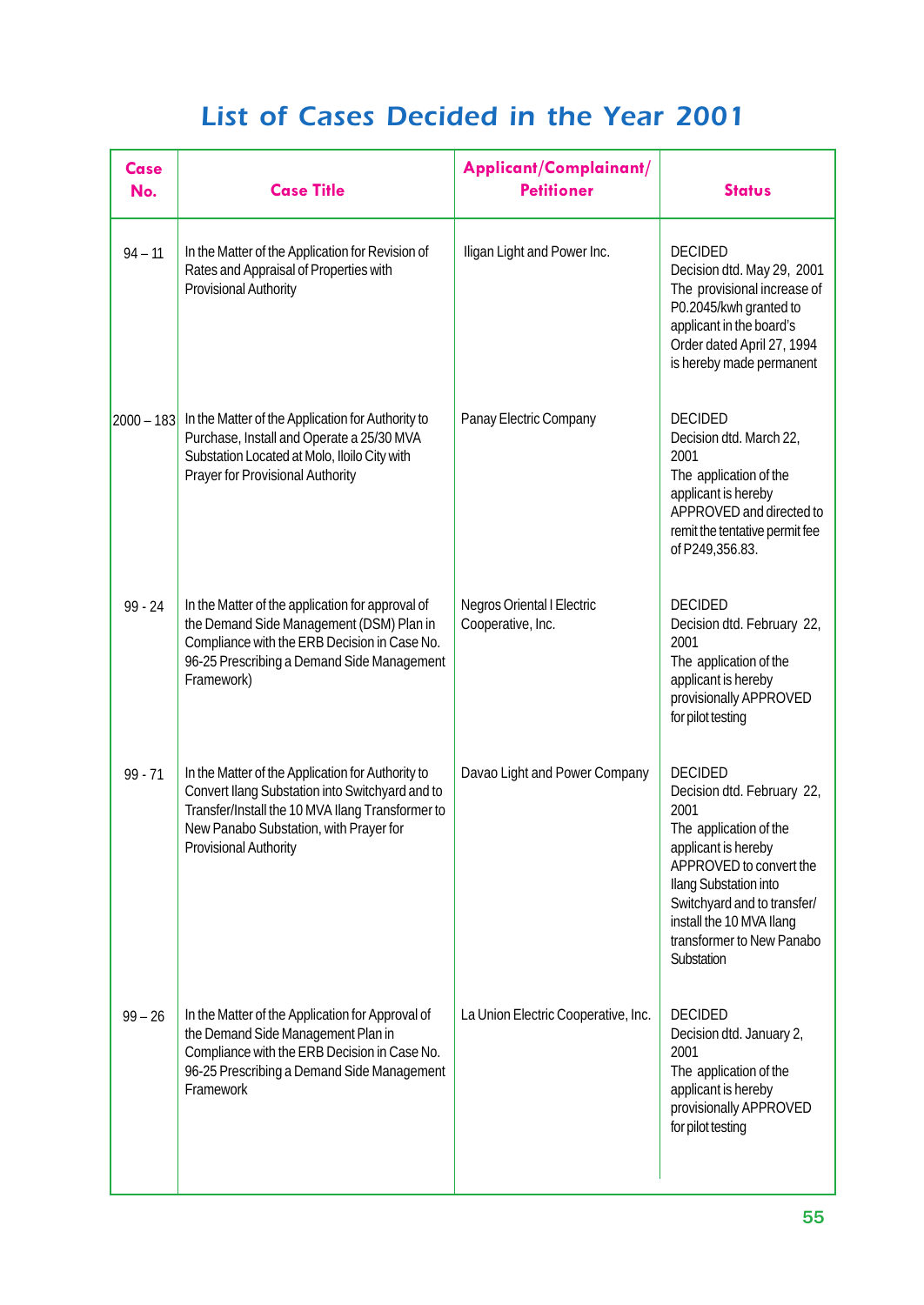# List of Cases Decided in the Year 2001

| Case No. | Case Title | Applicant/Complainant/ Petitioner | Status |
|---|---|---|---|
| 94 – 11 | In the Matter of the Application for Revision of Rates and Appraisal of Properties with Provisional Authority | Iligan Light and Power Inc. | DECIDED Decision dtd. May 29, 2001 The provisional increase of P0.2045/kwh granted to applicant in the board's Order dated April 27, 1994 is hereby made permanent |
| 2000 – 183 | In the Matter of the Application for Authority to Purchase, Install and Operate a 25/30 MVA Substation Located at Molo, Iloilo City with Prayer for Provisional Authority | Panay Electric Company | DECIDED Decision dtd. March 22, 2001 The application of the applicant is hereby APPROVED and directed to remit the tentative permit fee of P249,356.83. |
| 99 - 24 | In the Matter of the application for approval of the Demand Side Management (DSM) Plan in Compliance with the ERB Decision in Case No. 96-25 Prescribing a Demand Side Management Framework) | Negros Oriental I Electric Cooperative, Inc. | DECIDED Decision dtd. February 22, 2001 The application of the applicant is hereby provisionally APPROVED for pilot testing |
| 99 - 71 | In the Matter of the Application for Authority to Convert Ilang Substation into Switchyard and to Transfer/Install the 10 MVA Ilang Transformer to New Panabo Substation, with Prayer for Provisional Authority | Davao Light and Power Company | DECIDED Decision dtd. February 22, 2001 The application of the applicant is hereby APPROVED to convert the Ilang Substation into Switchyard and to transfer/ install the 10 MVA Ilang transformer to New Panabo Substation |
| 99 – 26 | In the Matter of the Application for Approval of the Demand Side Management Plan in Compliance with the ERB Decision in Case No. 96-25 Prescribing a Demand Side Management Framework | La Union Electric Cooperative, Inc. | DECIDED Decision dtd. January 2, 2001 The application of the applicant is hereby provisionally APPROVED for pilot testing |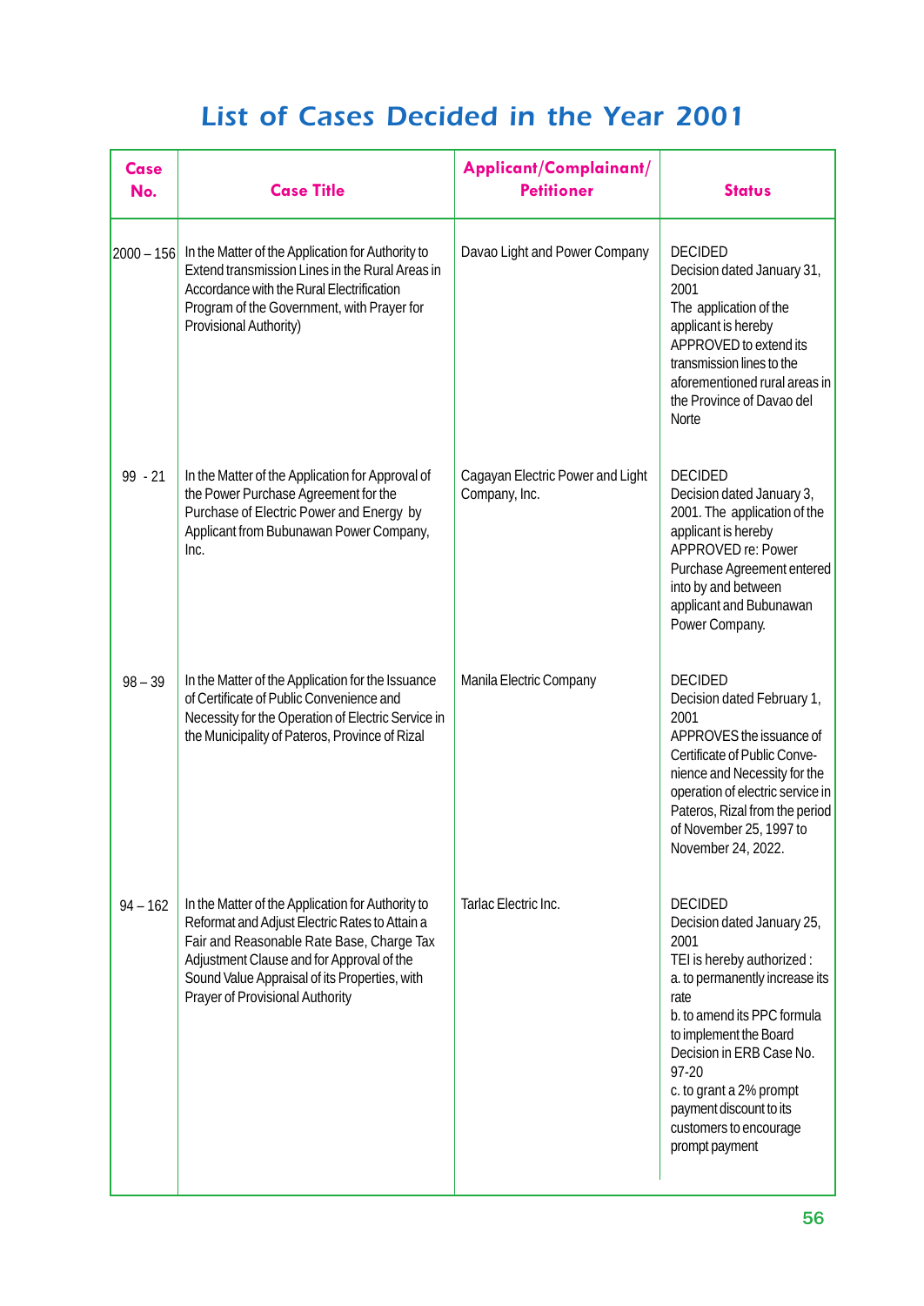# List of Cases Decided in the Year 2001

| Case No. | Case Title | Applicant/Complainant/ Petitioner | Status |
|---|---|---|---|
| 2000 – 156 | In the Matter of the Application for Authority to Extend transmission Lines in the Rural Areas in Accordance with the Rural Electrification Program of the Government, with Prayer for Provisional Authority) | Davao Light and Power Company | DECIDED<br>Decision dated January 31, 2001<br>The application of the applicant is hereby APPROVED to extend its transmission lines to the aforementioned rural areas in the Province of Davao del Norte |
| 99 - 21 | In the Matter of the Application for Approval of the Power Purchase Agreement for the Purchase of Electric Power and Energy by Applicant from Bubunawan Power Company, Inc. | Cagayan Electric Power and Light Company, Inc. | DECIDED<br>Decision dated January 3, 2001. The application of the applicant is hereby APPROVED re: Power Purchase Agreement entered into by and between applicant and Bubunawan Power Company. |
| 98 – 39 | In the Matter of the Application for the Issuance of Certificate of Public Convenience and Necessity for the Operation of Electric Service in the Municipality of Pateros, Province of Rizal | Manila Electric Company | DECIDED<br>Decision dated February 1, 2001<br>APPROVES the issuance of Certificate of Public Convenience and Necessity for the operation of electric service in Pateros, Rizal from the period of November 25, 1997 to November 24, 2022. |
| 94 – 162 | In the Matter of the Application for Authority to Reformat and Adjust Electric Rates to Attain a Fair and Reasonable Rate Base, Charge Tax Adjustment Clause and for Approval of the Sound Value Appraisal of its Properties, with Prayer of Provisional Authority | Tarlac Electric Inc. | DECIDED<br>Decision dated January 25, 2001<br>TEI is hereby authorized :<br>a. to permanently increase its rate<br>b. to amend its PPC formula to implement the Board Decision in ERB Case No. 97-20<br>c. to grant a 2% prompt payment discount to its customers to encourage prompt payment |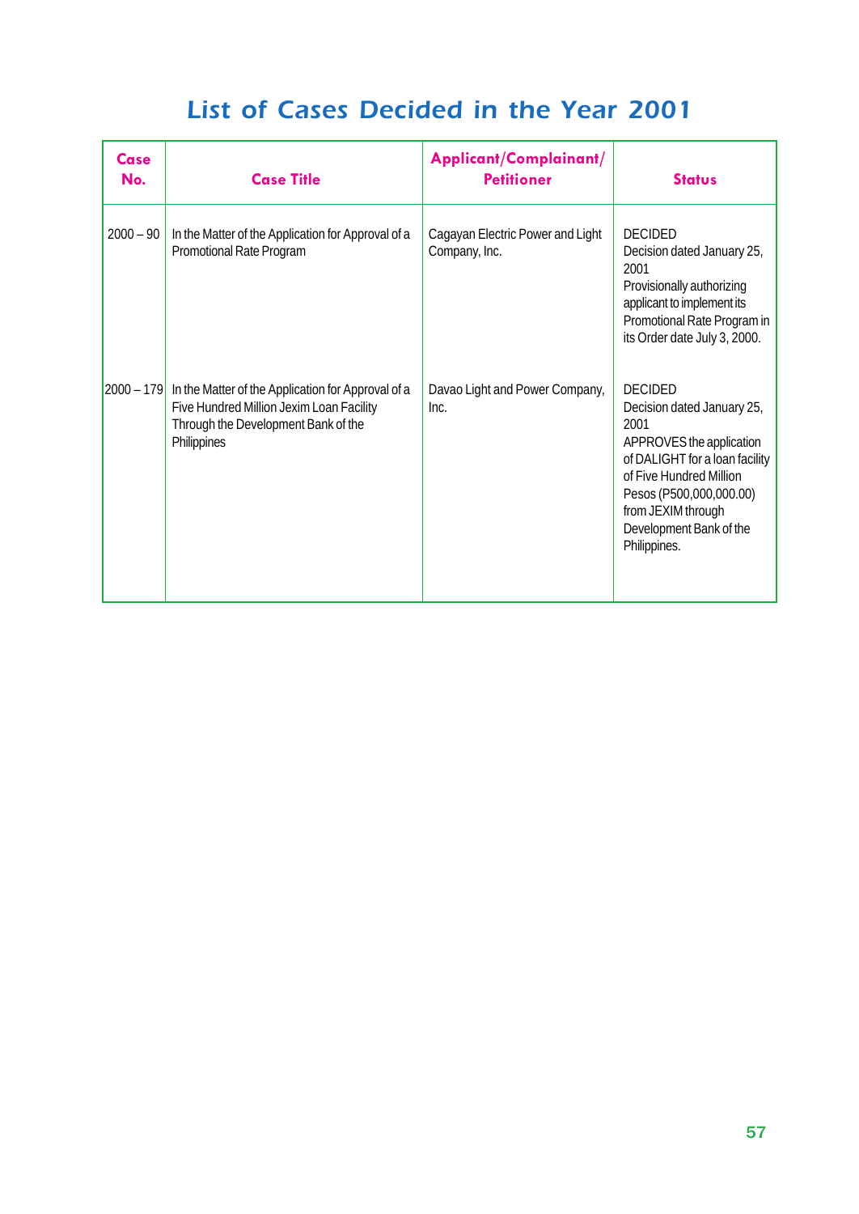# List of Cases Decided in the Year 2001

| Case No. | Case Title | Applicant/Complainant/ Petitioner | Status |
|---|---|---|---|
| 2000 – 90 | In the Matter of the Application for Approval of a Promotional Rate Program | Cagayan Electric Power and Light Company, Inc. | DECIDED<br>Decision dated January 25, 2001<br>Provisionally authorizing applicant to implement its Promotional Rate Program in its Order date July 3, 2000. |
| 2000 – 179 | In the Matter of the Application for Approval of a Five Hundred Million Jexim Loan Facility Through the Development Bank of the Philippines | Davao Light and Power Company, Inc. | DECIDED<br>Decision dated January 25, 2001<br>APPROVES the application of DALIGHT for a loan facility of Five Hundred Million Pesos (P500,000,000.00) from JEXIM through Development Bank of the Philippines. |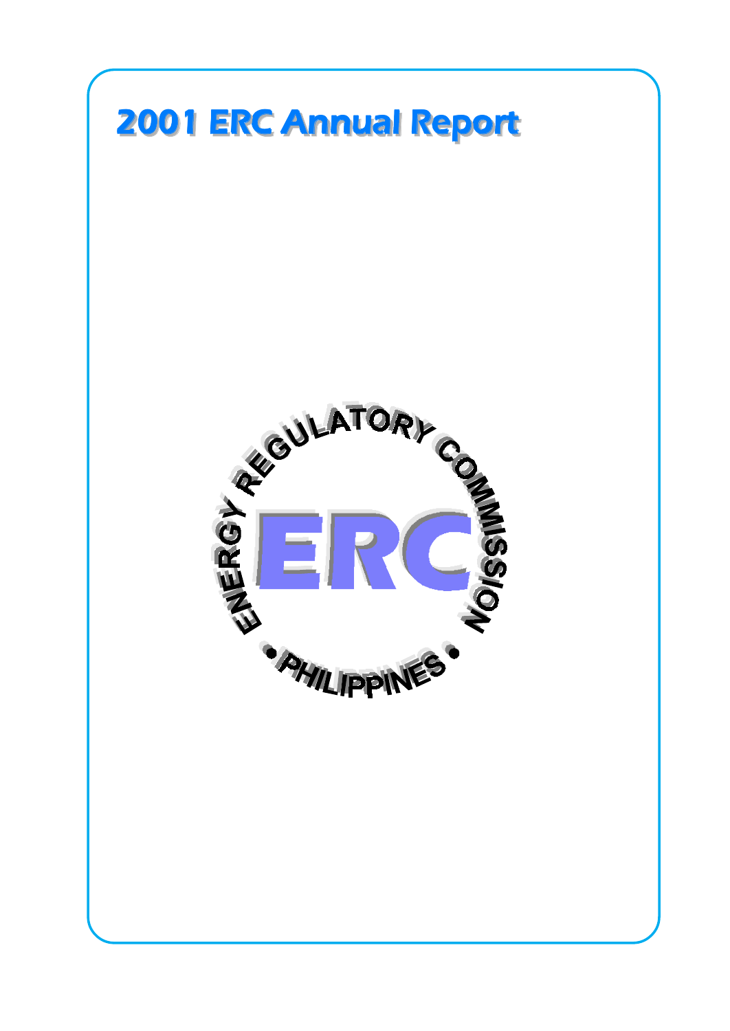# 2001 ERC Annual Report

ENERGY REGULATORY COMMISSION

ERC

• PHILIPPINES •